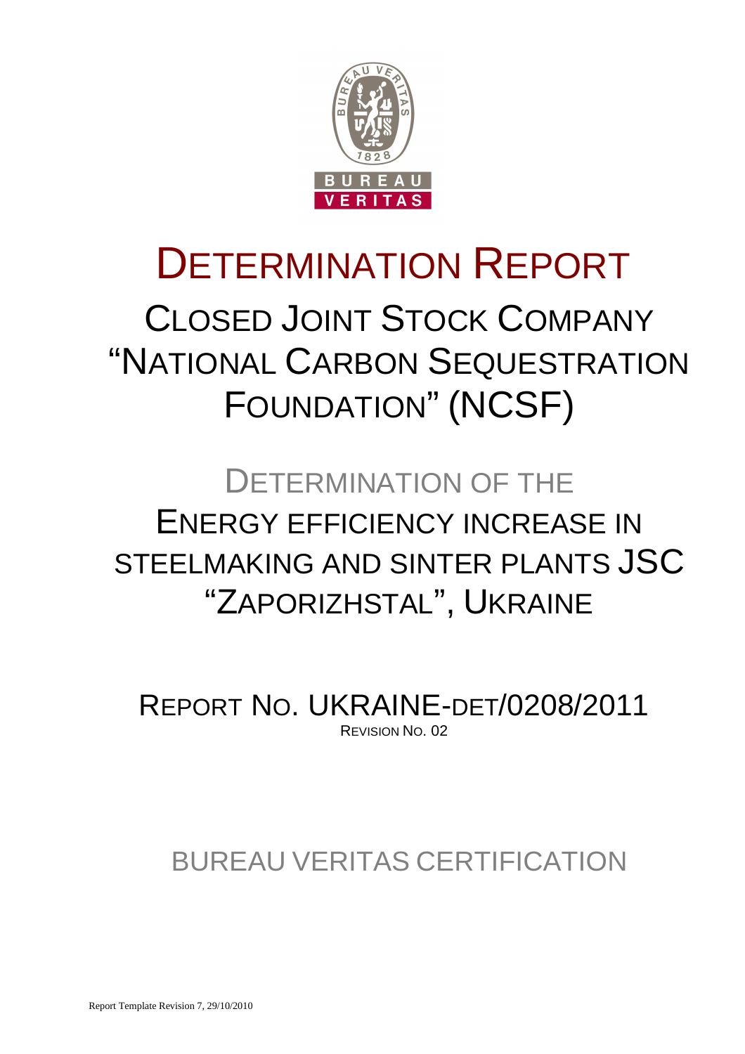# DETERMINATION REPORT

## CLOSED JOINT STOCK COMPANY "NATIONAL CARBON SEQUESTRATION FOUNDATION" (NCSF)

## DETERMINATION OF THE ENERGY EFFICIENCY INCREASE IN STEELMAKING AND SINTER PLANTS JSC "ZAPORIZHSTAL", UKRAINE

REPORT NO. UKRAINE-DET/0208/2011

REVISION NO. 02

BUREAU VERITAS CERTIFICATION

Report Template Revision 7, 29/10/2010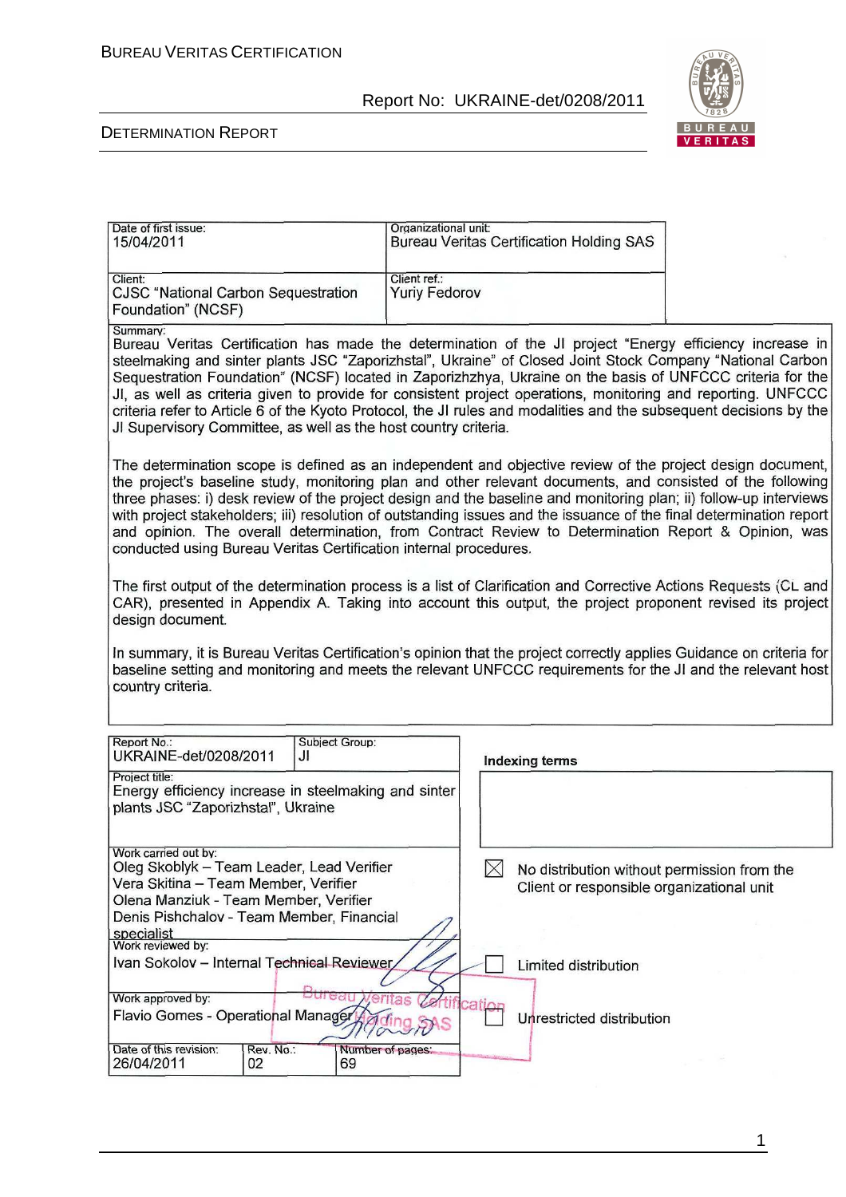| Date of first issue: 15/04/2011 | Organizational unit: Bureau Veritas Certification Holding SAS |
|---|---|
| Client: CJSC "National Carbon Sequestration Foundation" (NCSF) | Client ref.: Yuriy Fedorov |

Summary:

Bureau Veritas Certification has made the determination of the JI project "Energy efficiency increase in steelmaking and sinter plants JSC "Zaporizhstal", Ukraine" of Closed Joint Stock Company "National Carbon Sequestration Foundation" (NCSF) located in Zaporizhzhya, Ukraine on the basis of UNFCCC criteria for the JI, as well as criteria given to provide for consistent project operations, monitoring and reporting. UNFCCC criteria refer to Article 6 of the Kyoto Protocol, the JI rules and modalities and the subsequent decisions by the JI Supervisory Committee, as well as the host country criteria.

The determination scope is defined as an independent and objective review of the project design document, the project's baseline study, monitoring plan and other relevant documents, and consisted of the following three phases: i) desk review of the project design and the baseline and monitoring plan; ii) follow-up interviews with project stakeholders; iii) resolution of outstanding issues and the issuance of the final determination report and opinion. The overall determination, from Contract Review to Determination Report & Opinion, was conducted using Bureau Veritas Certification internal procedures.

The first output of the determination process is a list of Clarification and Corrective Actions Requests (CL and CAR), presented in Appendix A. Taking into account this output, the project proponent revised its project design document.

In summary, it is Bureau Veritas Certification's opinion that the project correctly applies Guidance on criteria for baseline setting and monitoring and meets the relevant UNFCCC requirements for the JI and the relevant host country criteria.

| Report No.: UKRAINE-det/0208/2011 | Subject Group: JI | | **Indexing terms** |
|---|---|---|---|
| Project title: Energy efficiency increase in steelmaking and sinter plants JSC "Zaporizhstal", Ukraine | | | |
| Work carried out by: Oleg Skoblyk – Team Leader, Lead Verifier; Vera Skitina – Team Member, Verifier; Olena Manziuk - Team Member, Verifier; Denis Pishchalov - Team Member, Financial specialist | | | ☒ No distribution without permission from the Client or responsible organizational unit |
| Work reviewed by: Ivan Sokolov – Internal Technical Reviewer | | | ☐ Limited distribution |
| Work approved by: Flavio Gomes - Operational Manager | | | ☐ Unrestricted distribution |
| Date of this revision: 26/04/2011 | Rev. No.: 02 | Number of pages: 69 | |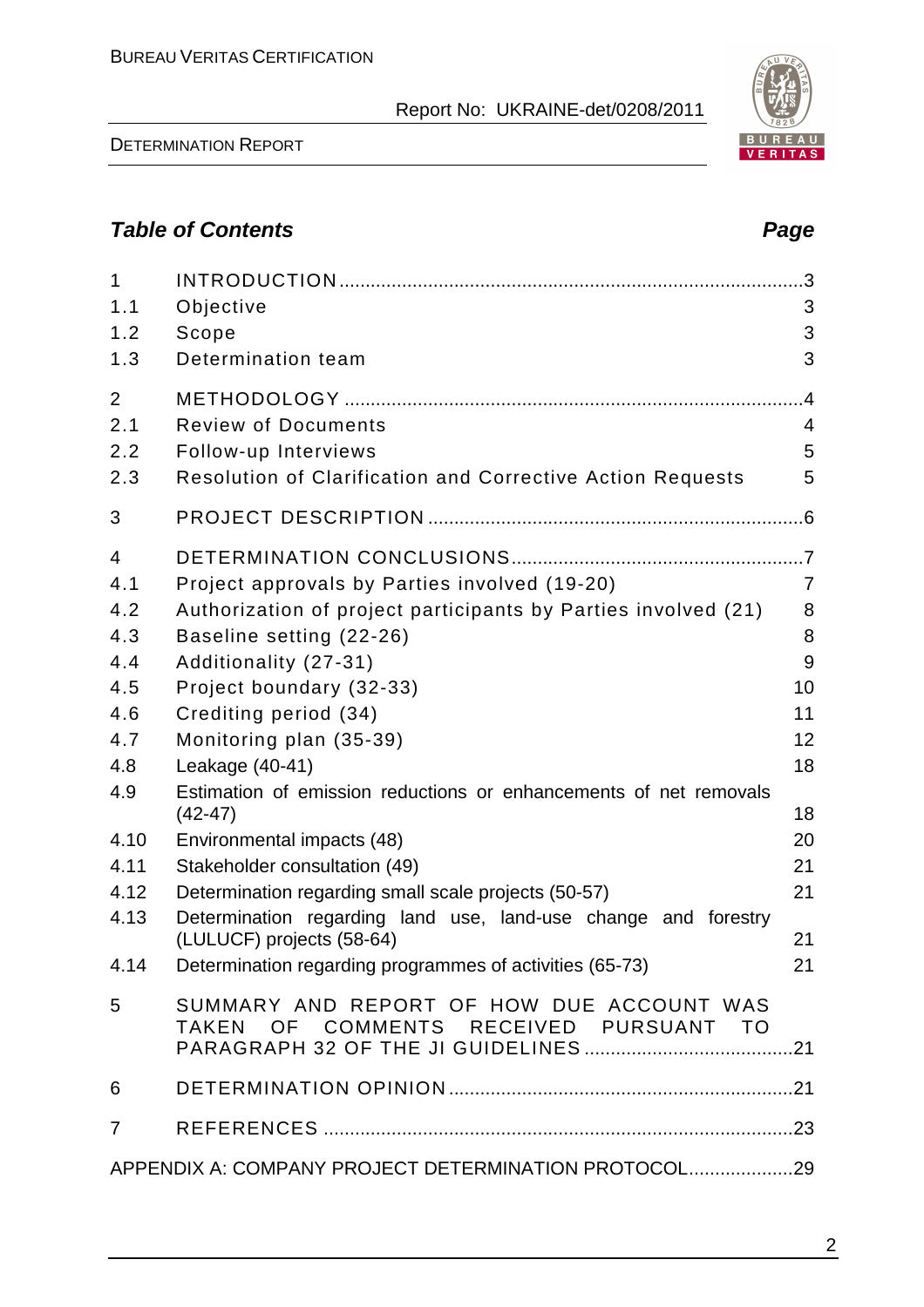## Table of Contents

| | | Page |
|---|---|---|
| 1 | INTRODUCTION | 3 |
| 1.1 | Objective | 3 |
| 1.2 | Scope | 3 |
| 1.3 | Determination team | 3 |
| 2 | METHODOLOGY | 4 |
| 2.1 | Review of Documents | 4 |
| 2.2 | Follow-up Interviews | 5 |
| 2.3 | Resolution of Clarification and Corrective Action Requests | 5 |
| 3 | PROJECT DESCRIPTION | 6 |
| 4 | DETERMINATION CONCLUSIONS | 7 |
| 4.1 | Project approvals by Parties involved (19-20) | 7 |
| 4.2 | Authorization of project participants by Parties involved (21) | 8 |
| 4.3 | Baseline setting (22-26) | 8 |
| 4.4 | Additionality (27-31) | 9 |
| 4.5 | Project boundary (32-33) | 10 |
| 4.6 | Crediting period (34) | 11 |
| 4.7 | Monitoring plan (35-39) | 12 |
| 4.8 | Leakage (40-41) | 18 |
| 4.9 | Estimation of emission reductions or enhancements of net removals (42-47) | 18 |
| 4.10 | Environmental impacts (48) | 20 |
| 4.11 | Stakeholder consultation (49) | 21 |
| 4.12 | Determination regarding small scale projects (50-57) | 21 |
| 4.13 | Determination regarding land use, land-use change and forestry (LULUCF) projects (58-64) | 21 |
| 4.14 | Determination regarding programmes of activities (65-73) | 21 |
| 5 | SUMMARY AND REPORT OF HOW DUE ACCOUNT WAS TAKEN OF COMMENTS RECEIVED PURSUANT TO PARAGRAPH 32 OF THE JI GUIDELINES | 21 |
| 6 | DETERMINATION OPINION | 21 |
| 7 | REFERENCES | 23 |
| | APPENDIX A: COMPANY PROJECT DETERMINATION PROTOCOL | 29 |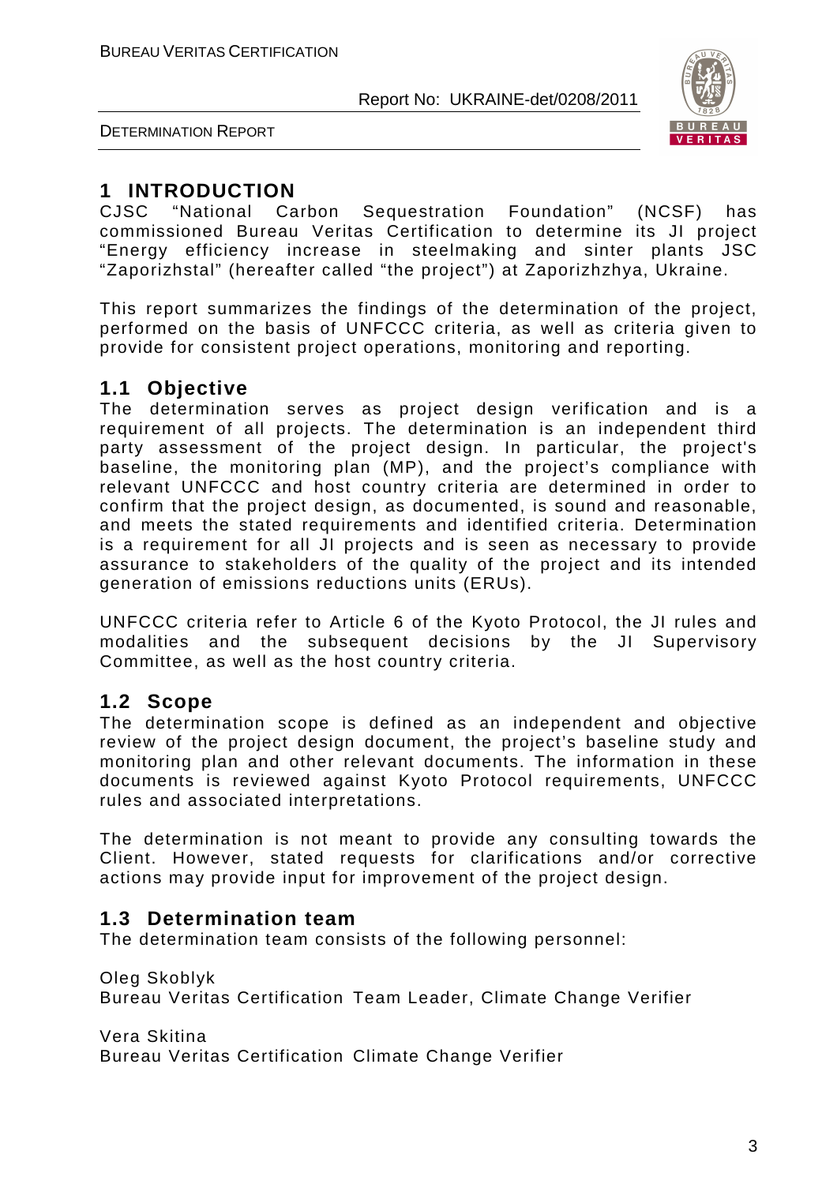# 1 INTRODUCTION

CJSC "National Carbon Sequestration Foundation" (NCSF) has commissioned Bureau Veritas Certification to determine its JI project "Energy efficiency increase in steelmaking and sinter plants JSC "Zaporizhstal" (hereafter called "the project") at Zaporizhzhya, Ukraine.

This report summarizes the findings of the determination of the project, performed on the basis of UNFCCC criteria, as well as criteria given to provide for consistent project operations, monitoring and reporting.

## 1.1 Objective

The determination serves as project design verification and is a requirement of all projects. The determination is an independent third party assessment of the project design. In particular, the project's baseline, the monitoring plan (MP), and the project's compliance with relevant UNFCCC and host country criteria are determined in order to confirm that the project design, as documented, is sound and reasonable, and meets the stated requirements and identified criteria. Determination is a requirement for all JI projects and is seen as necessary to provide assurance to stakeholders of the quality of the project and its intended generation of emissions reductions units (ERUs).

UNFCCC criteria refer to Article 6 of the Kyoto Protocol, the JI rules and modalities and the subsequent decisions by the JI Supervisory Committee, as well as the host country criteria.

## 1.2 Scope

The determination scope is defined as an independent and objective review of the project design document, the project's baseline study and monitoring plan and other relevant documents. The information in these documents is reviewed against Kyoto Protocol requirements, UNFCCC rules and associated interpretations.

The determination is not meant to provide any consulting towards the Client. However, stated requests for clarifications and/or corrective actions may provide input for improvement of the project design.

## 1.3 Determination team

The determination team consists of the following personnel:

Oleg Skoblyk
Bureau Veritas Certification Team Leader, Climate Change Verifier

Vera Skitina
Bureau Veritas Certification Climate Change Verifier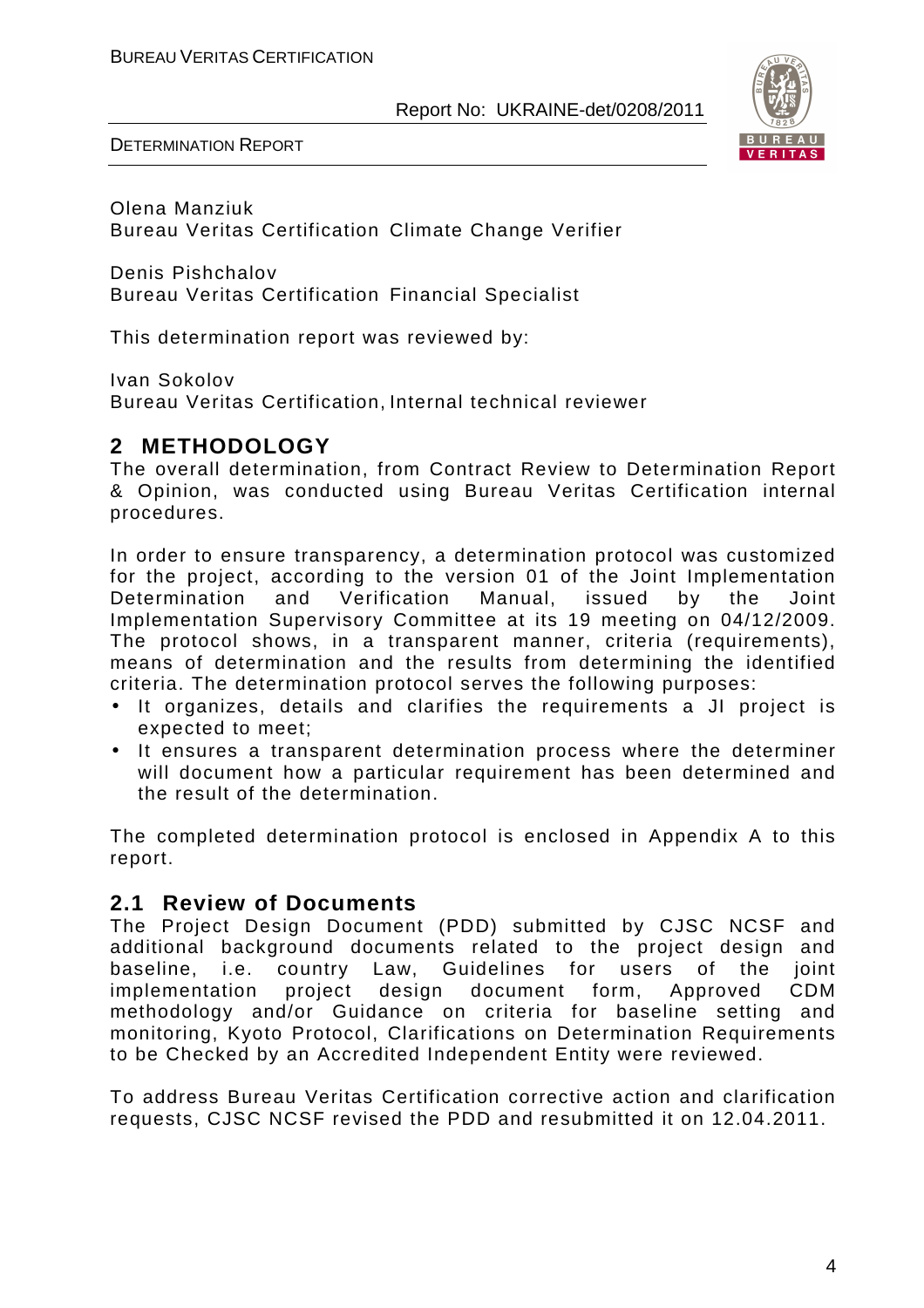Olena Manziuk
Bureau Veritas Certification Climate Change Verifier

Denis Pishchalov
Bureau Veritas Certification Financial Specialist

This determination report was reviewed by:

Ivan Sokolov
Bureau Veritas Certification, Internal technical reviewer

## 2 METHODOLOGY

The overall determination, from Contract Review to Determination Report & Opinion, was conducted using Bureau Veritas Certification internal procedures.

In order to ensure transparency, a determination protocol was customized for the project, according to the version 01 of the Joint Implementation Determination and Verification Manual, issued by the Joint Implementation Supervisory Committee at its 19 meeting on 04/12/2009. The protocol shows, in a transparent manner, criteria (requirements), means of determination and the results from determining the identified criteria. The determination protocol serves the following purposes:

- It organizes, details and clarifies the requirements a JI project is expected to meet;
- It ensures a transparent determination process where the determiner will document how a particular requirement has been determined and the result of the determination.

The completed determination protocol is enclosed in Appendix A to this report.

### 2.1 Review of Documents

The Project Design Document (PDD) submitted by CJSC NCSF and additional background documents related to the project design and baseline, i.e. country Law, Guidelines for users of the joint implementation project design document form, Approved CDM methodology and/or Guidance on criteria for baseline setting and monitoring, Kyoto Protocol, Clarifications on Determination Requirements to be Checked by an Accredited Independent Entity were reviewed.

To address Bureau Veritas Certification corrective action and clarification requests, CJSC NCSF revised the PDD and resubmitted it on 12.04.2011.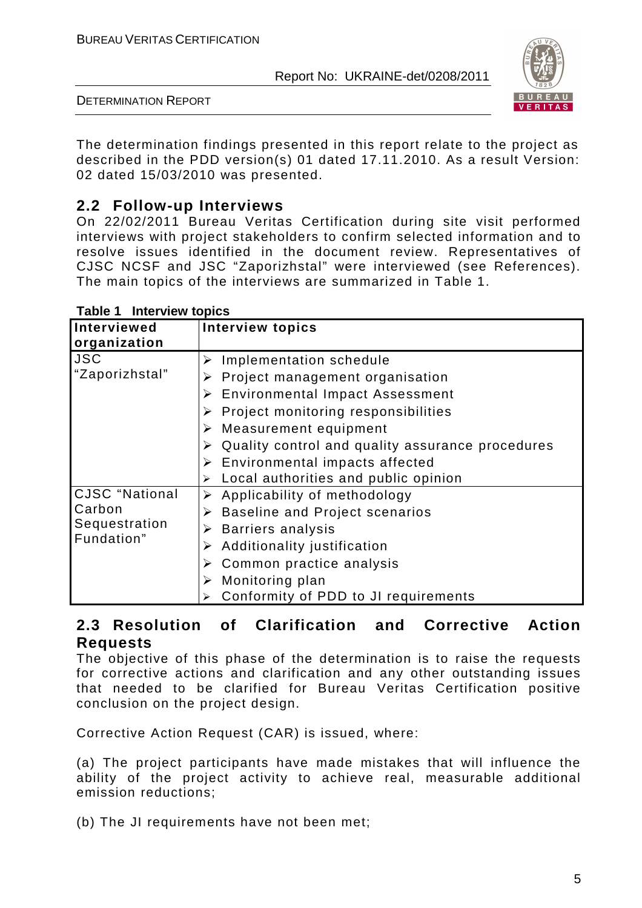The determination findings presented in this report relate to the project as described in the PDD version(s) 01 dated 17.11.2010. As a result Version: 02 dated 15/03/2010 was presented.

## 2.2 Follow-up Interviews

On 22/02/2011 Bureau Veritas Certification during site visit performed interviews with project stakeholders to confirm selected information and to resolve issues identified in the document review. Representatives of CJSC NCSF and JSC "Zaporizhstal" were interviewed (see References). The main topics of the interviews are summarized in Table 1.

**Table 1 Interview topics**

| Interviewed organization | Interview topics |
|---|---|
| JSC "Zaporizhstal" | ➢ Implementation schedule<br>➢ Project management organisation<br>➢ Environmental Impact Assessment<br>➢ Project monitoring responsibilities<br>➢ Measurement equipment<br>➢ Quality control and quality assurance procedures<br>➢ Environmental impacts affected<br>➢ Local authorities and public opinion |
| CJSC "National Carbon Sequestration Fundation" | ➢ Applicability of methodology<br>➢ Baseline and Project scenarios<br>➢ Barriers analysis<br>➢ Additionality justification<br>➢ Common practice analysis<br>➢ Monitoring plan<br>➢ Conformity of PDD to JI requirements |

## 2.3 Resolution of Clarification and Corrective Action Requests

The objective of this phase of the determination is to raise the requests for corrective actions and clarification and any other outstanding issues that needed to be clarified for Bureau Veritas Certification positive conclusion on the project design.

Corrective Action Request (CAR) is issued, where:

(a) The project participants have made mistakes that will influence the ability of the project activity to achieve real, measurable additional emission reductions;

(b) The JI requirements have not been met;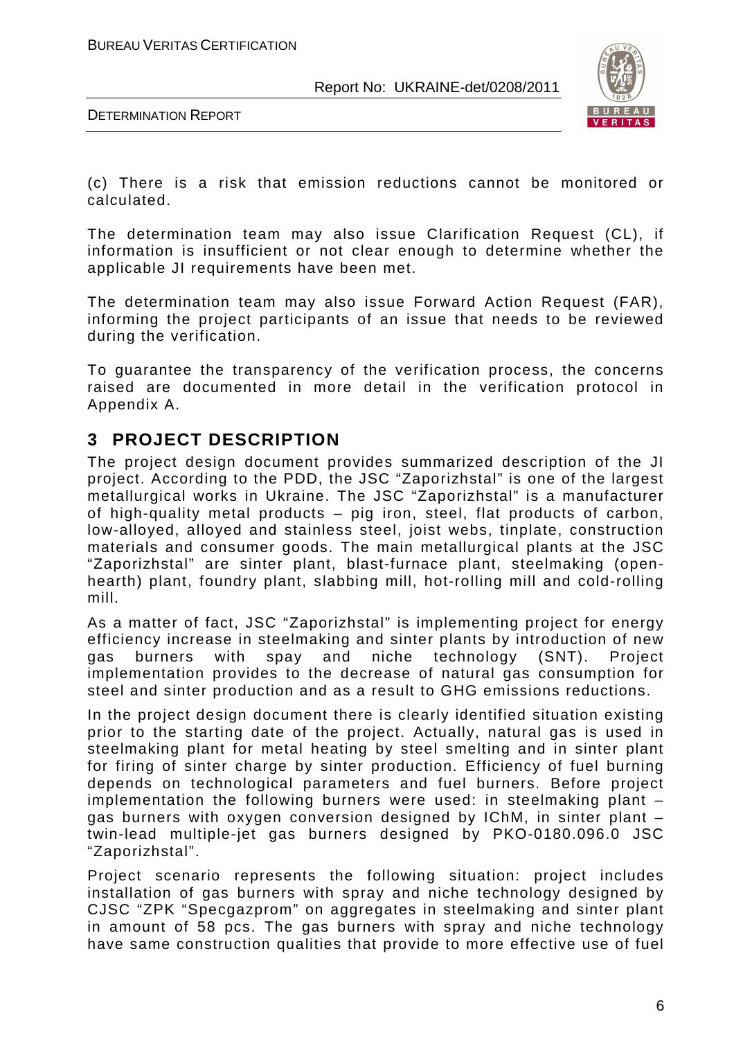(c) There is a risk that emission reductions cannot be monitored or calculated.

The determination team may also issue Clarification Request (CL), if information is insufficient or not clear enough to determine whether the applicable JI requirements have been met.

The determination team may also issue Forward Action Request (FAR), informing the project participants of an issue that needs to be reviewed during the verification.

To guarantee the transparency of the verification process, the concerns raised are documented in more detail in the verification protocol in Appendix A.

## 3 PROJECT DESCRIPTION

The project design document provides summarized description of the JI project. According to the PDD, the JSC "Zaporizhstal" is one of the largest metallurgical works in Ukraine. The JSC "Zaporizhstal" is a manufacturer of high-quality metal products – pig iron, steel, flat products of carbon, low-alloyed, alloyed and stainless steel, joist webs, tinplate, construction materials and consumer goods. The main metallurgical plants at the JSC "Zaporizhstal" are sinter plant, blast-furnace plant, steelmaking (open-hearth) plant, foundry plant, slabbing mill, hot-rolling mill and cold-rolling mill.

As a matter of fact, JSC "Zaporizhstal" is implementing project for energy efficiency increase in steelmaking and sinter plants by introduction of new gas burners with spay and niche technology (SNT). Project implementation provides to the decrease of natural gas consumption for steel and sinter production and as a result to GHG emissions reductions.

In the project design document there is clearly identified situation existing prior to the starting date of the project. Actually, natural gas is used in steelmaking plant for metal heating by steel smelting and in sinter plant for firing of sinter charge by sinter production. Efficiency of fuel burning depends on technological parameters and fuel burners. Before project implementation the following burners were used: in steelmaking plant – gas burners with oxygen conversion designed by IChM, in sinter plant – twin-lead multiple-jet gas burners designed by PKO-0180.096.0 JSC "Zaporizhstal".

Project scenario represents the following situation: project includes installation of gas burners with spray and niche technology designed by CJSC "ZPK "Specgazprom" on aggregates in steelmaking and sinter plant in amount of 58 pcs. The gas burners with spray and niche technology have same construction qualities that provide to more effective use of fuel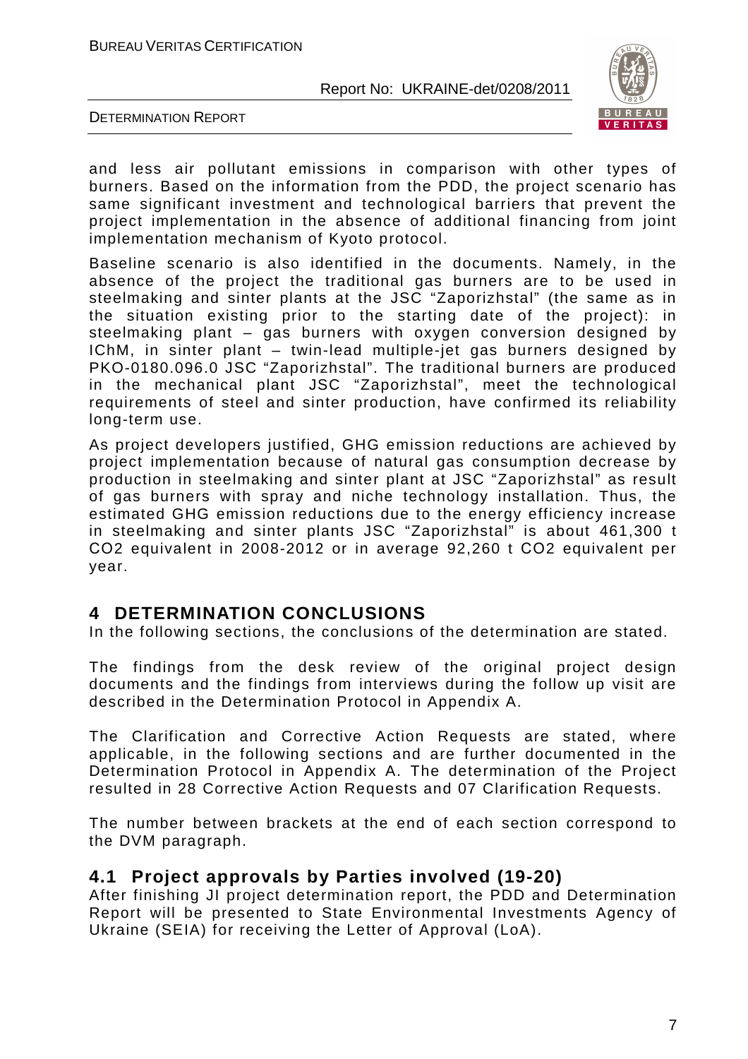and less air pollutant emissions in comparison with other types of burners. Based on the information from the PDD, the project scenario has same significant investment and technological barriers that prevent the project implementation in the absence of additional financing from joint implementation mechanism of Kyoto protocol.

Baseline scenario is also identified in the documents. Namely, in the absence of the project the traditional gas burners are to be used in steelmaking and sinter plants at the JSC "Zaporizhstal" (the same as in the situation existing prior to the starting date of the project): in steelmaking plant – gas burners with oxygen conversion designed by IChM, in sinter plant – twin-lead multiple-jet gas burners designed by PKO-0180.096.0 JSC "Zaporizhstal". The traditional burners are produced in the mechanical plant JSC "Zaporizhstal", meet the technological requirements of steel and sinter production, have confirmed its reliability long-term use.

As project developers justified, GHG emission reductions are achieved by project implementation because of natural gas consumption decrease by production in steelmaking and sinter plant at JSC "Zaporizhstal" as result of gas burners with spray and niche technology installation. Thus, the estimated GHG emission reductions due to the energy efficiency increase in steelmaking and sinter plants JSC "Zaporizhstal" is about 461,300 t $CO_2$ equivalent in 2008-2012 or in average 92,260 t $CO_2$ equivalent per year.

# 4 DETERMINATION CONCLUSIONS

In the following sections, the conclusions of the determination are stated.

The findings from the desk review of the original project design documents and the findings from interviews during the follow up visit are described in the Determination Protocol in Appendix A.

The Clarification and Corrective Action Requests are stated, where applicable, in the following sections and are further documented in the Determination Protocol in Appendix A. The determination of the Project resulted in 28 Corrective Action Requests and 07 Clarification Requests.

The number between brackets at the end of each section correspond to the DVM paragraph.

## 4.1 Project approvals by Parties involved (19-20)

After finishing JI project determination report, the PDD and Determination Report will be presented to State Environmental Investments Agency of Ukraine (SEIA) for receiving the Letter of Approval (LoA).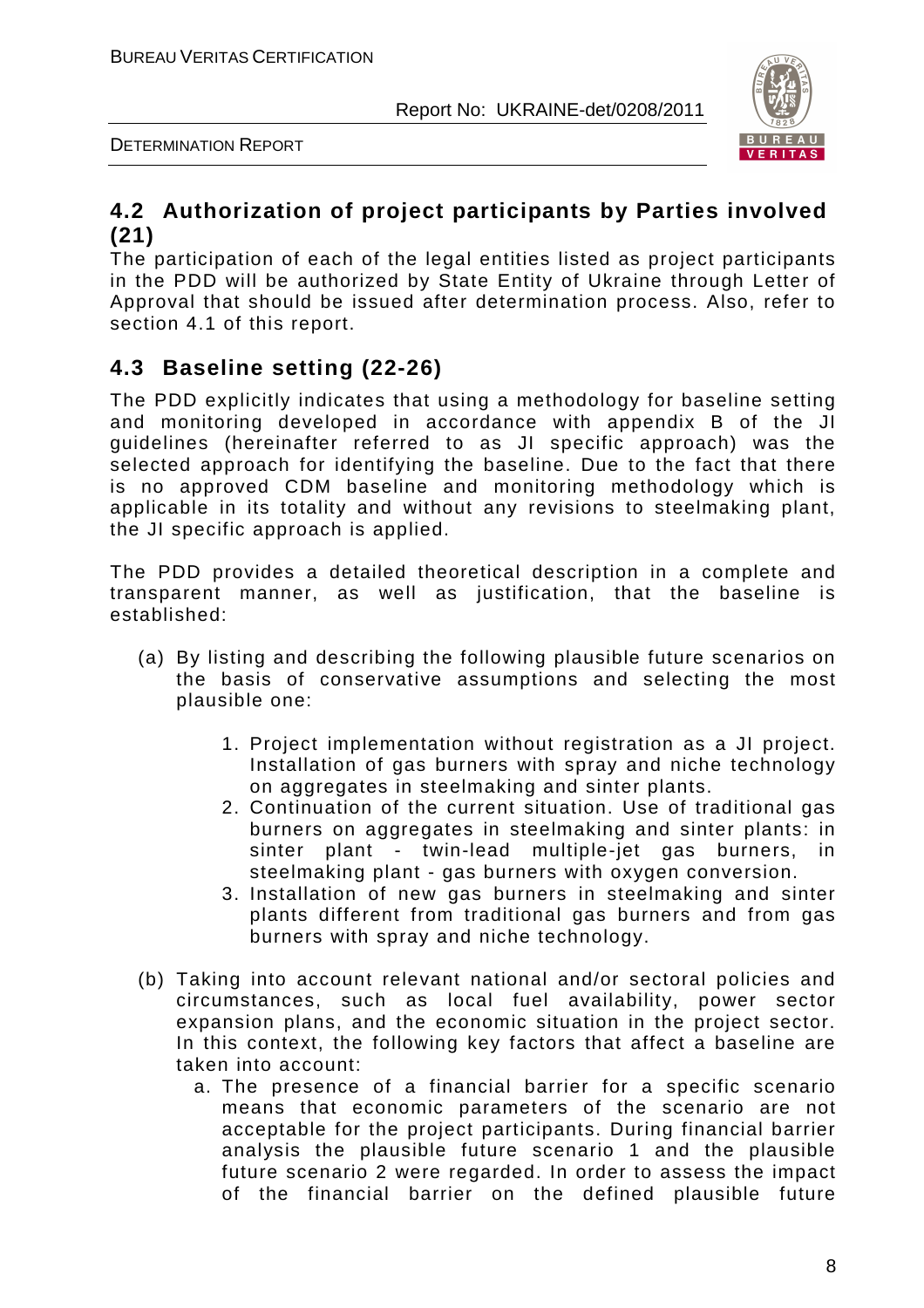## 4.2 Authorization of project participants by Parties involved (21)

The participation of each of the legal entities listed as project participants in the PDD will be authorized by State Entity of Ukraine through Letter of Approval that should be issued after determination process. Also, refer to section 4.1 of this report.

## 4.3 Baseline setting (22-26)

The PDD explicitly indicates that using a methodology for baseline setting and monitoring developed in accordance with appendix B of the JI guidelines (hereinafter referred to as JI specific approach) was the selected approach for identifying the baseline. Due to the fact that there is no approved CDM baseline and monitoring methodology which is applicable in its totality and without any revisions to steelmaking plant, the JI specific approach is applied.

The PDD provides a detailed theoretical description in a complete and transparent manner, as well as justification, that the baseline is established:

(a) By listing and describing the following plausible future scenarios on the basis of conservative assumptions and selecting the most plausible one:

1. Project implementation without registration as a JI project. Installation of gas burners with spray and niche technology on aggregates in steelmaking and sinter plants.
2. Continuation of the current situation. Use of traditional gas burners on aggregates in steelmaking and sinter plants: in sinter plant - twin-lead multiple-jet gas burners, in steelmaking plant - gas burners with oxygen conversion.
3. Installation of new gas burners in steelmaking and sinter plants different from traditional gas burners and from gas burners with spray and niche technology.

(b) Taking into account relevant national and/or sectoral policies and circumstances, such as local fuel availability, power sector expansion plans, and the economic situation in the project sector. In this context, the following key factors that affect a baseline are taken into account:

   a. The presence of a financial barrier for a specific scenario means that economic parameters of the scenario are not acceptable for the project participants. During financial barrier analysis the plausible future scenario 1 and the plausible future scenario 2 were regarded. In order to assess the impact of the financial barrier on the defined plausible future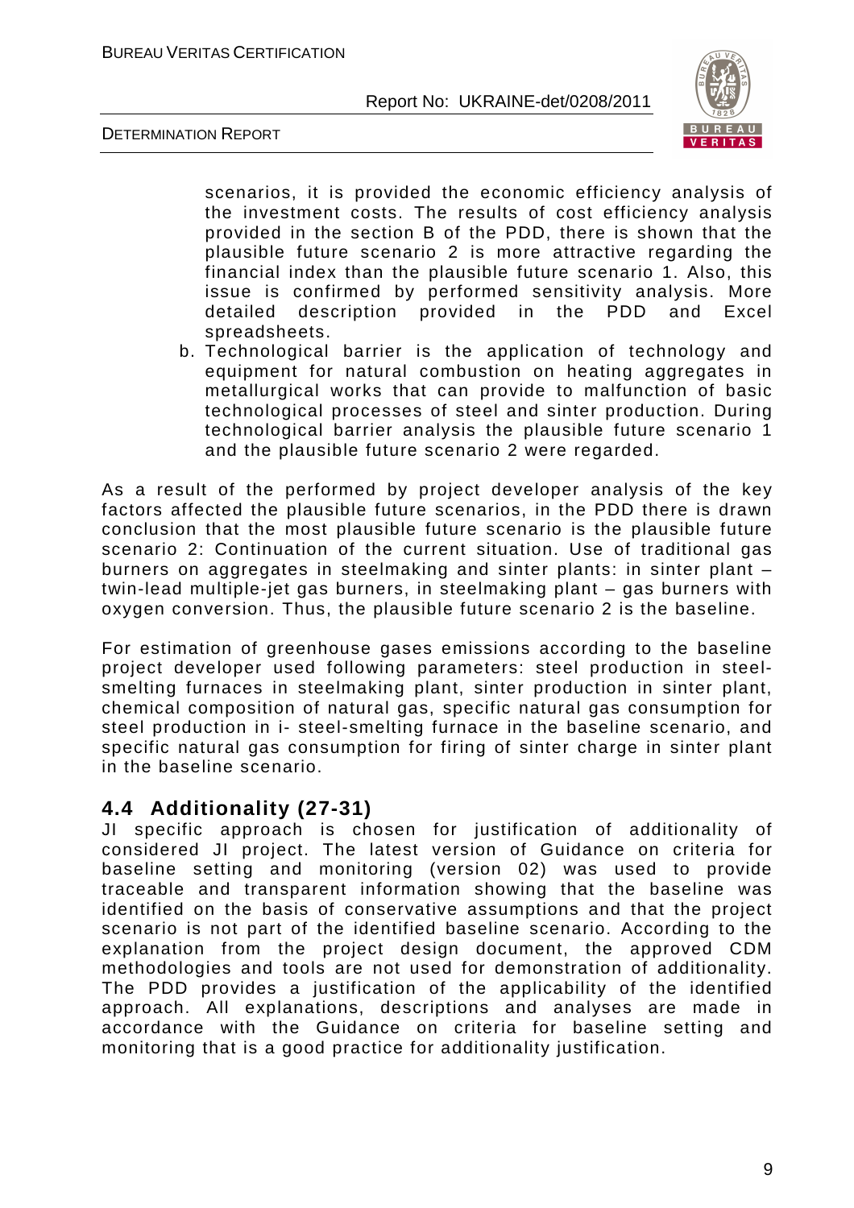scenarios, it is provided the economic efficiency analysis of the investment costs. The results of cost efficiency analysis provided in the section B of the PDD, there is shown that the plausible future scenario 2 is more attractive regarding the financial index than the plausible future scenario 1. Also, this issue is confirmed by performed sensitivity analysis. More detailed description provided in the PDD and Excel spreadsheets.

b. Technological barrier is the application of technology and equipment for natural combustion on heating aggregates in metallurgical works that can provide to malfunction of basic technological processes of steel and sinter production. During technological barrier analysis the plausible future scenario 1 and the plausible future scenario 2 were regarded.

As a result of the performed by project developer analysis of the key factors affected the plausible future scenarios, in the PDD there is drawn conclusion that the most plausible future scenario is the plausible future scenario 2: Continuation of the current situation. Use of traditional gas burners on aggregates in steelmaking and sinter plants: in sinter plant – twin-lead multiple-jet gas burners, in steelmaking plant – gas burners with oxygen conversion. Thus, the plausible future scenario 2 is the baseline.

For estimation of greenhouse gases emissions according to the baseline project developer used following parameters: steel production in steel-smelting furnaces in steelmaking plant, sinter production in sinter plant, chemical composition of natural gas, specific natural gas consumption for steel production in i- steel-smelting furnace in the baseline scenario, and specific natural gas consumption for firing of sinter charge in sinter plant in the baseline scenario.

## 4.4 Additionality (27-31)

JI specific approach is chosen for justification of additionality of considered JI project. The latest version of Guidance on criteria for baseline setting and monitoring (version 02) was used to provide traceable and transparent information showing that the baseline was identified on the basis of conservative assumptions and that the project scenario is not part of the identified baseline scenario. According to the explanation from the project design document, the approved CDM methodologies and tools are not used for demonstration of additionality. The PDD provides a justification of the applicability of the identified approach. All explanations, descriptions and analyses are made in accordance with the Guidance on criteria for baseline setting and monitoring that is a good practice for additionality justification.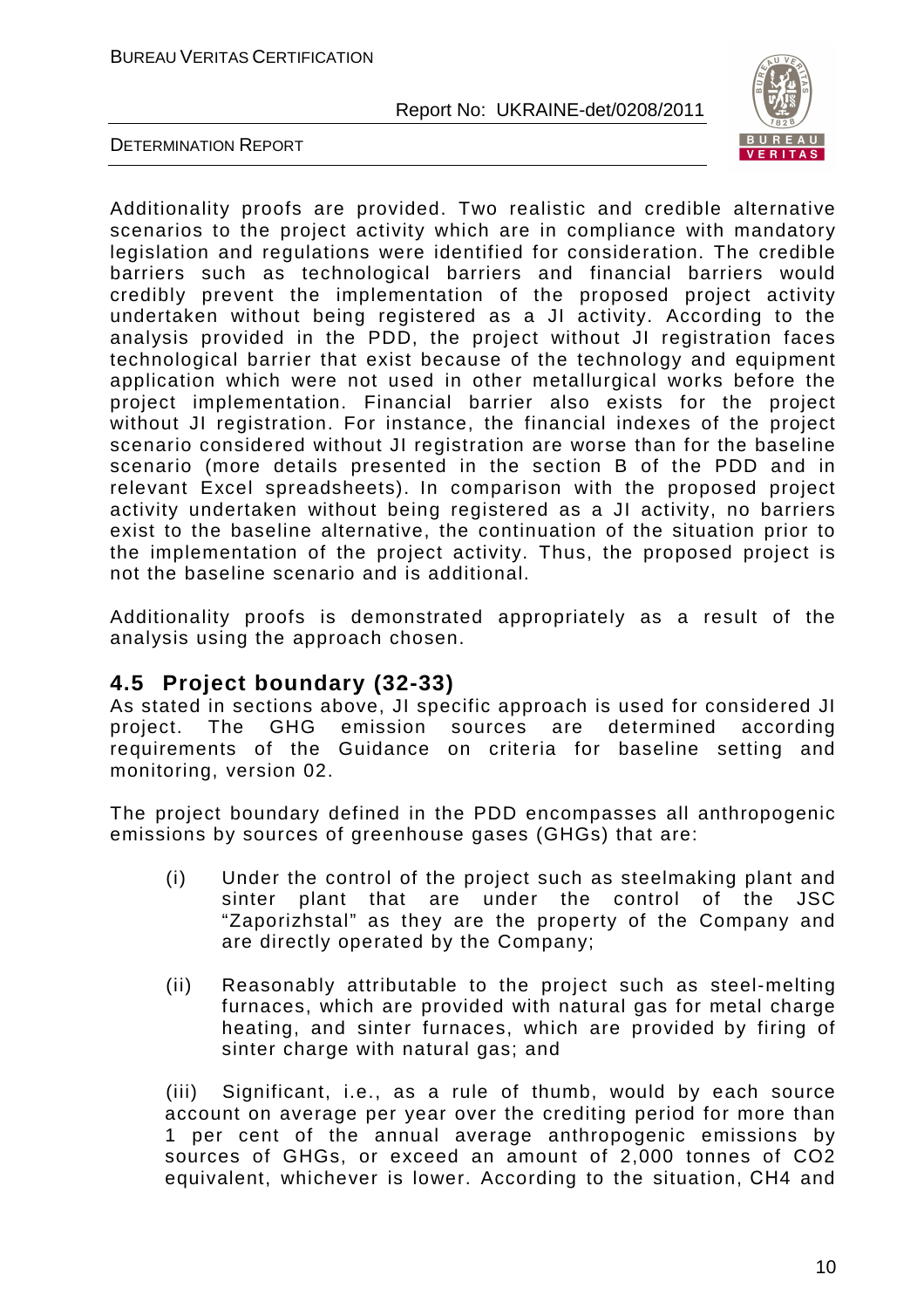Additionality proofs are provided. Two realistic and credible alternative scenarios to the project activity which are in compliance with mandatory legislation and regulations were identified for consideration. The credible barriers such as technological barriers and financial barriers would credibly prevent the implementation of the proposed project activity undertaken without being registered as a JI activity. According to the analysis provided in the PDD, the project without JI registration faces technological barrier that exist because of the technology and equipment application which were not used in other metallurgical works before the project implementation. Financial barrier also exists for the project without JI registration. For instance, the financial indexes of the project scenario considered without JI registration are worse than for the baseline scenario (more details presented in the section B of the PDD and in relevant Excel spreadsheets). In comparison with the proposed project activity undertaken without being registered as a JI activity, no barriers exist to the baseline alternative, the continuation of the situation prior to the implementation of the project activity. Thus, the proposed project is not the baseline scenario and is additional.

Additionality proofs is demonstrated appropriately as a result of the analysis using the approach chosen.

## 4.5 Project boundary (32-33)

As stated in sections above, JI specific approach is used for considered JI project. The GHG emission sources are determined according requirements of the Guidance on criteria for baseline setting and monitoring, version 02.

The project boundary defined in the PDD encompasses all anthropogenic emissions by sources of greenhouse gases (GHGs) that are:

(i) Under the control of the project such as steelmaking plant and sinter plant that are under the control of the JSC "Zaporizhstal" as they are the property of the Company and are directly operated by the Company;

(ii) Reasonably attributable to the project such as steel-melting furnaces, which are provided with natural gas for metal charge heating, and sinter furnaces, which are provided by firing of sinter charge with natural gas; and

(iii) Significant, i.e., as a rule of thumb, would by each source account on average per year over the crediting period for more than 1 per cent of the annual average anthropogenic emissions by sources of GHGs, or exceed an amount of 2,000 tonnes of $CO_2$ equivalent, whichever is lower. According to the situation, $CH_4$ and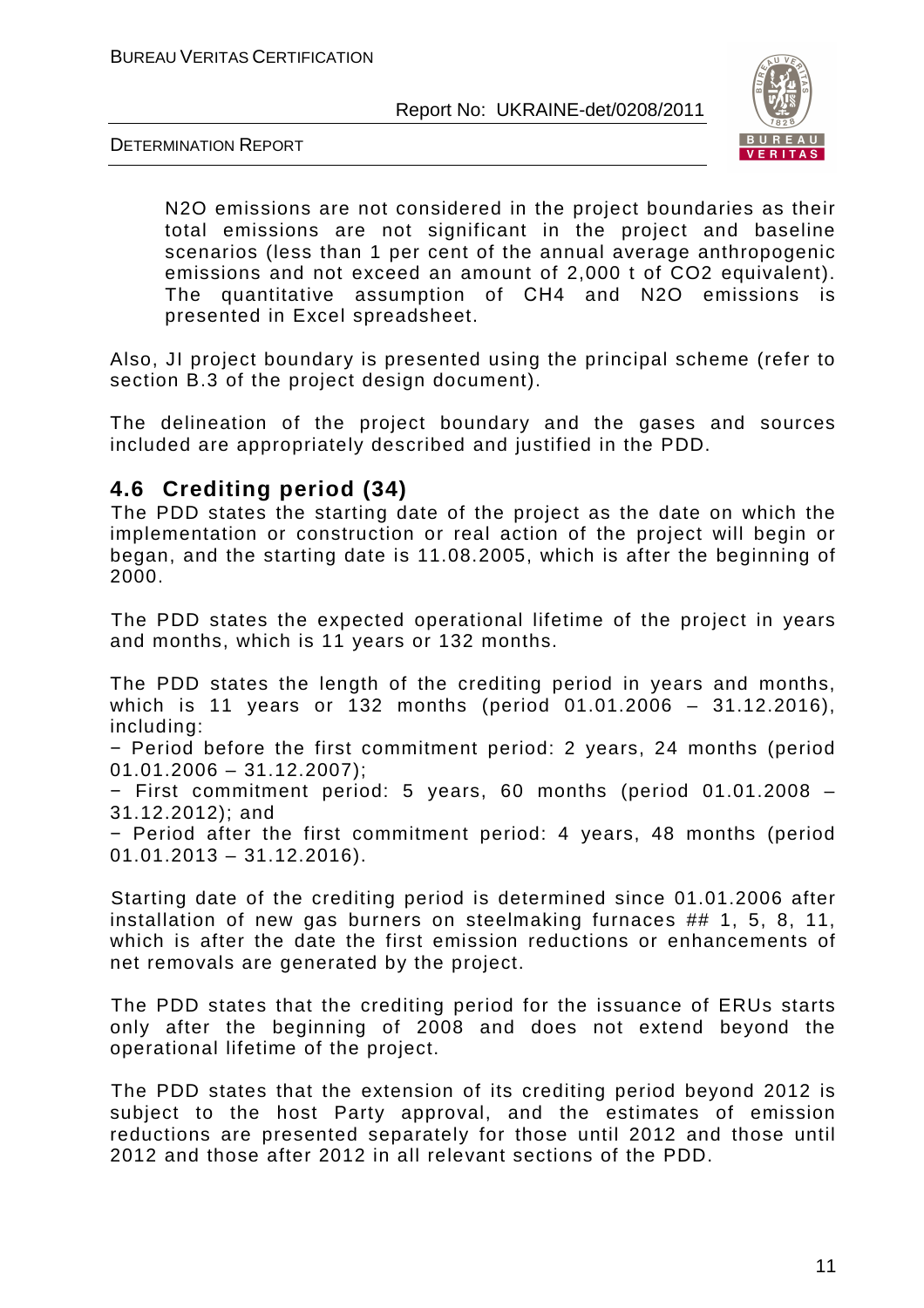$N_2O$ emissions are not considered in the project boundaries as their total emissions are not significant in the project and baseline scenarios (less than 1 per cent of the annual average anthropogenic emissions and not exceed an amount of 2,000 t of $CO_2$ equivalent). The quantitative assumption of $CH_4$ and $N_2O$ emissions is presented in Excel spreadsheet.

Also, JI project boundary is presented using the principal scheme (refer to section B.3 of the project design document).

The delineation of the project boundary and the gases and sources included are appropriately described and justified in the PDD.

## 4.6 Crediting period (34)

The PDD states the starting date of the project as the date on which the implementation or construction or real action of the project will begin or began, and the starting date is 11.08.2005, which is after the beginning of 2000.

The PDD states the expected operational lifetime of the project in years and months, which is 11 years or 132 months.

The PDD states the length of the crediting period in years and months, which is 11 years or 132 months (period 01.01.2006 – 31.12.2016), including:

- Period before the first commitment period: 2 years, 24 months (period 01.01.2006 – 31.12.2007);
- First commitment period: 5 years, 60 months (period 01.01.2008 – 31.12.2012); and
- Period after the first commitment period: 4 years, 48 months (period 01.01.2013 – 31.12.2016).

Starting date of the crediting period is determined since 01.01.2006 after installation of new gas burners on steelmaking furnaces ## 1, 5, 8, 11, which is after the date the first emission reductions or enhancements of net removals are generated by the project.

The PDD states that the crediting period for the issuance of ERUs starts only after the beginning of 2008 and does not extend beyond the operational lifetime of the project.

The PDD states that the extension of its crediting period beyond 2012 is subject to the host Party approval, and the estimates of emission reductions are presented separately for those until 2012 and those until 2012 and those after 2012 in all relevant sections of the PDD.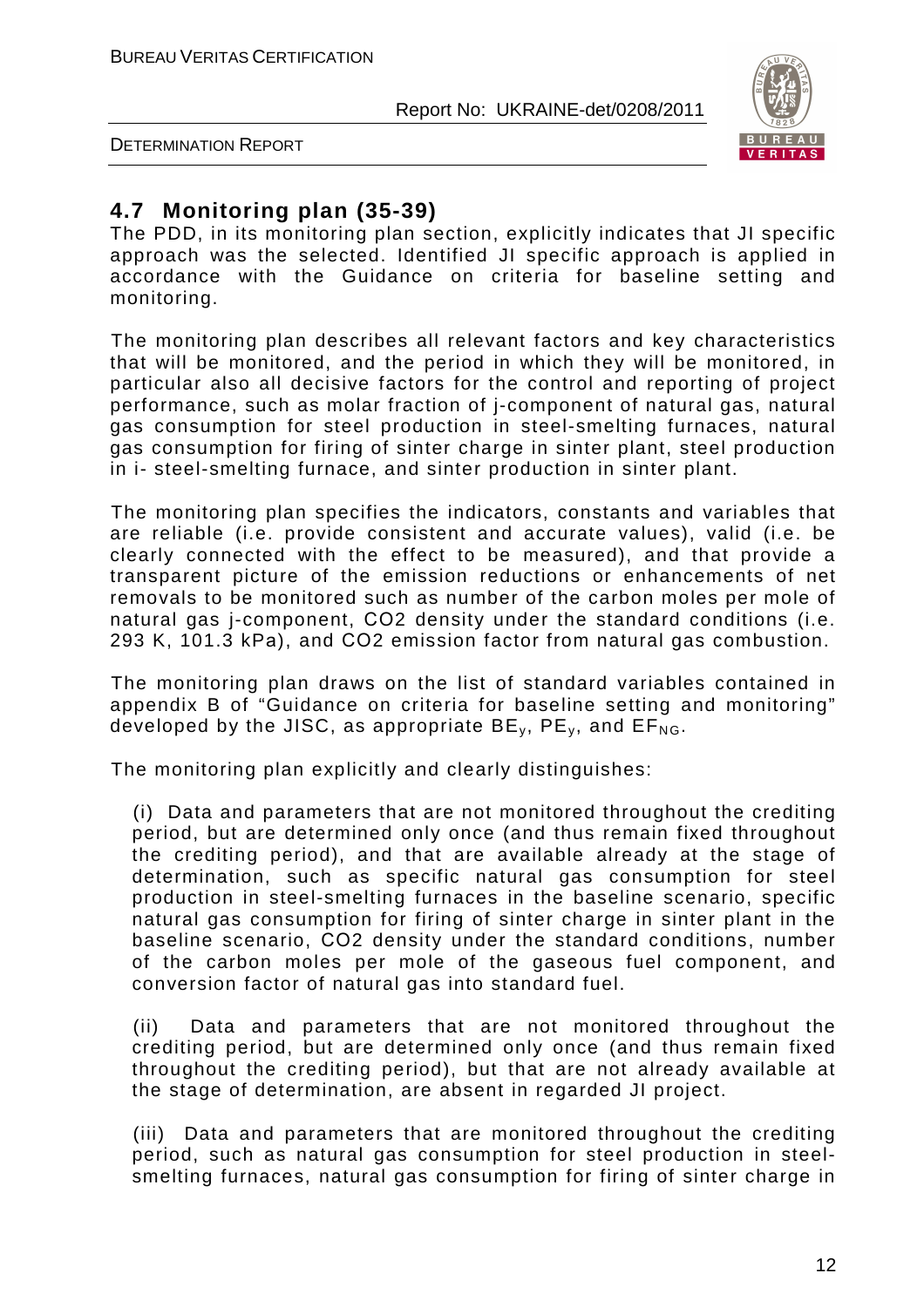## 4.7 Monitoring plan (35-39)

The PDD, in its monitoring plan section, explicitly indicates that JI specific approach was the selected. Identified JI specific approach is applied in accordance with the Guidance on criteria for baseline setting and monitoring.

The monitoring plan describes all relevant factors and key characteristics that will be monitored, and the period in which they will be monitored, in particular also all decisive factors for the control and reporting of project performance, such as molar fraction of j-component of natural gas, natural gas consumption for steel production in steel-smelting furnaces, natural gas consumption for firing of sinter charge in sinter plant, steel production in i- steel-smelting furnace, and sinter production in sinter plant.

The monitoring plan specifies the indicators, constants and variables that are reliable (i.e. provide consistent and accurate values), valid (i.e. be clearly connected with the effect to be measured), and that provide a transparent picture of the emission reductions or enhancements of net removals to be monitored such as number of the carbon moles per mole of natural gas j-component, $CO_2$ density under the standard conditions (i.e. 293 K, 101.3 kPa), and $CO_2$ emission factor from natural gas combustion.

The monitoring plan draws on the list of standard variables contained in appendix B of "Guidance on criteria for baseline setting and monitoring" developed by the JISC, as appropriate $BE_y$, $PE_y$, and $EF_{NG}$.

The monitoring plan explicitly and clearly distinguishes:

(i) Data and parameters that are not monitored throughout the crediting period, but are determined only once (and thus remain fixed throughout the crediting period), and that are available already at the stage of determination, such as specific natural gas consumption for steel production in steel-smelting furnaces in the baseline scenario, specific natural gas consumption for firing of sinter charge in sinter plant in the baseline scenario, $CO_2$ density under the standard conditions, number of the carbon moles per mole of the gaseous fuel component, and conversion factor of natural gas into standard fuel.

(ii) Data and parameters that are not monitored throughout the crediting period, but are determined only once (and thus remain fixed throughout the crediting period), but that are not already available at the stage of determination, are absent in regarded JI project.

(iii) Data and parameters that are monitored throughout the crediting period, such as natural gas consumption for steel production in steel-smelting furnaces, natural gas consumption for firing of sinter charge in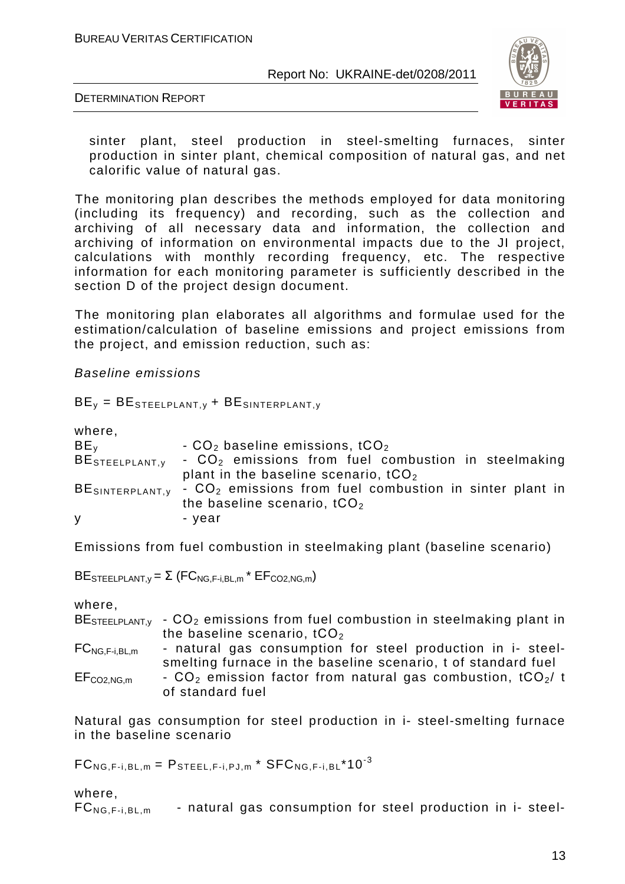sinter plant, steel production in steel-smelting furnaces, sinter production in sinter plant, chemical composition of natural gas, and net calorific value of natural gas.

The monitoring plan describes the methods employed for data monitoring (including its frequency) and recording, such as the collection and archiving of all necessary data and information, the collection and archiving of information on environmental impacts due to the JI project, calculations with monthly recording frequency, etc. The respective information for each monitoring parameter is sufficiently described in the section D of the project design document.

The monitoring plan elaborates all algorithms and formulae used for the estimation/calculation of baseline emissions and project emissions from the project, and emission reduction, such as:

*Baseline emissions*

$$BE_y = BE_{STEELPLANT,y} + BE_{SINTERPLANT,y}$$

where,

$BE_y$ - $CO_2$ baseline emissions, $tCO_2$

$BE_{STEELPLANT,y}$ - $CO_2$ emissions from fuel combustion in steelmaking plant in the baseline scenario, $tCO_2$

$BE_{SINTERPLANT,y}$ - $CO_2$ emissions from fuel combustion in sinter plant in the baseline scenario, $tCO_2$

y - year

Emissions from fuel combustion in steelmaking plant (baseline scenario)

$$BE_{STEELPLANT,y} = \Sigma \left(FC_{NG,F\text{-}i,BL,m} * EF_{CO2,NG,m}\right)$$

where,

$BE_{STEELPLANT,y}$ - $CO_2$ emissions from fuel combustion in steelmaking plant in the baseline scenario, $tCO_2$

$FC_{NG,F\text{-}i,BL,m}$ - natural gas consumption for steel production in i- steel-smelting furnace in the baseline scenario, t of standard fuel

$EF_{CO2,NG,m}$ - $CO_2$ emission factor from natural gas combustion, $tCO_2$/ t of standard fuel

Natural gas consumption for steel production in i- steel-smelting furnace in the baseline scenario

$$FC_{NG,F\text{-}i,BL,m} = P_{STEEL,F\text{-}i,PJ,m} * SFC_{NG,F\text{-}i,BL} * 10^{-3}$$

where,

$FC_{NG,F\text{-}i,BL,m}$ - natural gas consumption for steel production in i- steel-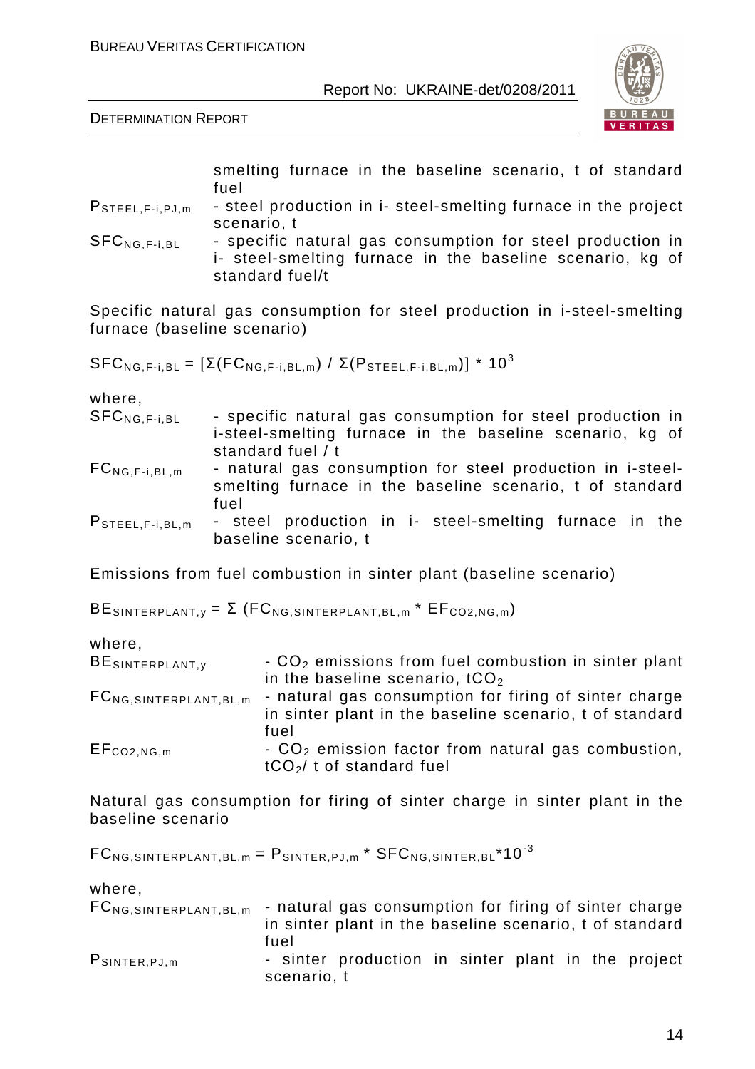smelting furnace in the baseline scenario, t of standard fuel

$P_{STEEL,F\text{-}i,PJ,m}$ - steel production in i- steel-smelting furnace in the project scenario, t

$SFC_{NG,F\text{-}i,BL}$ - specific natural gas consumption for steel production in i- steel-smelting furnace in the baseline scenario, kg of standard fuel/t

Specific natural gas consumption for steel production in i-steel-smelting furnace (baseline scenario)

$$SFC_{NG,F\text{-}i,BL} = [\Sigma(FC_{NG,F\text{-}i,BL,m}) / \Sigma(P_{STEEL,F\text{-}i,BL,m})] * 10^3$$

where,

$SFC_{NG,F\text{-}i,BL}$ - specific natural gas consumption for steel production in i-steel-smelting furnace in the baseline scenario, kg of standard fuel / t

$FC_{NG,F\text{-}i,BL,m}$ - natural gas consumption for steel production in i-steel-smelting furnace in the baseline scenario, t of standard fuel

$P_{STEEL,F\text{-}i,BL,m}$ - steel production in i- steel-smelting furnace in the baseline scenario, t

Emissions from fuel combustion in sinter plant (baseline scenario)

$$BE_{SINTERPLANT,y} = \Sigma\ (FC_{NG,SINTERPLANT,BL,m} * EF_{CO2,NG,m})$$

where,

$BE_{SINTERPLANT,y}$ - $CO_2$ emissions from fuel combustion in sinter plant in the baseline scenario, $tCO_2$

$FC_{NG,SINTERPLANT,BL,m}$ - natural gas consumption for firing of sinter charge in sinter plant in the baseline scenario, t of standard fuel

$EF_{CO2,NG,m}$ - $CO_2$ emission factor from natural gas combustion, $tCO_2$/ t of standard fuel

Natural gas consumption for firing of sinter charge in sinter plant in the baseline scenario

$$FC_{NG,SINTERPLANT,BL,m} = P_{SINTER,PJ,m} * SFC_{NG,SINTER,BL} * 10^{-3}$$

where,

$FC_{NG,SINTERPLANT,BL,m}$ - natural gas consumption for firing of sinter charge in sinter plant in the baseline scenario, t of standard fuel

$P_{SINTER,PJ,m}$ - sinter production in sinter plant in the project scenario, t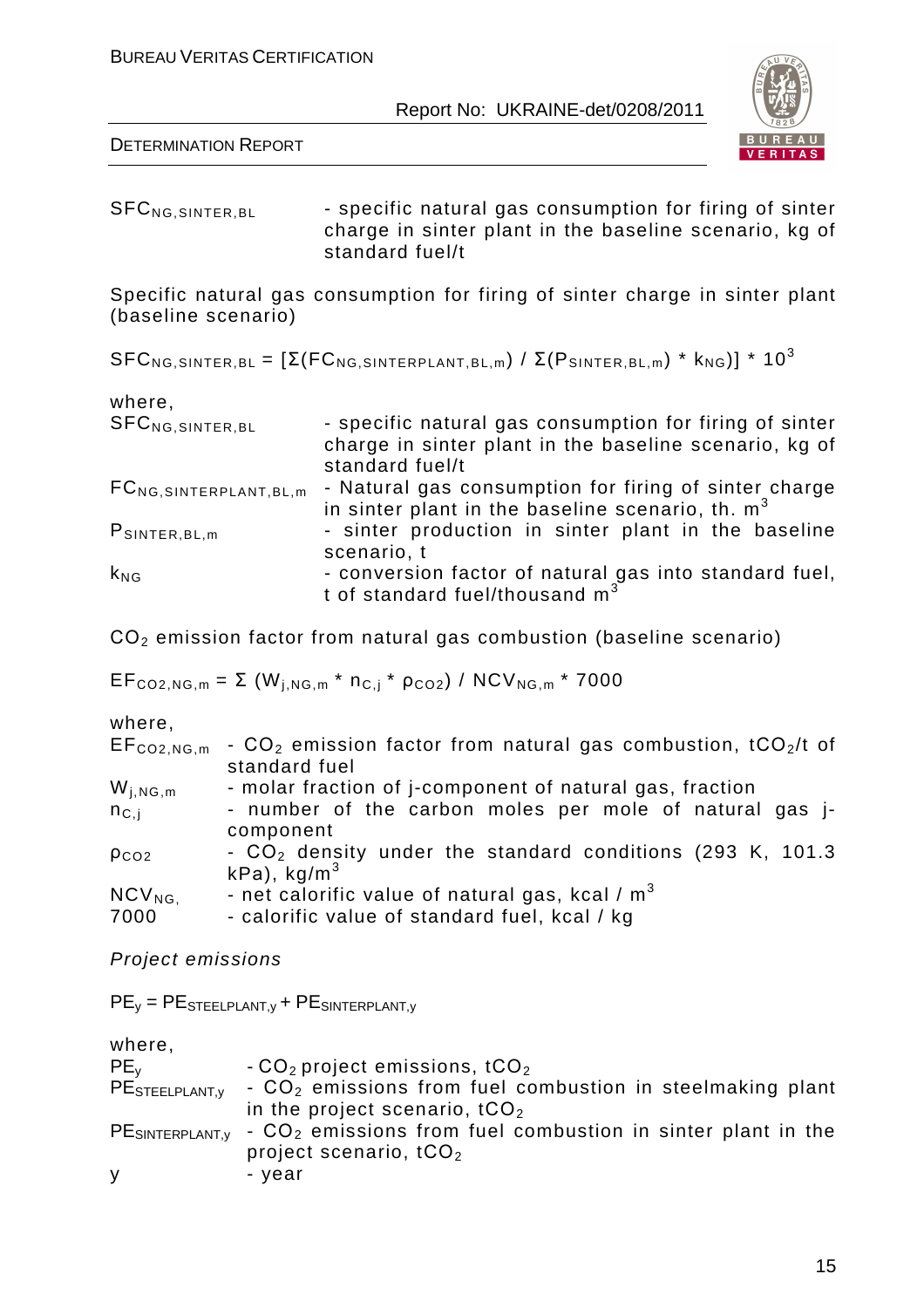$SFC_{NG,SINTER,BL}$ - specific natural gas consumption for firing of sinter charge in sinter plant in the baseline scenario, kg of standard fuel/t

Specific natural gas consumption for firing of sinter charge in sinter plant (baseline scenario)

$$SFC_{NG,SINTER,BL} = [\Sigma(FC_{NG,SINTERPLANT,BL,m}) / \Sigma(P_{SINTER,BL,m}) * k_{NG})] * 10^3$$

where,

| | |
|---|---|
| $SFC_{NG,SINTER,BL}$ | - specific natural gas consumption for firing of sinter charge in sinter plant in the baseline scenario, kg of standard fuel/t |
| $FC_{NG,SINTERPLANT,BL,m}$ | - Natural gas consumption for firing of sinter charge in sinter plant in the baseline scenario, th. $m^3$ |
| $P_{SINTER,BL,m}$ | - sinter production in sinter plant in the baseline scenario, t |
| $k_{NG}$ | - conversion factor of natural gas into standard fuel, t of standard fuel/thousand $m^3$ |

$CO_2$ emission factor from natural gas combustion (baseline scenario)

$$EF_{CO2,NG,m} = \Sigma (W_{j,NG,m} * n_{C,j} * \rho_{CO2}) / NCV_{NG,m} * 7000$$

where,

| | |
|---|---|
| $EF_{CO2,NG,m}$ | - $CO_2$ emission factor from natural gas combustion, $tCO_2$/t of standard fuel |
| $W_{j,NG,m}$ | - molar fraction of j-component of natural gas, fraction |
| $n_{C,j}$ | - number of the carbon moles per mole of natural gas j-component |
| $\rho_{CO2}$ | - $CO_2$ density under the standard conditions (293 K, 101.3 kPa), $kg/m^3$ |
| $NCV_{NG,}$ | - net calorific value of natural gas, kcal / $m^3$ |
| 7000 | - calorific value of standard fuel, kcal / kg |

*Project emissions*

$$PE_y = PE_{STEELPLANT,y} + PE_{SINTERPLANT,y}$$

where,

| | |
|---|---|
| $PE_y$ | - $CO_2$ project emissions, $tCO_2$ |
| $PE_{STEELPLANT,y}$ | - $CO_2$ emissions from fuel combustion in steelmaking plant in the project scenario, $tCO_2$ |
| $PE_{SINTERPLANT,y}$ | - $CO_2$ emissions from fuel combustion in sinter plant in the project scenario, $tCO_2$ |
| y | - year |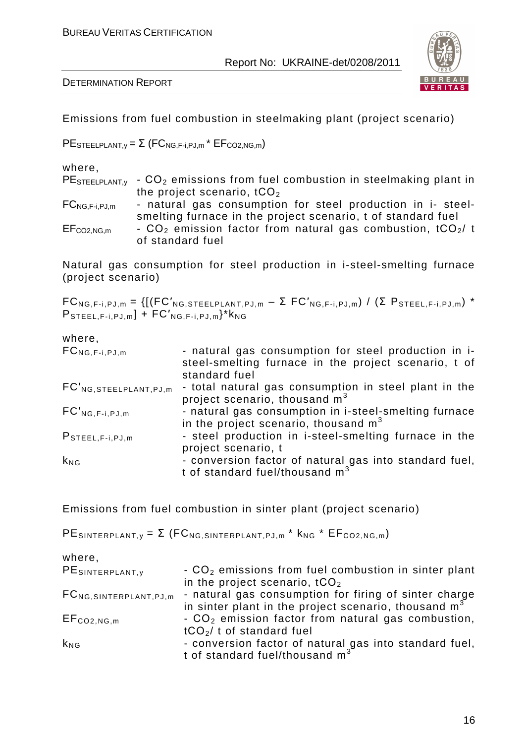Emissions from fuel combustion in steelmaking plant (project scenario)

$$PE_{STEELPLANT,y} = \Sigma (FC_{NG,F\text{-}i,PJ,m} * EF_{CO2,NG,m})$$

where,

$PE_{STEELPLANT,y}$ - $CO_2$ emissions from fuel combustion in steelmaking plant in the project scenario, $tCO_2$

$FC_{NG,F\text{-}i,PJ,m}$ - natural gas consumption for steel production in i- steel-smelting furnace in the project scenario, t of standard fuel

$EF_{CO2,NG,m}$ - $CO_2$ emission factor from natural gas combustion, $tCO_2$/ t of standard fuel

Natural gas consumption for steel production in i-steel-smelting furnace (project scenario)

$$FC_{NG,F\text{-}i,PJ,m} = \{[(FC'_{NG,STEELPLANT,PJ,m} - \Sigma FC'_{NG,F\text{-}i,PJ,m}) / (\Sigma P_{STEEL,F\text{-}i,PJ,m}) * P_{STEEL,F\text{-}i,PJ,m}] + FC'_{NG,F\text{-}i,PJ,m}\} * k_{NG}$$

where,

$FC_{NG,F\text{-}i,PJ,m}$ - natural gas consumption for steel production in i-steel-smelting furnace in the project scenario, t of standard fuel

$FC'_{NG,STEELPLANT,PJ,m}$ - total natural gas consumption in steel plant in the project scenario, thousand $m^3$

$FC'_{NG,F\text{-}i,PJ,m}$ - natural gas consumption in i-steel-smelting furnace in the project scenario, thousand $m^3$

$P_{STEEL,F\text{-}i,PJ,m}$ - steel production in i-steel-smelting furnace in the project scenario, t

$k_{NG}$ - conversion factor of natural gas into standard fuel, t of standard fuel/thousand $m^3$

Emissions from fuel combustion in sinter plant (project scenario)

$$PE_{SINTERPLANT,y} = \Sigma (FC_{NG,SINTERPLANT,PJ,m} * k_{NG} * EF_{CO2,NG,m})$$

where,

$PE_{SINTERPLANT,y}$ - $CO_2$ emissions from fuel combustion in sinter plant in the project scenario, $tCO_2$

$FC_{NG,SINTERPLANT,PJ,m}$ - natural gas consumption for firing of sinter charge in sinter plant in the project scenario, thousand $m^3$

$EF_{CO2,NG,m}$ - $CO_2$ emission factor from natural gas combustion, $tCO_2$/ t of standard fuel

$k_{NG}$ - conversion factor of natural gas into standard fuel, t of standard fuel/thousand $m^3$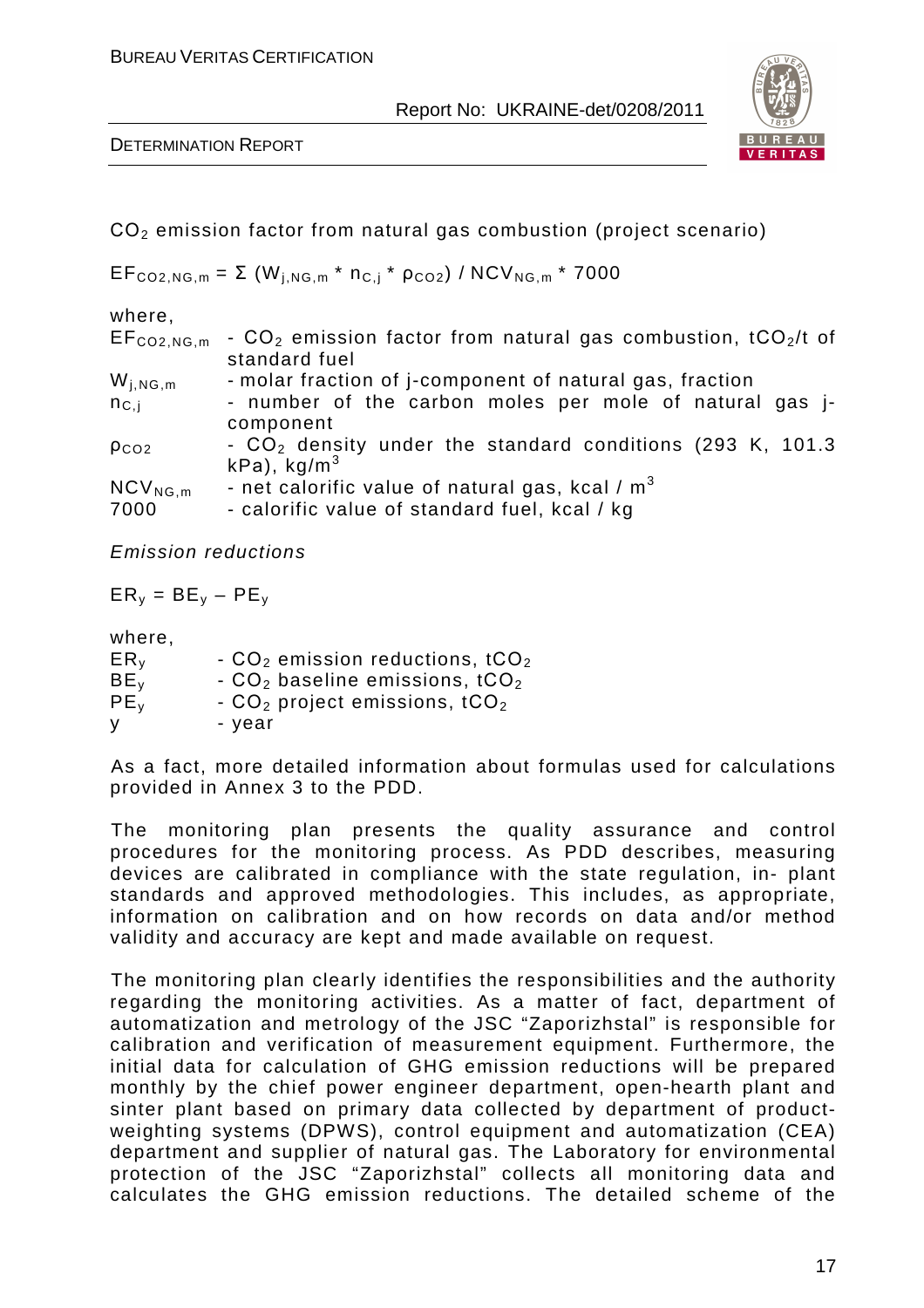$CO_2$ emission factor from natural gas combustion (project scenario)

$$EF_{CO2,NG,m} = \Sigma (W_{j,NG,m} * n_{C,j} * \rho_{CO2}) / NCV_{NG,m} * 7000$$

where,

$EF_{CO2,NG,m}$ - $CO_2$ emission factor from natural gas combustion, $tCO_2$/t of standard fuel

$W_{j,NG,m}$ - molar fraction of j-component of natural gas, fraction

$n_{C,j}$ - number of the carbon moles per mole of natural gas j-component

$\rho_{CO2}$ - $CO_2$ density under the standard conditions (293 K, 101.3 kPa), $kg/m^3$

$NCV_{NG,m}$ - net calorific value of natural gas, kcal / $m^3$

7000 - calorific value of standard fuel, kcal / kg

*Emission reductions*

$$ER_y = BE_y – PE_y$$

where,

$ER_y$ - $CO_2$ emission reductions, $tCO_2$

$BE_y$ - $CO_2$ baseline emissions, $tCO_2$

$PE_y$ - $CO_2$ project emissions, $tCO_2$

y - year

As a fact, more detailed information about formulas used for calculations provided in Annex 3 to the PDD.

The monitoring plan presents the quality assurance and control procedures for the monitoring process. As PDD describes, measuring devices are calibrated in compliance with the state regulation, in- plant standards and approved methodologies. This includes, as appropriate, information on calibration and on how records on data and/or method validity and accuracy are kept and made available on request.

The monitoring plan clearly identifies the responsibilities and the authority regarding the monitoring activities. As a matter of fact, department of automatization and metrology of the JSC "Zaporizhstal" is responsible for calibration and verification of measurement equipment. Furthermore, the initial data for calculation of GHG emission reductions will be prepared monthly by the chief power engineer department, open-hearth plant and sinter plant based on primary data collected by department of product-weighting systems (DPWS), control equipment and automatization (CEA) department and supplier of natural gas. The Laboratory for environmental protection of the JSC "Zaporizhstal" collects all monitoring data and calculates the GHG emission reductions. The detailed scheme of the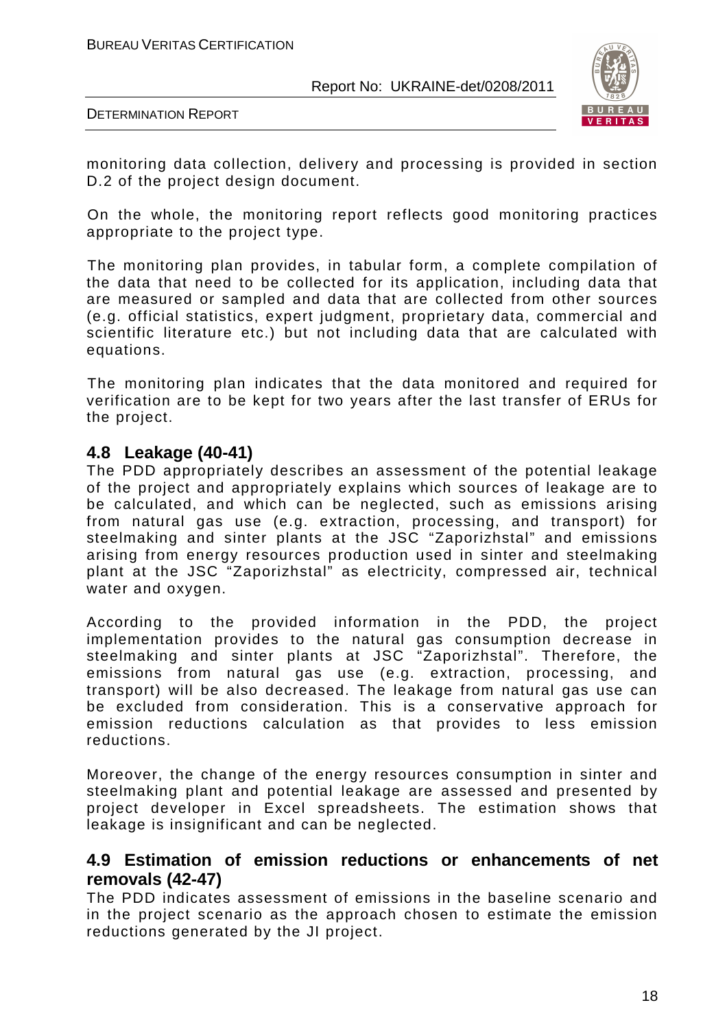monitoring data collection, delivery and processing is provided in section D.2 of the project design document.

On the whole, the monitoring report reflects good monitoring practices appropriate to the project type.

The monitoring plan provides, in tabular form, a complete compilation of the data that need to be collected for its application, including data that are measured or sampled and data that are collected from other sources (e.g. official statistics, expert judgment, proprietary data, commercial and scientific literature etc.) but not including data that are calculated with equations.

The monitoring plan indicates that the data monitored and required for verification are to be kept for two years after the last transfer of ERUs for the project.

## 4.8 Leakage (40-41)

The PDD appropriately describes an assessment of the potential leakage of the project and appropriately explains which sources of leakage are to be calculated, and which can be neglected, such as emissions arising from natural gas use (e.g. extraction, processing, and transport) for steelmaking and sinter plants at the JSC "Zaporizhstal" and emissions arising from energy resources production used in sinter and steelmaking plant at the JSC "Zaporizhstal" as electricity, compressed air, technical water and oxygen.

According to the provided information in the PDD, the project implementation provides to the natural gas consumption decrease in steelmaking and sinter plants at JSC "Zaporizhstal". Therefore, the emissions from natural gas use (e.g. extraction, processing, and transport) will be also decreased. The leakage from natural gas use can be excluded from consideration. This is a conservative approach for emission reductions calculation as that provides to less emission reductions.

Moreover, the change of the energy resources consumption in sinter and steelmaking plant and potential leakage are assessed and presented by project developer in Excel spreadsheets. The estimation shows that leakage is insignificant and can be neglected.

## 4.9 Estimation of emission reductions or enhancements of net removals (42-47)

The PDD indicates assessment of emissions in the baseline scenario and in the project scenario as the approach chosen to estimate the emission reductions generated by the JI project.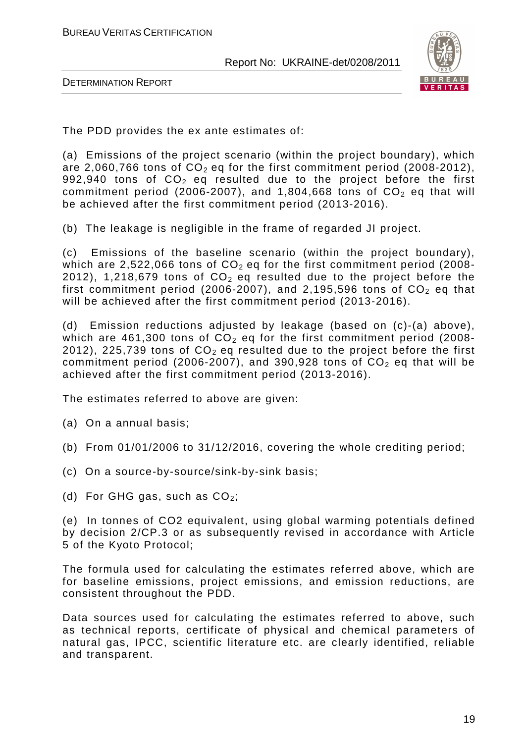The PDD provides the ex ante estimates of:

(a) Emissions of the project scenario (within the project boundary), which are 2,060,766 tons of $CO_2$ eq for the first commitment period (2008-2012), 992,940 tons of $CO_2$ eq resulted due to the project before the first commitment period (2006-2007), and 1,804,668 tons of $CO_2$ eq that will be achieved after the first commitment period (2013-2016).

(b) The leakage is negligible in the frame of regarded JI project.

(c) Emissions of the baseline scenario (within the project boundary), which are 2,522,066 tons of $CO_2$ eq for the first commitment period (2008-2012), 1,218,679 tons of $CO_2$ eq resulted due to the project before the first commitment period (2006-2007), and 2,195,596 tons of $CO_2$ eq that will be achieved after the first commitment period (2013-2016).

(d) Emission reductions adjusted by leakage (based on (c)-(a) above), which are 461,300 tons of $CO_2$ eq for the first commitment period (2008-2012), 225,739 tons of $CO_2$ eq resulted due to the project before the first commitment period (2006-2007), and 390,928 tons of $CO_2$ eq that will be achieved after the first commitment period (2013-2016).

The estimates referred to above are given:

(a) On a annual basis;

(b) From 01/01/2006 to 31/12/2016, covering the whole crediting period;

(c) On a source-by-source/sink-by-sink basis;

(d) For GHG gas, such as $CO_2$;

(e) In tonnes of CO2 equivalent, using global warming potentials defined by decision 2/CP.3 or as subsequently revised in accordance with Article 5 of the Kyoto Protocol;

The formula used for calculating the estimates referred above, which are for baseline emissions, project emissions, and emission reductions, are consistent throughout the PDD.

Data sources used for calculating the estimates referred to above, such as technical reports, certificate of physical and chemical parameters of natural gas, IPCC, scientific literature etc. are clearly identified, reliable and transparent.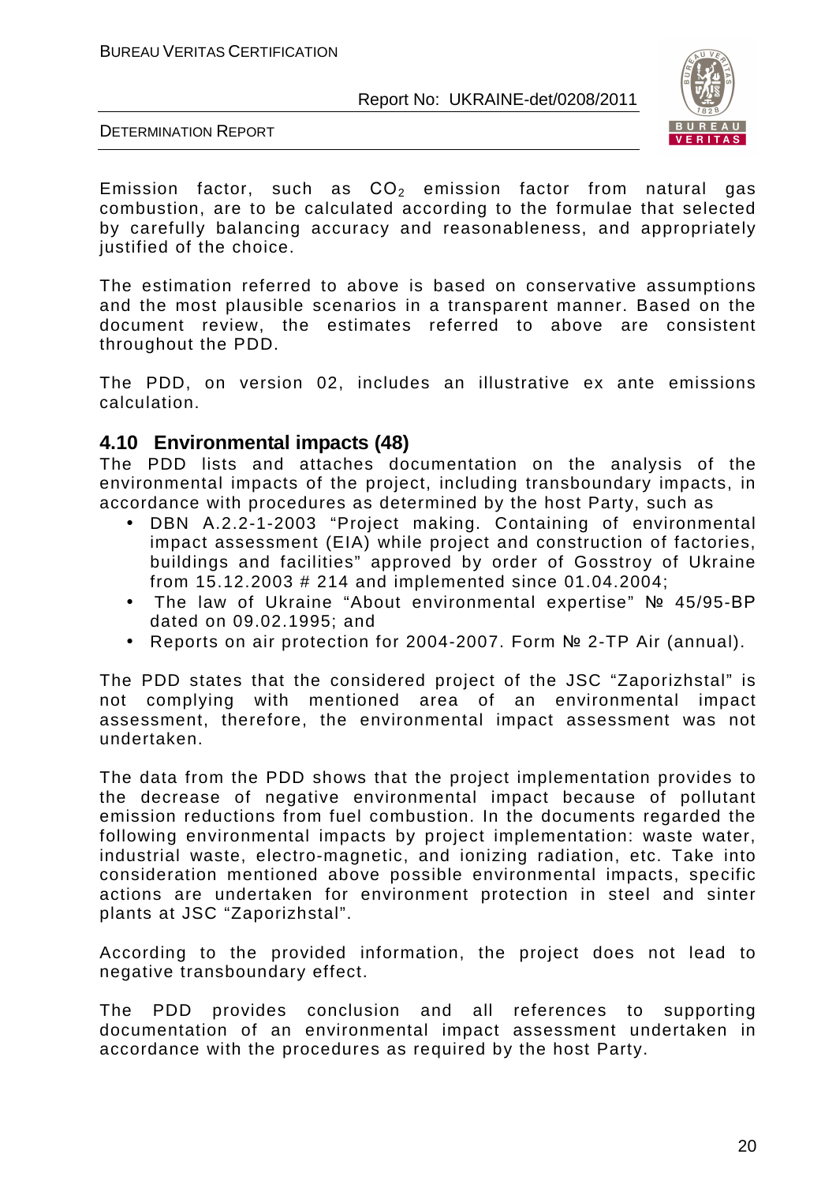Emission factor, such as $CO_2$ emission factor from natural gas combustion, are to be calculated according to the formulae that selected by carefully balancing accuracy and reasonableness, and appropriately justified of the choice.

The estimation referred to above is based on conservative assumptions and the most plausible scenarios in a transparent manner. Based on the document review, the estimates referred to above are consistent throughout the PDD.

The PDD, on version 02, includes an illustrative ex ante emissions calculation.

## 4.10 Environmental impacts (48)

The PDD lists and attaches documentation on the analysis of the environmental impacts of the project, including transboundary impacts, in accordance with procedures as determined by the host Party, such as

- DBN A.2.2-1-2003 "Project making. Containing of environmental impact assessment (EIA) while project and construction of factories, buildings and facilities" approved by order of Gosstroy of Ukraine from 15.12.2003 # 214 and implemented since 01.04.2004;
- The law of Ukraine "About environmental expertise" № 45/95-BP dated on 09.02.1995; and
- Reports on air protection for 2004-2007. Form № 2-TP Air (annual).

The PDD states that the considered project of the JSC "Zaporizhstal" is not complying with mentioned area of an environmental impact assessment, therefore, the environmental impact assessment was not undertaken.

The data from the PDD shows that the project implementation provides to the decrease of negative environmental impact because of pollutant emission reductions from fuel combustion. In the documents regarded the following environmental impacts by project implementation: waste water, industrial waste, electro-magnetic, and ionizing radiation, etc. Take into consideration mentioned above possible environmental impacts, specific actions are undertaken for environment protection in steel and sinter plants at JSC "Zaporizhstal".

According to the provided information, the project does not lead to negative transboundary effect.

The PDD provides conclusion and all references to supporting documentation of an environmental impact assessment undertaken in accordance with the procedures as required by the host Party.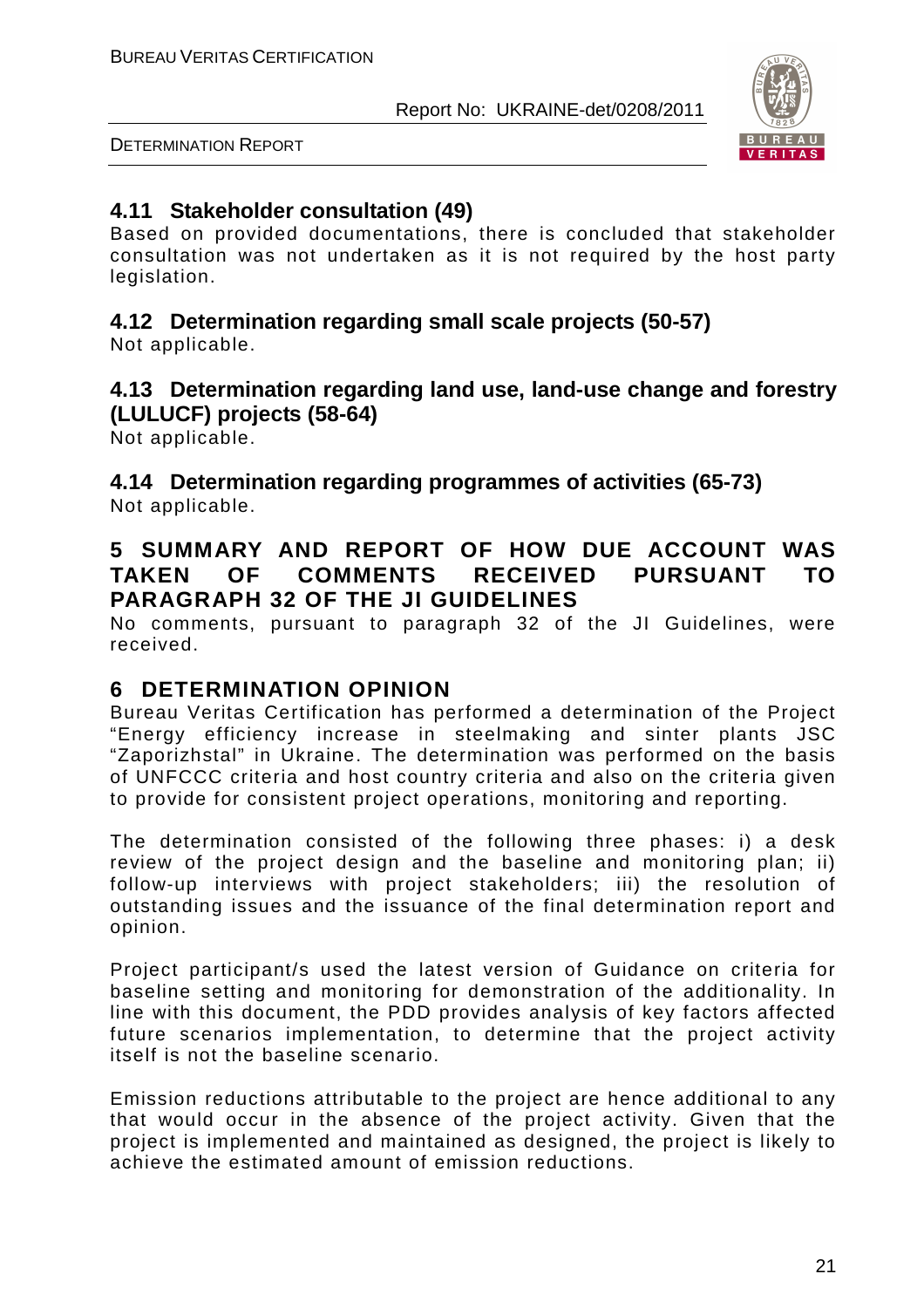## 4.11 Stakeholder consultation (49)

Based on provided documentations, there is concluded that stakeholder consultation was not undertaken as it is not required by the host party legislation.

## 4.12 Determination regarding small scale projects (50-57)

Not applicable.

## 4.13 Determination regarding land use, land-use change and forestry (LULUCF) projects (58-64)

Not applicable.

## 4.14 Determination regarding programmes of activities (65-73)

Not applicable.

# 5 SUMMARY AND REPORT OF HOW DUE ACCOUNT WAS TAKEN OF COMMENTS RECEIVED PURSUANT TO PARAGRAPH 32 OF THE JI GUIDELINES

No comments, pursuant to paragraph 32 of the JI Guidelines, were received.

# 6 DETERMINATION OPINION

Bureau Veritas Certification has performed a determination of the Project "Energy efficiency increase in steelmaking and sinter plants JSC "Zaporizhstal" in Ukraine. The determination was performed on the basis of UNFCCC criteria and host country criteria and also on the criteria given to provide for consistent project operations, monitoring and reporting.

The determination consisted of the following three phases: i) a desk review of the project design and the baseline and monitoring plan; ii) follow-up interviews with project stakeholders; iii) the resolution of outstanding issues and the issuance of the final determination report and opinion.

Project participant/s used the latest version of Guidance on criteria for baseline setting and monitoring for demonstration of the additionality. In line with this document, the PDD provides analysis of key factors affected future scenarios implementation, to determine that the project activity itself is not the baseline scenario.

Emission reductions attributable to the project are hence additional to any that would occur in the absence of the project activity. Given that the project is implemented and maintained as designed, the project is likely to achieve the estimated amount of emission reductions.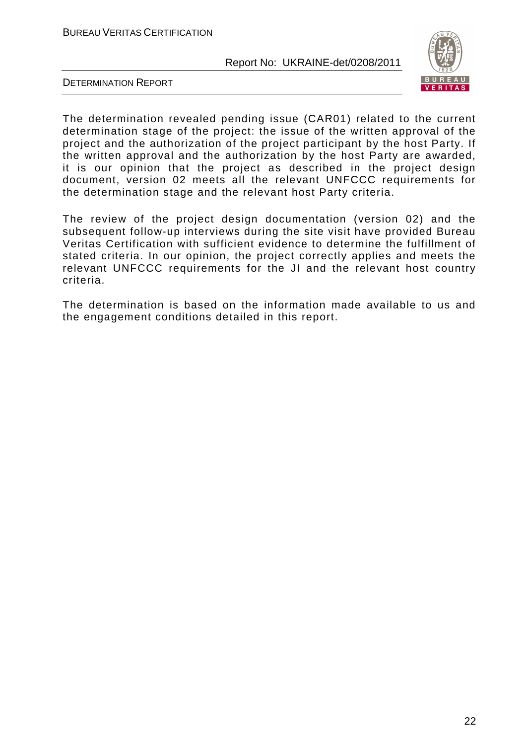The determination revealed pending issue (CAR01) related to the current determination stage of the project: the issue of the written approval of the project and the authorization of the project participant by the host Party. If the written approval and the authorization by the host Party are awarded, it is our opinion that the project as described in the project design document, version 02 meets all the relevant UNFCCC requirements for the determination stage and the relevant host Party criteria.

The review of the project design documentation (version 02) and the subsequent follow-up interviews during the site visit have provided Bureau Veritas Certification with sufficient evidence to determine the fulfillment of stated criteria. In our opinion, the project correctly applies and meets the relevant UNFCCC requirements for the JI and the relevant host country criteria.

The determination is based on the information made available to us and the engagement conditions detailed in this report.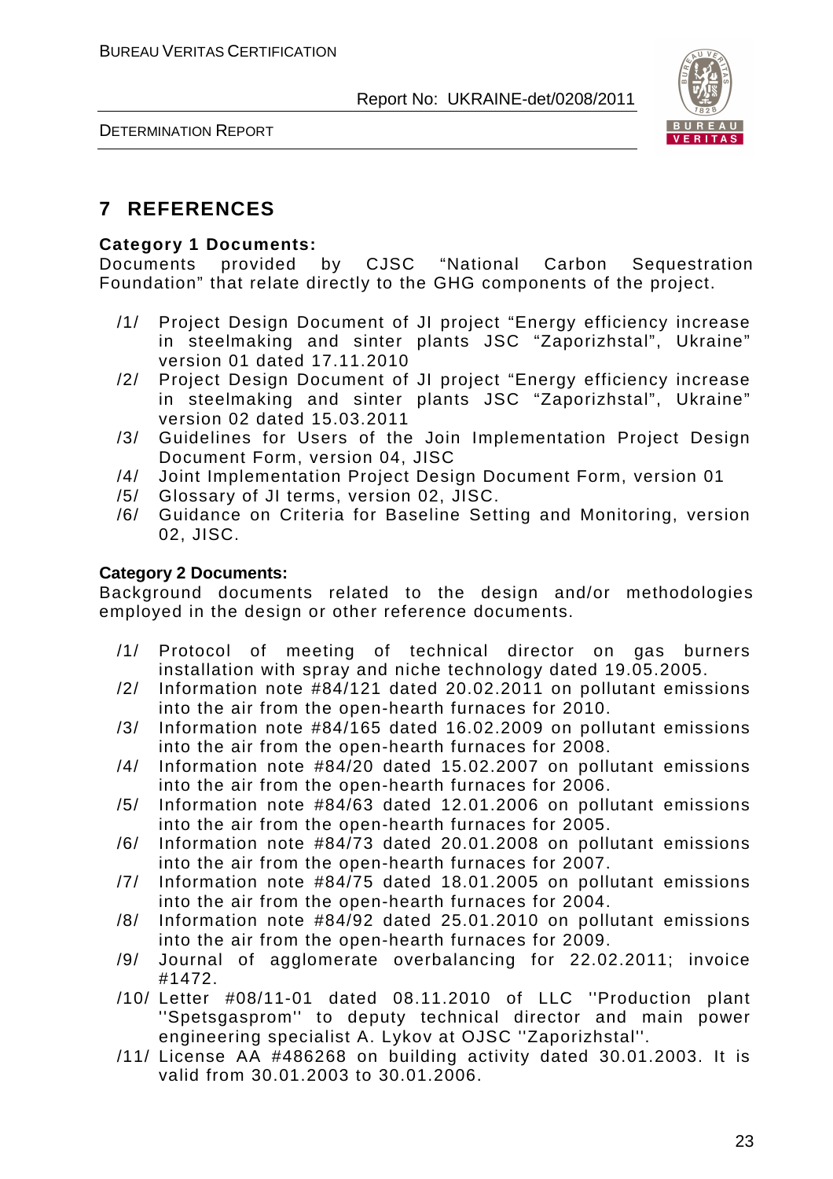# 7 REFERENCES

**Category 1 Documents:**
Documents provided by CJSC "National Carbon Sequestration Foundation" that relate directly to the GHG components of the project.

/1/ Project Design Document of JI project "Energy efficiency increase in steelmaking and sinter plants JSC "Zaporizhstal", Ukraine" version 01 dated 17.11.2010
/2/ Project Design Document of JI project "Energy efficiency increase in steelmaking and sinter plants JSC "Zaporizhstal", Ukraine" version 02 dated 15.03.2011
/3/ Guidelines for Users of the Join Implementation Project Design Document Form, version 04, JISC
/4/ Joint Implementation Project Design Document Form, version 01
/5/ Glossary of JI terms, version 02, JISC.
/6/ Guidance on Criteria for Baseline Setting and Monitoring, version 02, JISC.

**Category 2 Documents:**
Background documents related to the design and/or methodologies employed in the design or other reference documents.

/1/ Protocol of meeting of technical director on gas burners installation with spray and niche technology dated 19.05.2005.
/2/ Information note #84/121 dated 20.02.2011 on pollutant emissions into the air from the open-hearth furnaces for 2010.
/3/ Information note #84/165 dated 16.02.2009 on pollutant emissions into the air from the open-hearth furnaces for 2008.
/4/ Information note #84/20 dated 15.02.2007 on pollutant emissions into the air from the open-hearth furnaces for 2006.
/5/ Information note #84/63 dated 12.01.2006 on pollutant emissions into the air from the open-hearth furnaces for 2005.
/6/ Information note #84/73 dated 20.01.2008 on pollutant emissions into the air from the open-hearth furnaces for 2007.
/7/ Information note #84/75 dated 18.01.2005 on pollutant emissions into the air from the open-hearth furnaces for 2004.
/8/ Information note #84/92 dated 25.01.2010 on pollutant emissions into the air from the open-hearth furnaces for 2009.
/9/ Journal of agglomerate overbalancing for 22.02.2011; invoice #1472.
/10/ Letter #08/11-01 dated 08.11.2010 of LLC ''Production plant ''Spetsgasprom'' to deputy technical director and main power engineering specialist A. Lykov at OJSC ''Zaporizhstal''.
/11/ License AA #486268 on building activity dated 30.01.2003. It is valid from 30.01.2003 to 30.01.2006.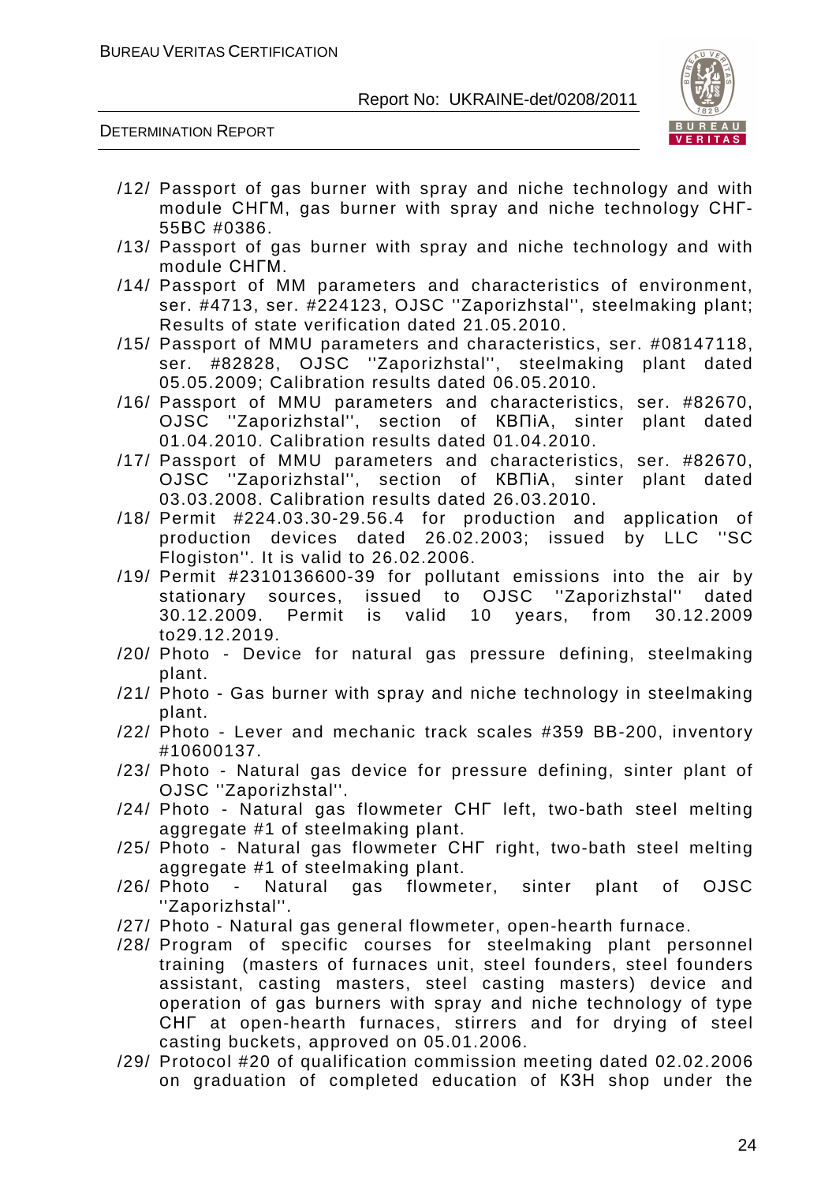/12/ Passport of gas burner with spray and niche technology and with module СНГМ, gas burner with spray and niche technology СНГ-55ВС #0386.

/13/ Passport of gas burner with spray and niche technology and with module СНГМ.

/14/ Passport of MM parameters and characteristics of environment, ser. #4713, ser. #224123, OJSC ''Zaporizhstal'', steelmaking plant; Results of state verification dated 21.05.2010.

/15/ Passport of MMU parameters and characteristics, ser. #08147118, ser. #82828, OJSC ''Zaporizhstal'', steelmaking plant dated 05.05.2009; Calibration results dated 06.05.2010.

/16/ Passport of MMU parameters and characteristics, ser. #82670, OJSC ''Zaporizhstal'', section of КВПіА, sinter plant dated 01.04.2010. Calibration results dated 01.04.2010.

/17/ Passport of MMU parameters and characteristics, ser. #82670, OJSC ''Zaporizhstal'', section of КВПіА, sinter plant dated 03.03.2008. Calibration results dated 26.03.2010.

/18/ Permit #224.03.30-29.56.4 for production and application of production devices dated 26.02.2003; issued by LLC ''SC Flogiston''. It is valid to 26.02.2006.

/19/ Permit #2310136600-39 for pollutant emissions into the air by stationary sources, issued to OJSC ''Zaporizhstal'' dated 30.12.2009. Permit is valid 10 years, from 30.12.2009 to29.12.2019.

/20/ Photo - Device for natural gas pressure defining, steelmaking plant.

/21/ Photo - Gas burner with spray and niche technology in steelmaking plant.

/22/ Photo - Lever and mechanic track scales #359 ВВ-200, inventory #10600137.

/23/ Photo - Natural gas device for pressure defining, sinter plant of OJSC ''Zaporizhstal''.

/24/ Photo - Natural gas flowmeter СНГ left, two-bath steel melting aggregate #1 of steelmaking plant.

/25/ Photo - Natural gas flowmeter СНГ right, two-bath steel melting aggregate #1 of steelmaking plant.

/26/ Photo - Natural gas flowmeter, sinter plant of OJSC ''Zaporizhstal''.

/27/ Photo - Natural gas general flowmeter, open-hearth furnace.

/28/ Program of specific courses for steelmaking plant personnel training (masters of furnaces unit, steel founders, steel founders assistant, casting masters, steel casting masters) device and operation of gas burners with spray and niche technology of type СНГ at open-hearth furnaces, stirrers and for drying of steel casting buckets, approved on 05.01.2006.

/29/ Protocol #20 of qualification commission meeting dated 02.02.2006 on graduation of completed education of КЗН shop under the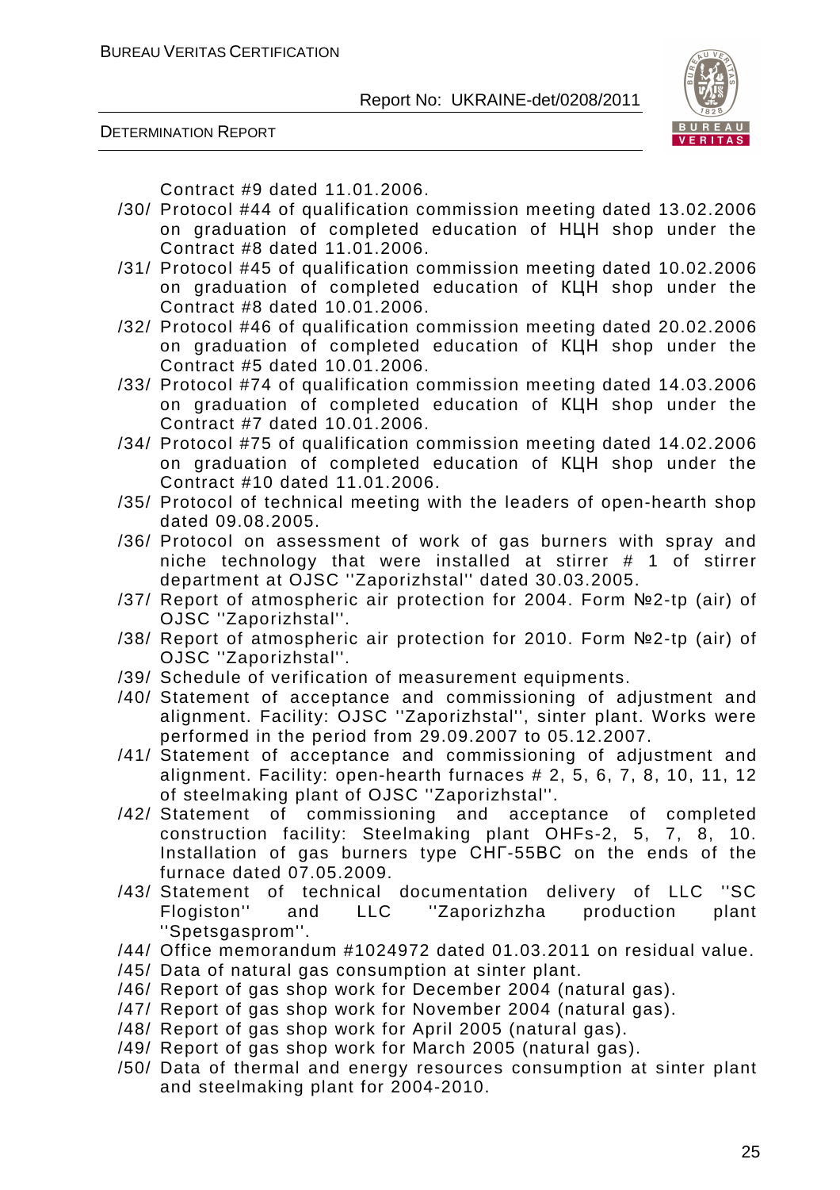Contract #9 dated 11.01.2006.

/30/ Protocol #44 of qualification commission meeting dated 13.02.2006 on graduation of completed education of НЦН shop under the Contract #8 dated 11.01.2006.

/31/ Protocol #45 of qualification commission meeting dated 10.02.2006 on graduation of completed education of КЦН shop under the Contract #8 dated 10.01.2006.

/32/ Protocol #46 of qualification commission meeting dated 20.02.2006 on graduation of completed education of КЦН shop under the Contract #5 dated 10.01.2006.

/33/ Protocol #74 of qualification commission meeting dated 14.03.2006 on graduation of completed education of КЦН shop under the Contract #7 dated 10.01.2006.

/34/ Protocol #75 of qualification commission meeting dated 14.02.2006 on graduation of completed education of КЦН shop under the Contract #10 dated 11.01.2006.

/35/ Protocol of technical meeting with the leaders of open-hearth shop dated 09.08.2005.

/36/ Protocol on assessment of work of gas burners with spray and niche technology that were installed at stirrer # 1 of stirrer department at OJSC ''Zaporizhstal'' dated 30.03.2005.

/37/ Report of atmospheric air protection for 2004. Form №2-tp (air) of OJSC ''Zaporizhstal''.

/38/ Report of atmospheric air protection for 2010. Form №2-tp (air) of OJSC ''Zaporizhstal''.

/39/ Schedule of verification of measurement equipments.

/40/ Statement of acceptance and commissioning of adjustment and alignment. Facility: OJSC ''Zaporizhstal'', sinter plant. Works were performed in the period from 29.09.2007 to 05.12.2007.

/41/ Statement of acceptance and commissioning of adjustment and alignment. Facility: open-hearth furnaces # 2, 5, 6, 7, 8, 10, 11, 12 of steelmaking plant of OJSC ''Zaporizhstal''.

/42/ Statement of commissioning and acceptance of completed construction facility: Steelmaking plant OHFs-2, 5, 7, 8, 10. Installation of gas burners type СНГ-55ВС on the ends of the furnace dated 07.05.2009.

/43/ Statement of technical documentation delivery of LLC ''SC Flogiston'' and LLC ''Zaporizhzha production plant ''Spetsgasprom''.

/44/ Office memorandum #1024972 dated 01.03.2011 on residual value.

/45/ Data of natural gas consumption at sinter plant.

/46/ Report of gas shop work for December 2004 (natural gas).

/47/ Report of gas shop work for November 2004 (natural gas).

/48/ Report of gas shop work for April 2005 (natural gas).

/49/ Report of gas shop work for March 2005 (natural gas).

/50/ Data of thermal and energy resources consumption at sinter plant and steelmaking plant for 2004-2010.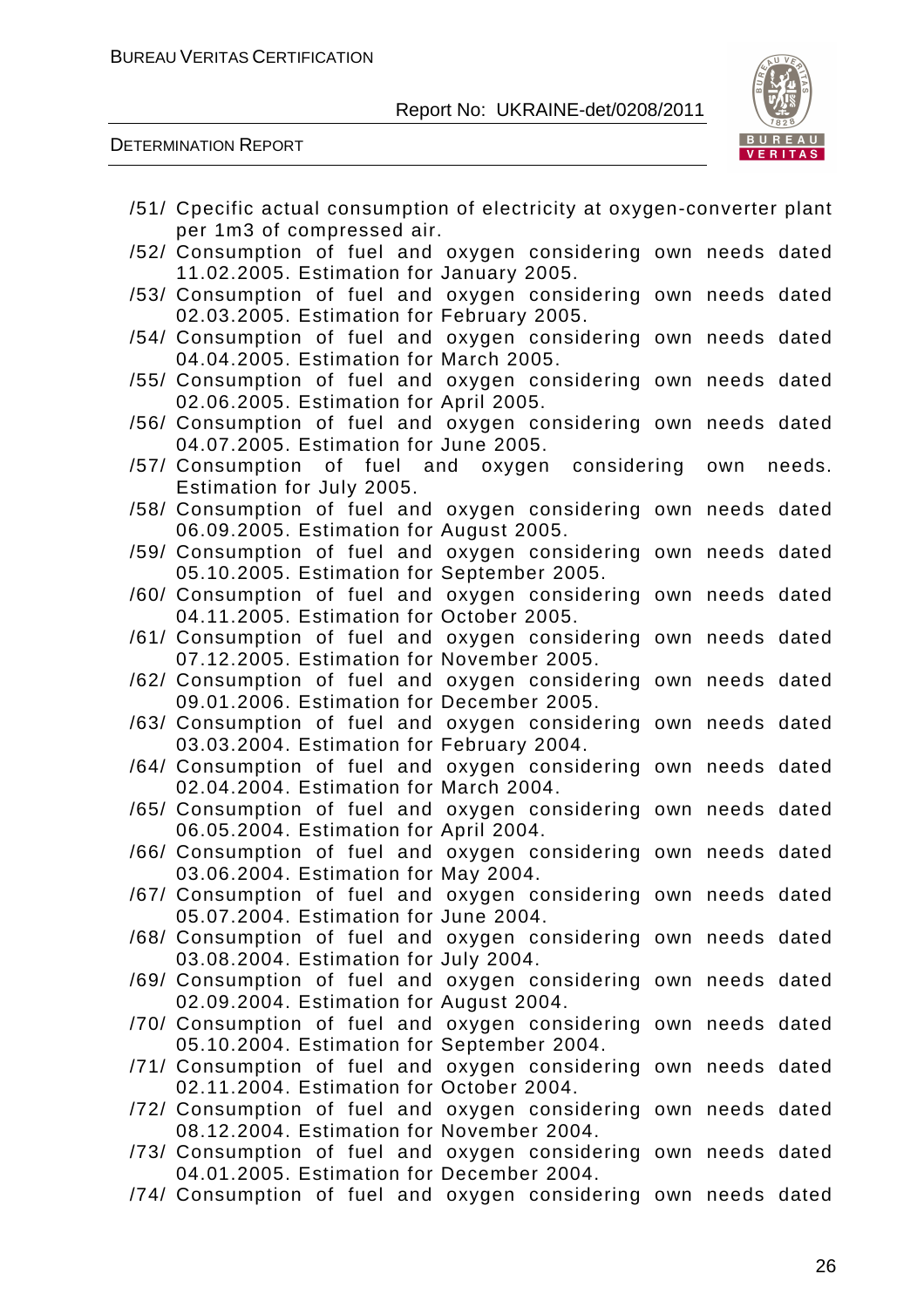/51/ Cpecific actual consumption of electricity at oxygen-converter plant per 1m3 of compressed air.

/52/ Consumption of fuel and oxygen considering own needs dated 11.02.2005. Estimation for January 2005.

/53/ Consumption of fuel and oxygen considering own needs dated 02.03.2005. Estimation for February 2005.

/54/ Consumption of fuel and oxygen considering own needs dated 04.04.2005. Estimation for March 2005.

/55/ Consumption of fuel and oxygen considering own needs dated 02.06.2005. Estimation for April 2005.

/56/ Consumption of fuel and oxygen considering own needs dated 04.07.2005. Estimation for June 2005.

/57/ Consumption of fuel and oxygen considering own needs. Estimation for July 2005.

/58/ Consumption of fuel and oxygen considering own needs dated 06.09.2005. Estimation for August 2005.

/59/ Consumption of fuel and oxygen considering own needs dated 05.10.2005. Estimation for September 2005.

/60/ Consumption of fuel and oxygen considering own needs dated 04.11.2005. Estimation for October 2005.

/61/ Consumption of fuel and oxygen considering own needs dated 07.12.2005. Estimation for November 2005.

/62/ Consumption of fuel and oxygen considering own needs dated 09.01.2006. Estimation for December 2005.

/63/ Consumption of fuel and oxygen considering own needs dated 03.03.2004. Estimation for February 2004.

/64/ Consumption of fuel and oxygen considering own needs dated 02.04.2004. Estimation for March 2004.

/65/ Consumption of fuel and oxygen considering own needs dated 06.05.2004. Estimation for April 2004.

/66/ Consumption of fuel and oxygen considering own needs dated 03.06.2004. Estimation for May 2004.

/67/ Consumption of fuel and oxygen considering own needs dated 05.07.2004. Estimation for June 2004.

/68/ Consumption of fuel and oxygen considering own needs dated 03.08.2004. Estimation for July 2004.

/69/ Consumption of fuel and oxygen considering own needs dated 02.09.2004. Estimation for August 2004.

/70/ Consumption of fuel and oxygen considering own needs dated 05.10.2004. Estimation for September 2004.

/71/ Consumption of fuel and oxygen considering own needs dated 02.11.2004. Estimation for October 2004.

/72/ Consumption of fuel and oxygen considering own needs dated 08.12.2004. Estimation for November 2004.

/73/ Consumption of fuel and oxygen considering own needs dated 04.01.2005. Estimation for December 2004.

/74/ Consumption of fuel and oxygen considering own needs dated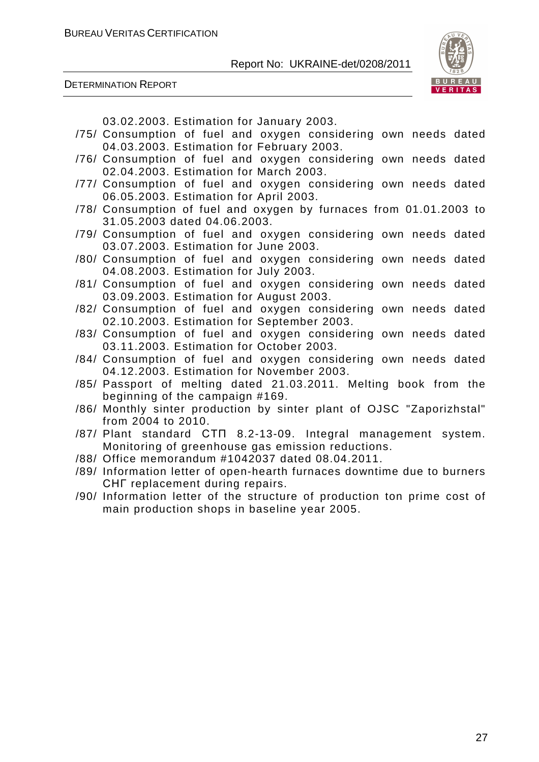03.02.2003. Estimation for January 2003.

/75/ Consumption of fuel and oxygen considering own needs dated 04.03.2003. Estimation for February 2003.

/76/ Consumption of fuel and oxygen considering own needs dated 02.04.2003. Estimation for March 2003.

/77/ Consumption of fuel and oxygen considering own needs dated 06.05.2003. Estimation for April 2003.

/78/ Consumption of fuel and oxygen by furnaces from 01.01.2003 to 31.05.2003 dated 04.06.2003.

/79/ Consumption of fuel and oxygen considering own needs dated 03.07.2003. Estimation for June 2003.

/80/ Consumption of fuel and oxygen considering own needs dated 04.08.2003. Estimation for July 2003.

/81/ Consumption of fuel and oxygen considering own needs dated 03.09.2003. Estimation for August 2003.

/82/ Consumption of fuel and oxygen considering own needs dated 02.10.2003. Estimation for September 2003.

/83/ Consumption of fuel and oxygen considering own needs dated 03.11.2003. Estimation for October 2003.

/84/ Consumption of fuel and oxygen considering own needs dated 04.12.2003. Estimation for November 2003.

/85/ Passport of melting dated 21.03.2011. Melting book from the beginning of the campaign #169.

/86/ Monthly sinter production by sinter plant of OJSC "Zaporizhstal" from 2004 to 2010.

/87/ Plant standard СТП 8.2-13-09. Integral management system. Monitoring of greenhouse gas emission reductions.

/88/ Office memorandum #1042037 dated 08.04.2011.

/89/ Information letter of open-hearth furnaces downtime due to burners СНГ replacement during repairs.

/90/ Information letter of the structure of production ton prime cost of main production shops in baseline year 2005.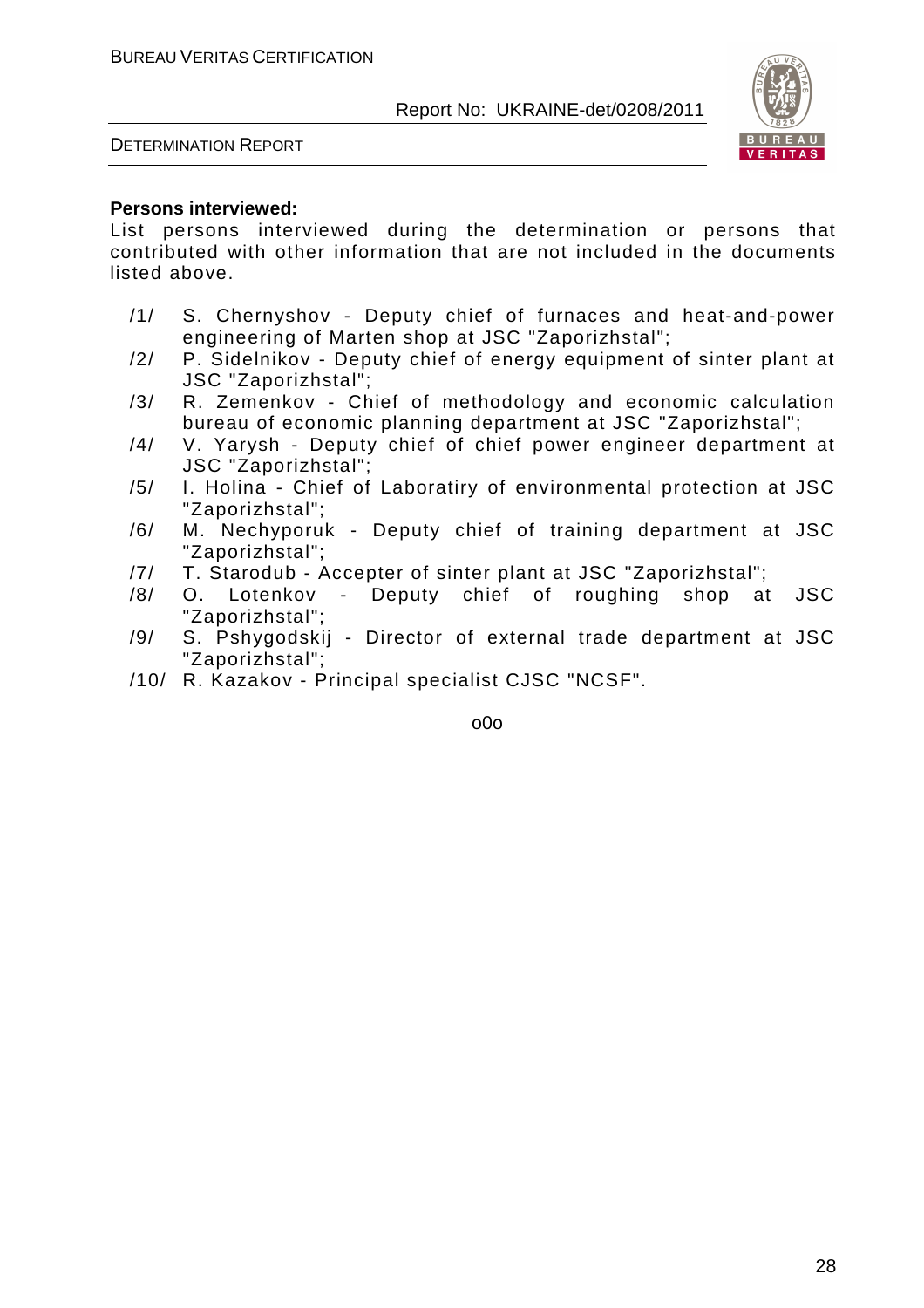**Persons interviewed:**

List persons interviewed during the determination or persons that contributed with other information that are not included in the documents listed above.

/1/ S. Chernyshov - Deputy chief of furnaces and heat-and-power engineering of Marten shop at JSC "Zaporizhstal";

/2/ P. Sidelnikov - Deputy chief of energy equipment of sinter plant at JSC "Zaporizhstal";

/3/ R. Zemenkov - Chief of methodology and economic calculation bureau of economic planning department at JSC "Zaporizhstal";

/4/ V. Yarysh - Deputy chief of chief power engineer department at JSC "Zaporizhstal";

/5/ I. Holina - Chief of Laboratiry of environmental protection at JSC "Zaporizhstal";

/6/ M. Nechyporuk - Deputy chief of training department at JSC "Zaporizhstal";

/7/ T. Starodub - Accepter of sinter plant at JSC "Zaporizhstal";

/8/ O. Lotenkov - Deputy chief of roughing shop at JSC "Zaporizhstal";

/9/ S. Pshygodskij - Director of external trade department at JSC "Zaporizhstal";

/10/ R. Kazakov - Principal specialist CJSC "NCSF".

o0o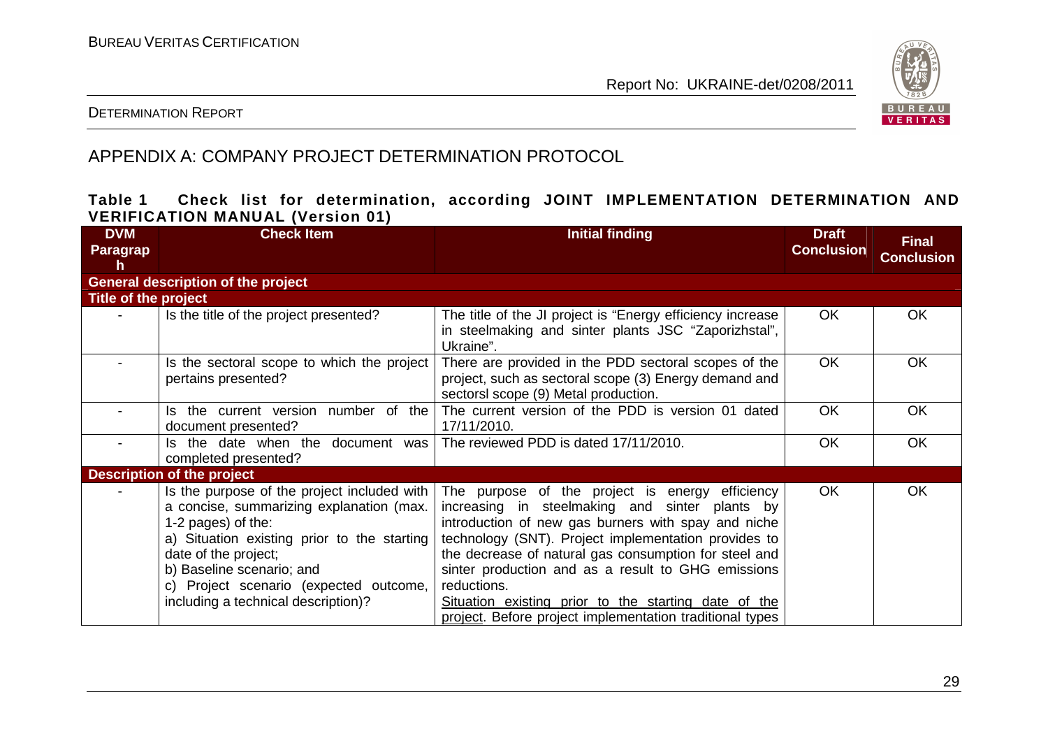## APPENDIX A: COMPANY PROJECT DETERMINATION PROTOCOL

**Table 1 Check list for determination, according JOINT IMPLEMENTATION DETERMINATION AND VERIFICATION MANUAL (Version 01)**

| DVM Paragraph | Check Item | Initial finding | Draft Conclusion | Final Conclusion |
|---|---|---|---|---|
| **General description of the project** | | | | |
| **Title of the project** | | | | |
| - | Is the title of the project presented? | The title of the JI project is "Energy efficiency increase in steelmaking and sinter plants JSC "Zaporizhstal", Ukraine". | OK | OK |
| - | Is the sectoral scope to which the project pertains presented? | There are provided in the PDD sectoral scopes of the project, such as sectoral scope (3) Energy demand and sectorsl scope (9) Metal production. | OK | OK |
| - | Is the current version number of the document presented? | The current version of the PDD is version 01 dated 17/11/2010. | OK | OK |
| - | Is the date when the document was completed presented? | The reviewed PDD is dated 17/11/2010. | OK | OK |
| **Description of the project** | | | | |
| - | Is the purpose of the project included with a concise, summarizing explanation (max. 1-2 pages) of the:<br>a) Situation existing prior to the starting date of the project;<br>b) Baseline scenario; and<br>c) Project scenario (expected outcome, including a technical description)? | The purpose of the project is energy efficiency increasing in steelmaking and sinter plants by introduction of new gas burners with spay and niche technology (SNT). Project implementation provides to the decrease of natural gas consumption for steel and sinter production and as a result to GHG emissions reductions.<br>Situation existing prior to the starting date of the project. Before project implementation traditional types | OK | OK |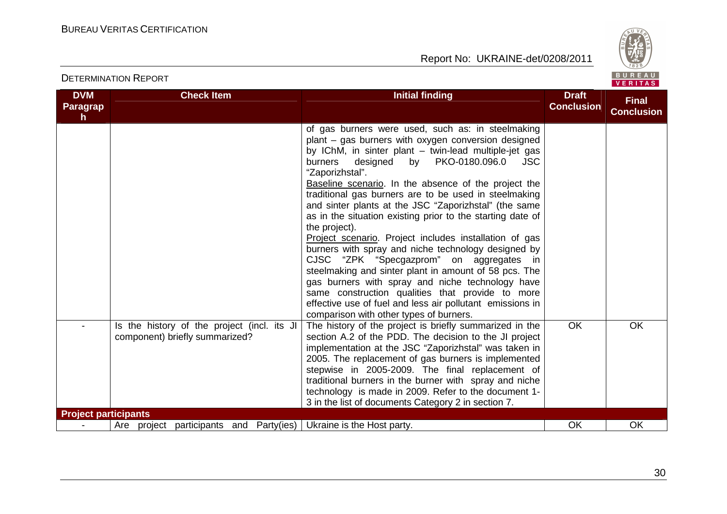| DVM Paragraph | Check Item | Initial finding | Draft Conclusion | Final Conclusion |
|---|---|---|---|---|
| | | of gas burners were used, such as: in steelmaking plant – gas burners with oxygen conversion designed by IChM, in sinter plant – twin-lead multiple-jet gas burners designed by PKO-0180.096.0 JSC "Zaporizhstal".<br>Baseline scenario. In the absence of the project the traditional gas burners are to be used in steelmaking and sinter plants at the JSC "Zaporizhstal" (the same as in the situation existing prior to the starting date of the project).<br>Project scenario. Project includes installation of gas burners with spray and niche technology designed by CJSC "ZPK "Specgazprom" on aggregates in steelmaking and sinter plant in amount of 58 pcs. The gas burners with spray and niche technology have same construction qualities that provide to more effective use of fuel and less air pollutant emissions in comparison with other types of burners. | | |
| - | Is the history of the project (incl. its JI component) briefly summarized? | The history of the project is briefly summarized in the section A.2 of the PDD. The decision to the JI project implementation at the JSC "Zaporizhstal" was taken in 2005. The replacement of gas burners is implemented stepwise in 2005-2009. The final replacement of traditional burners in the burner with spray and niche technology is made in 2009. Refer to the document 1-3 in the list of documents Category 2 in section 7. | OK | OK |
| **Project participants** | | | | |
| - | Are project participants and Party(ies) | Ukraine is the Host party. | OK | OK |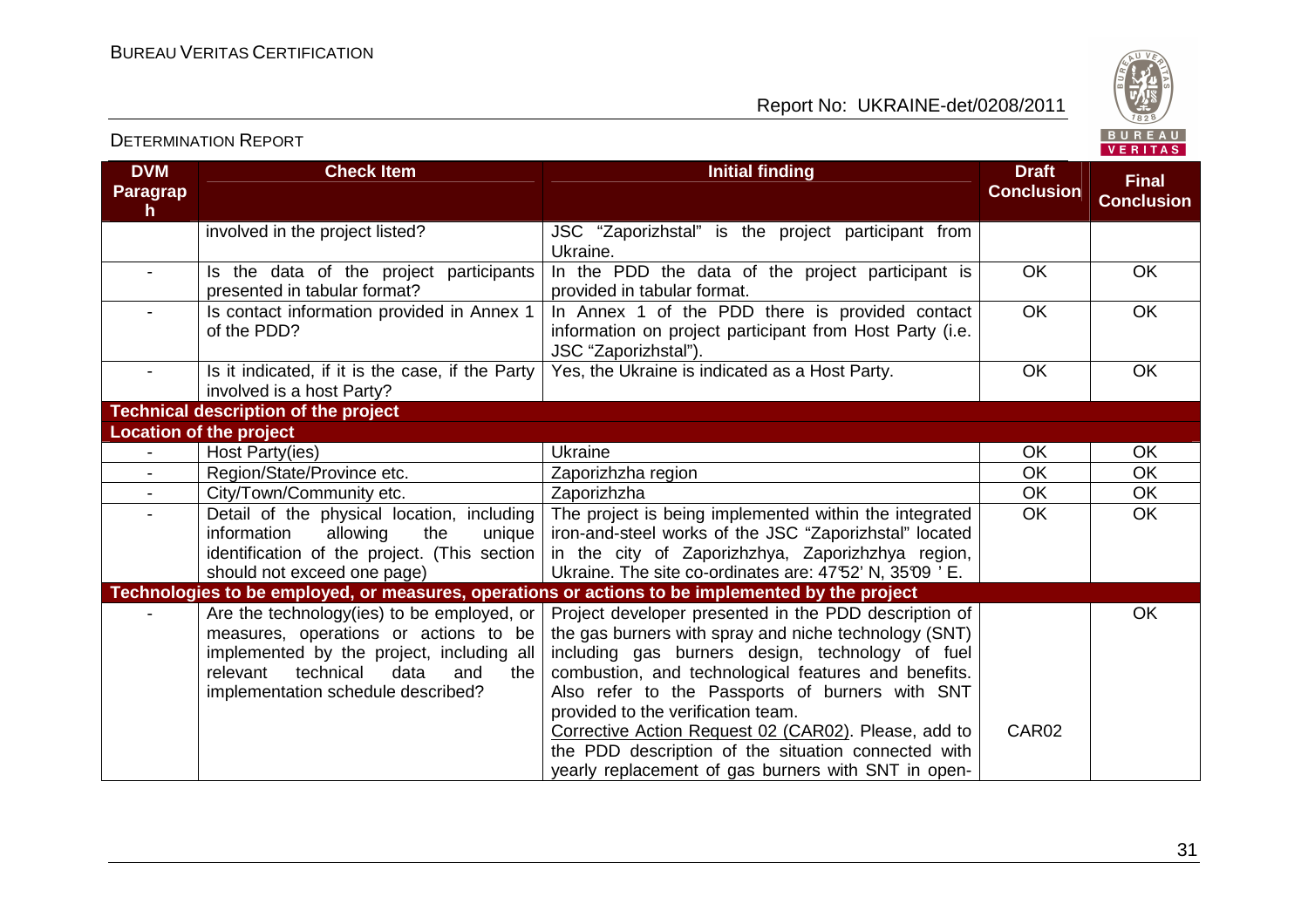| DVM Paragraph | Check Item | Initial finding | Draft Conclusion | Final Conclusion |
|---|---|---|---|---|
| | involved in the project listed? | JSC "Zaporizhstal" is the project participant from Ukraine. | | |
| - | Is the data of the project participants presented in tabular format? | In the PDD the data of the project participant is provided in tabular format. | OK | OK |
| - | Is contact information provided in Annex 1 of the PDD? | In Annex 1 of the PDD there is provided contact information on project participant from Host Party (i.e. JSC "Zaporizhstal"). | OK | OK |
| - | Is it indicated, if it is the case, if the Party involved is a host Party? | Yes, the Ukraine is indicated as a Host Party. | OK | OK |
| **Technical description of the project** | | | | |
| **Location of the project** | | | | |
| - | Host Party(ies) | Ukraine | OK | OK |
| - | Region/State/Province etc. | Zaporizhzha region | OK | OK |
| - | City/Town/Community etc. | Zaporizhzha | OK | OK |
| - | Detail of the physical location, including information allowing the unique identification of the project. (This section should not exceed one page) | The project is being implemented within the integrated iron-and-steel works of the JSC "Zaporizhstal" located in the city of Zaporizhzhya, Zaporizhzhya region, Ukraine. The site co-ordinates are: 47°52' N, 35°09 ' E. | OK | OK |
| **Technologies to be employed, or measures, operations or actions to be implemented by the project** | | | | |
| - | Are the technology(ies) to be employed, or measures, operations or actions to be implemented by the project, including all relevant technical data and the implementation schedule described? | Project developer presented in the PDD description of the gas burners with spray and niche technology (SNT) including gas burners design, technology of fuel combustion, and technological features and benefits. Also refer to the Passports of burners with SNT provided to the verification team.<br>Corrective Action Request 02 (CAR02). Please, add to the PDD description of the situation connected with yearly replacement of gas burners with SNT in open- | CAR02 | OK |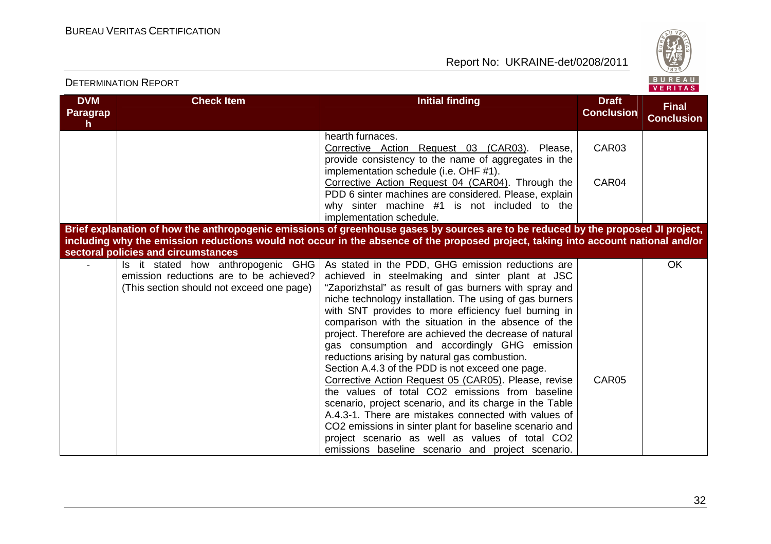| DVM Paragraph | Check Item | Initial finding | Draft Conclusion | Final Conclusion |
|---|---|---|---|---|
| | | hearth furnaces.<br>Corrective Action Request 03 (CAR03). Please, provide consistency to the name of aggregates in the implementation schedule (i.e. OHF #1).<br>Corrective Action Request 04 (CAR04). Through the PDD 6 sinter machines are considered. Please, explain why sinter machine #1 is not included to the implementation schedule. | CAR03<br><br>CAR04 | |
| **Brief explanation of how the anthropogenic emissions of greenhouse gases by sources are to be reduced by the proposed JI project, including why the emission reductions would not occur in the absence of the proposed project, taking into account national and/or sectoral policies and circumstances** | | | | |
| - | Is it stated how anthropogenic GHG emission reductions are to be achieved? (This section should not exceed one page) | As stated in the PDD, GHG emission reductions are achieved in steelmaking and sinter plant at JSC "Zaporizhstal" as result of gas burners with spray and niche technology installation. The using of gas burners with SNT provides to more efficiency fuel burning in comparison with the situation in the absence of the project. Therefore are achieved the decrease of natural gas consumption and accordingly GHG emission reductions arising by natural gas combustion.<br>Section A.4.3 of the PDD is not exceed one page.<br>Corrective Action Request 05 (CAR05). Please, revise the values of total $CO_2$ emissions from baseline scenario, project scenario, and its charge in the Table A.4.3-1. There are mistakes connected with values of $CO_2$ emissions in sinter plant for baseline scenario and project scenario as well as values of total $CO_2$ emissions baseline scenario and project scenario. | <br><br><br><br><br><br><br><br><br>CAR05 | OK |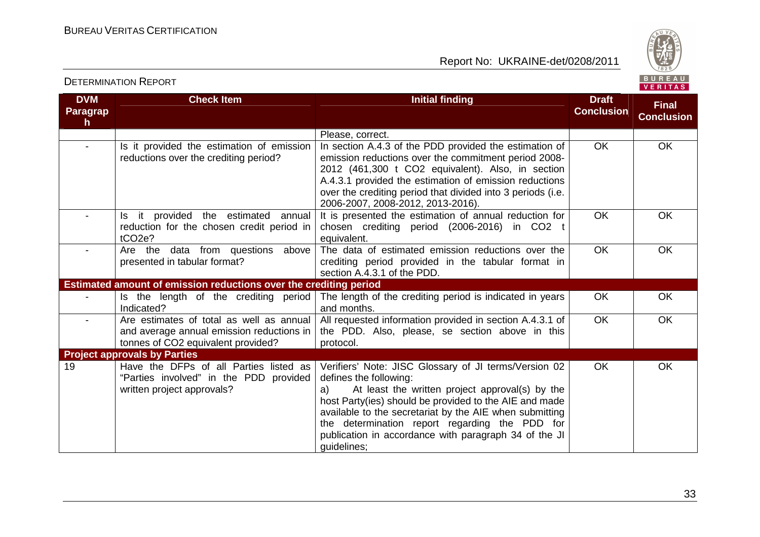| DVM Paragraph | Check Item | Initial finding | Draft Conclusion | Final Conclusion |
|---|---|---|---|---|
| | | Please, correct. | | |
| - | Is it provided the estimation of emission reductions over the crediting period? | In section A.4.3 of the PDD provided the estimation of emission reductions over the commitment period 2008-2012 (461,300 t $CO_2$ equivalent). Also, in section A.4.3.1 provided the estimation of emission reductions over the crediting period that divided into 3 periods (i.e. 2006-2007, 2008-2012, 2013-2016). | OK | OK |
| - | Is it provided the estimated annual reduction for the chosen credit period in $tCO_2e$? | It is presented the estimation of annual reduction for chosen crediting period (2006-2016) in $CO_2$ t equivalent. | OK | OK |
| - | Are the data from questions above presented in tabular format? | The data of estimated emission reductions over the crediting period provided in the tabular format in section A.4.3.1 of the PDD. | OK | OK |
| **Estimated amount of emission reductions over the crediting period** | | | | |
| - | Is the length of the crediting period Indicated? | The length of the crediting period is indicated in years and months. | OK | OK |
| - | Are estimates of total as well as annual and average annual emission reductions in tonnes of $CO_2$ equivalent provided? | All requested information provided in section A.4.3.1 of the PDD. Also, please, se section above in this protocol. | OK | OK |
| **Project approvals by Parties** | | | | |
| 19 | Have the DFPs of all Parties listed as "Parties involved" in the PDD provided written project approvals? | Verifiers' Note: JISC Glossary of JI terms/Version 02 defines the following:<br>a) At least the written project approval(s) by the host Party(ies) should be provided to the AIE and made available to the secretariat by the AIE when submitting the determination report regarding the PDD for publication in accordance with paragraph 34 of the JI guidelines; | OK | OK |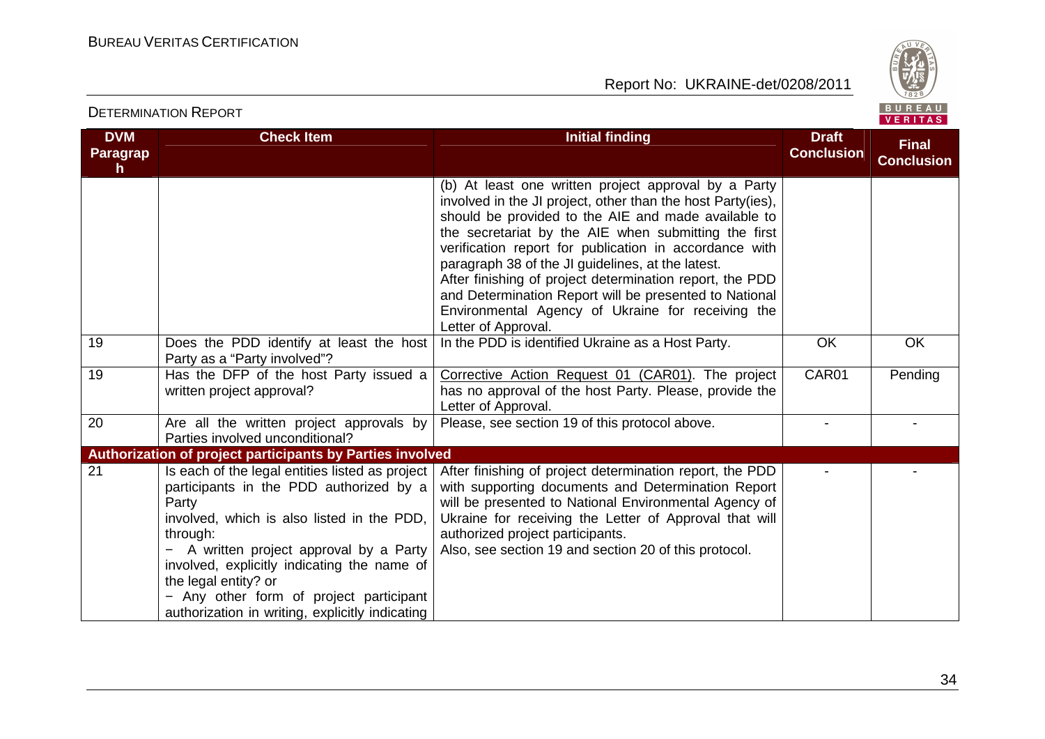| DVM Paragraph | Check Item | Initial finding | Draft Conclusion | Final Conclusion |
|---|---|---|---|---|
| | | (b) At least one written project approval by a Party involved in the JI project, other than the host Party(ies), should be provided to the AIE and made available to the secretariat by the AIE when submitting the first verification report for publication in accordance with paragraph 38 of the JI guidelines, at the latest. After finishing of project determination report, the PDD and Determination Report will be presented to National Environmental Agency of Ukraine for receiving the Letter of Approval. | | |
| 19 | Does the PDD identify at least the host Party as a "Party involved"? | In the PDD is identified Ukraine as a Host Party. | OK | OK |
| 19 | Has the DFP of the host Party issued a written project approval? | Corrective Action Request 01 (CAR01). The project has no approval of the host Party. Please, provide the Letter of Approval. | CAR01 | Pending |
| 20 | Are all the written project approvals by Parties involved unconditional? | Please, see section 19 of this protocol above. | - | - |
| **Authorization of project participants by Parties involved** | | | | |
| 21 | Is each of the legal entities listed as project participants in the PDD authorized by a Party involved, which is also listed in the PDD, through:<br>− A written project approval by a Party involved, explicitly indicating the name of the legal entity? or<br>− Any other form of project participant authorization in writing, explicitly indicating | After finishing of project determination report, the PDD with supporting documents and Determination Report will be presented to National Environmental Agency of Ukraine for receiving the Letter of Approval that will authorized project participants.<br>Also, see section 19 and section 20 of this protocol. | - | - |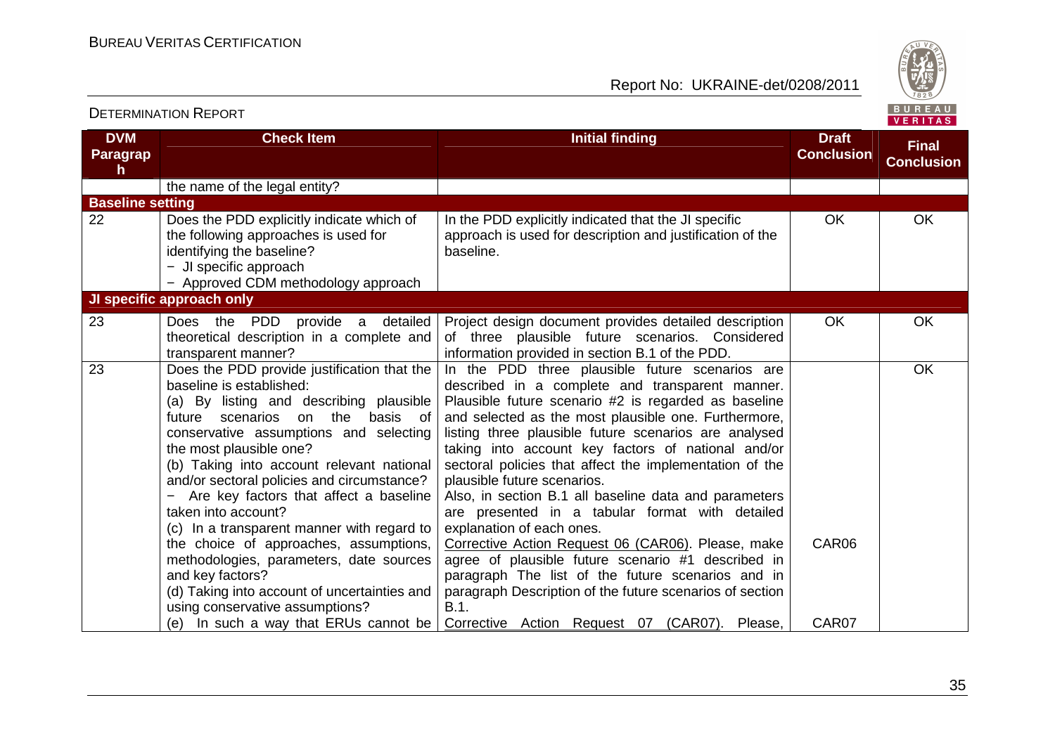DETERMINATION REPORT

| DVM Paragraph | Check Item | Initial finding | Draft Conclusion | Final Conclusion |
|---|---|---|---|---|
| | the name of the legal entity? | | | |
| **Baseline setting** | | | | |
| 22 | Does the PDD explicitly indicate which of the following approaches is used for identifying the baseline?<br>− JI specific approach<br>− Approved CDM methodology approach | In the PDD explicitly indicated that the JI specific approach is used for description and justification of the baseline. | OK | OK |
| **JI specific approach only** | | | | |
| 23 | Does the PDD provide a detailed theoretical description in a complete and transparent manner? | Project design document provides detailed description of three plausible future scenarios. Considered information provided in section B.1 of the PDD. | OK | OK |
| 23 | Does the PDD provide justification that the baseline is established:<br>(a) By listing and describing plausible future scenarios on the basis of conservative assumptions and selecting the most plausible one?<br>(b) Taking into account relevant national and/or sectoral policies and circumstance?<br>− Are key factors that affect a baseline taken into account?<br>(c) In a transparent manner with regard to the choice of approaches, assumptions, methodologies, parameters, date sources and key factors?<br>(d) Taking into account of uncertainties and using conservative assumptions?<br>(e) In such a way that ERUs cannot be | In the PDD three plausible future scenarios are described in a complete and transparent manner. Plausible future scenario #2 is regarded as baseline and selected as the most plausible one. Furthermore, listing three plausible future scenarios are analysed taking into account key factors of national and/or sectoral policies that affect the implementation of the plausible future scenarios.<br>Also, in section B.1 all baseline data and parameters are presented in a tabular format with detailed explanation of each ones.<br>Corrective Action Request 06 (CAR06). Please, make agree of plausible future scenario #1 described in paragraph The list of the future scenarios and in paragraph Description of the future scenarios of section B.1.<br>Corrective Action Request 07 (CAR07). Please, | CAR06<br><br>CAR07 | OK |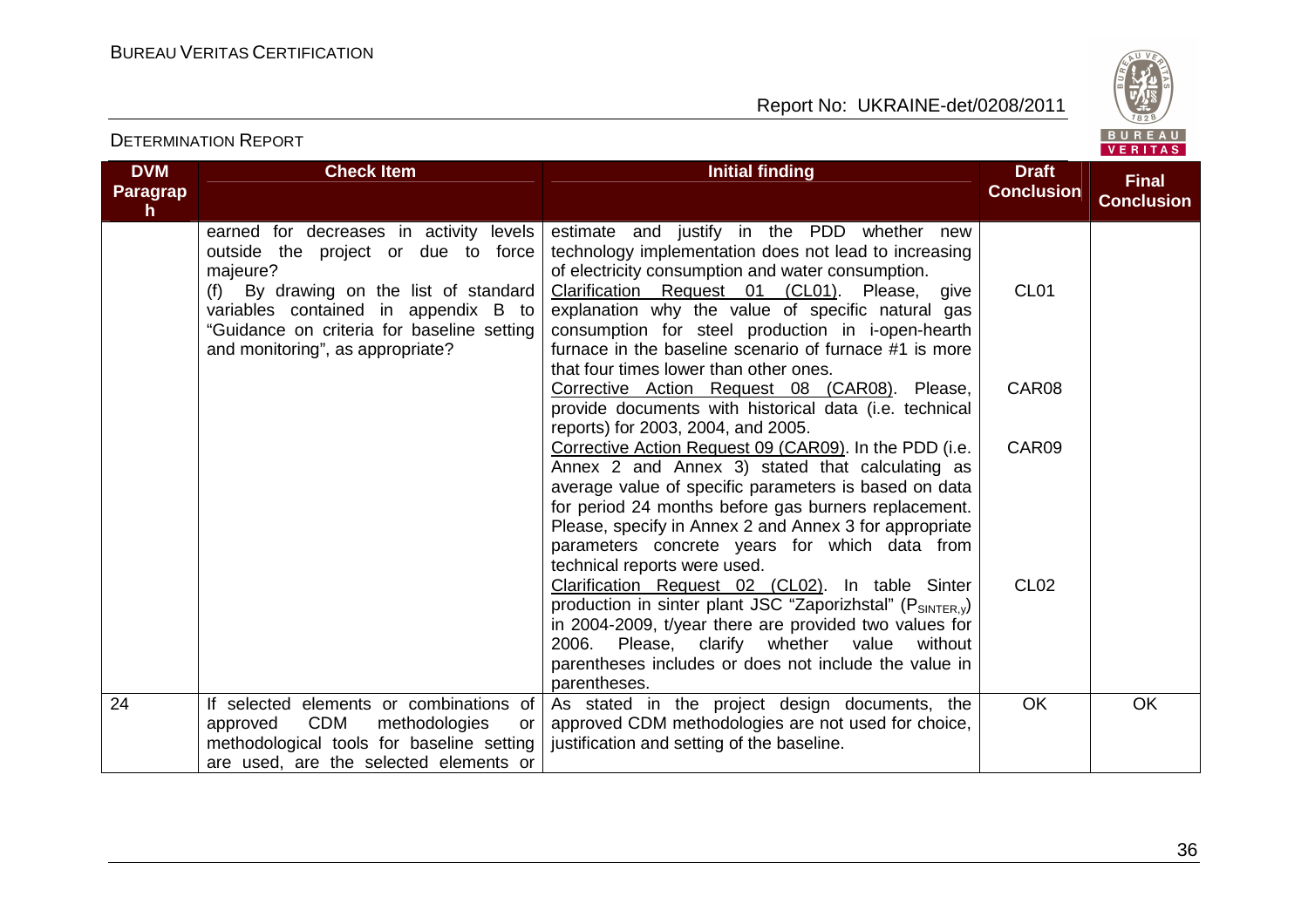| DVM Paragraph | Check Item | Initial finding | Draft Conclusion | Final Conclusion |
|---|---|---|---|---|
| | earned for decreases in activity levels outside the project or due to force majeure?<br>(f) By drawing on the list of standard variables contained in appendix B to "Guidance on criteria for baseline setting and monitoring", as appropriate? | estimate and justify in the PDD whether new technology implementation does not lead to increasing of electricity consumption and water consumption.<br>Clarification Request 01 (CL01). Please, give explanation why the value of specific natural gas consumption for steel production in i-open-hearth furnace in the baseline scenario of furnace #1 is more that four times lower than other ones.<br>Corrective Action Request 08 (CAR08). Please, provide documents with historical data (i.e. technical reports) for 2003, 2004, and 2005.<br>Corrective Action Request 09 (CAR09). In the PDD (i.e. Annex 2 and Annex 3) stated that calculating as average value of specific parameters is based on data for period 24 months before gas burners replacement. Please, specify in Annex 2 and Annex 3 for appropriate parameters concrete years for which data from technical reports were used.<br>Clarification Request 02 (CL02). In table Sinter production in sinter plant JSC "Zaporizhstal" ($P_{SINTER,y}$) in 2004-2009, t/year there are provided two values for 2006. Please, clarify whether value without parentheses includes or does not include the value in parentheses. | CL01<br><br>CAR08<br><br>CAR09<br><br>CL02 | |
| 24 | If selected elements or combinations of approved CDM methodologies or methodological tools for baseline setting are used, are the selected elements or | As stated in the project design documents, the approved CDM methodologies are not used for choice, justification and setting of the baseline. | OK | OK |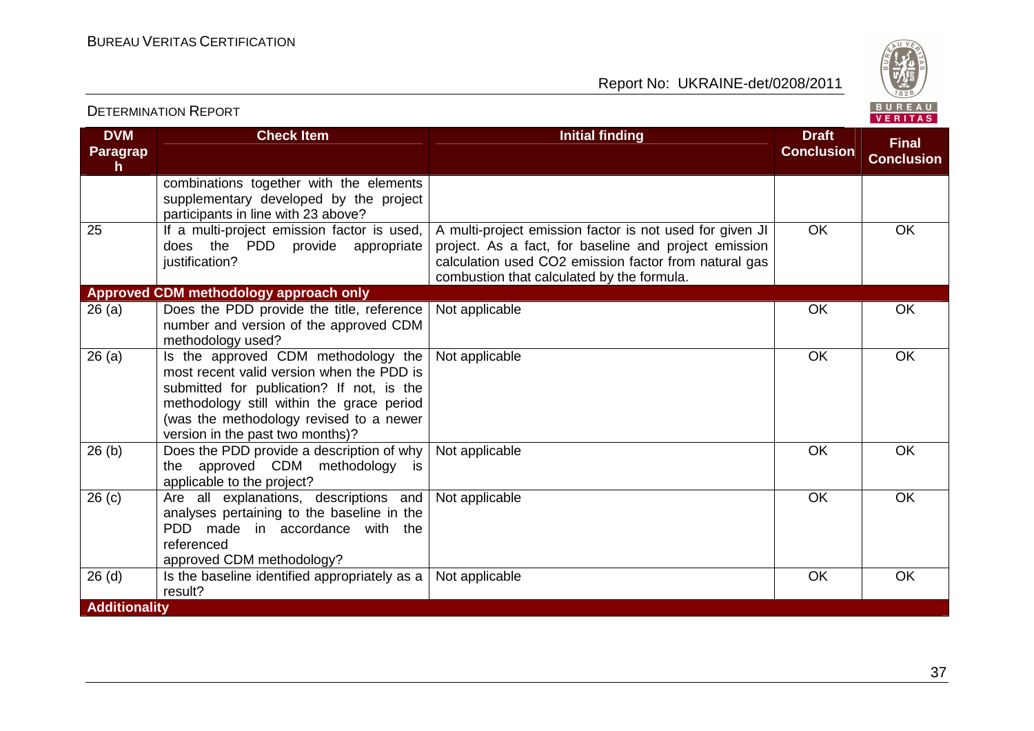| DVM Paragraph | Check Item | Initial finding | Draft Conclusion | Final Conclusion |
|---|---|---|---|---|
| | combinations together with the elements supplementary developed by the project participants in line with 23 above? | | | |
| 25 | If a multi-project emission factor is used, does the PDD provide appropriate justification? | A multi-project emission factor is not used for given JI project. As a fact, for baseline and project emission calculation used CO2 emission factor from natural gas combustion that calculated by the formula. | OK | OK |
| **Approved CDM methodology approach only** | | | | |
| 26 (a) | Does the PDD provide the title, reference number and version of the approved CDM methodology used? | Not applicable | OK | OK |
| 26 (a) | Is the approved CDM methodology the most recent valid version when the PDD is submitted for publication? If not, is the methodology still within the grace period (was the methodology revised to a newer version in the past two months)? | Not applicable | OK | OK |
| 26 (b) | Does the PDD provide a description of why the approved CDM methodology is applicable to the project? | Not applicable | OK | OK |
| 26 (c) | Are all explanations, descriptions and analyses pertaining to the baseline in the PDD made in accordance with the referenced approved CDM methodology? | Not applicable | OK | OK |
| 26 (d) | Is the baseline identified appropriately as a result? | Not applicable | OK | OK |
| **Additionality** | | | | |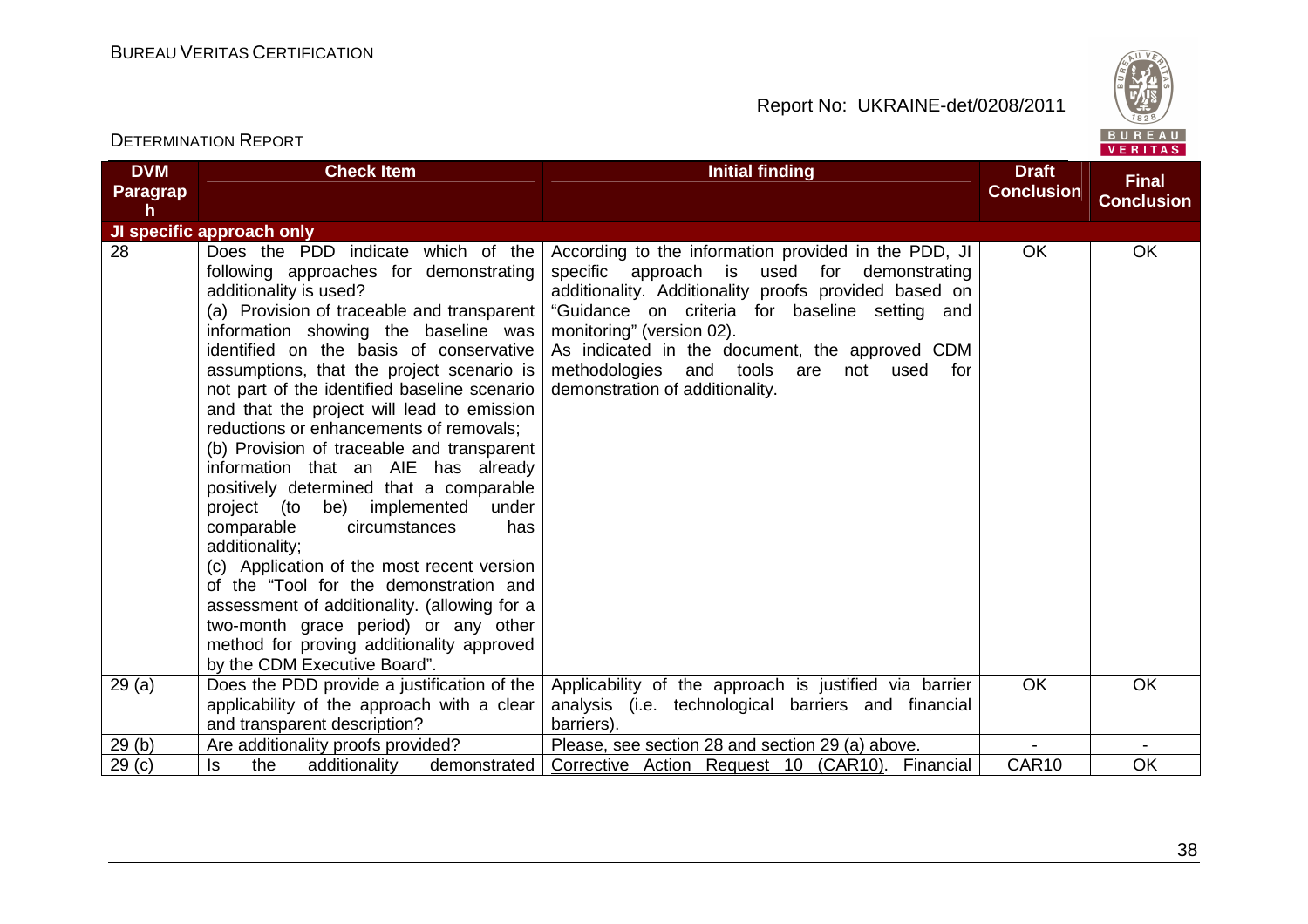| DVM Paragraph | Check Item | Initial finding | Draft Conclusion | Final Conclusion |
|---|---|---|---|---|
| **JI specific approach only** | | | | |
| 28 | Does the PDD indicate which of the following approaches for demonstrating additionality is used?<br>(a) Provision of traceable and transparent information showing the baseline was identified on the basis of conservative assumptions, that the project scenario is not part of the identified baseline scenario and that the project will lead to emission reductions or enhancements of removals;<br>(b) Provision of traceable and transparent information that an AIE has already positively determined that a comparable project (to be) implemented under comparable circumstances has additionality;<br>(c) Application of the most recent version of the "Tool for the demonstration and assessment of additionality. (allowing for a two-month grace period) or any other method for proving additionality approved by the CDM Executive Board". | According to the information provided in the PDD, JI specific approach is used for demonstrating additionality. Additionality proofs provided based on "Guidance on criteria for baseline setting and monitoring" (version 02).<br>As indicated in the document, the approved CDM methodologies and tools are not used for demonstration of additionality. | OK | OK |
| 29 (a) | Does the PDD provide a justification of the applicability of the approach with a clear and transparent description? | Applicability of the approach is justified via barrier analysis (i.e. technological barriers and financial barriers). | OK | OK |
| 29 (b) | Are additionality proofs provided? | Please, see section 28 and section 29 (a) above. | - | - |
| 29 (c) | Is the additionality demonstrated | Corrective Action Request 10 (CAR10). Financial | CAR10 | OK |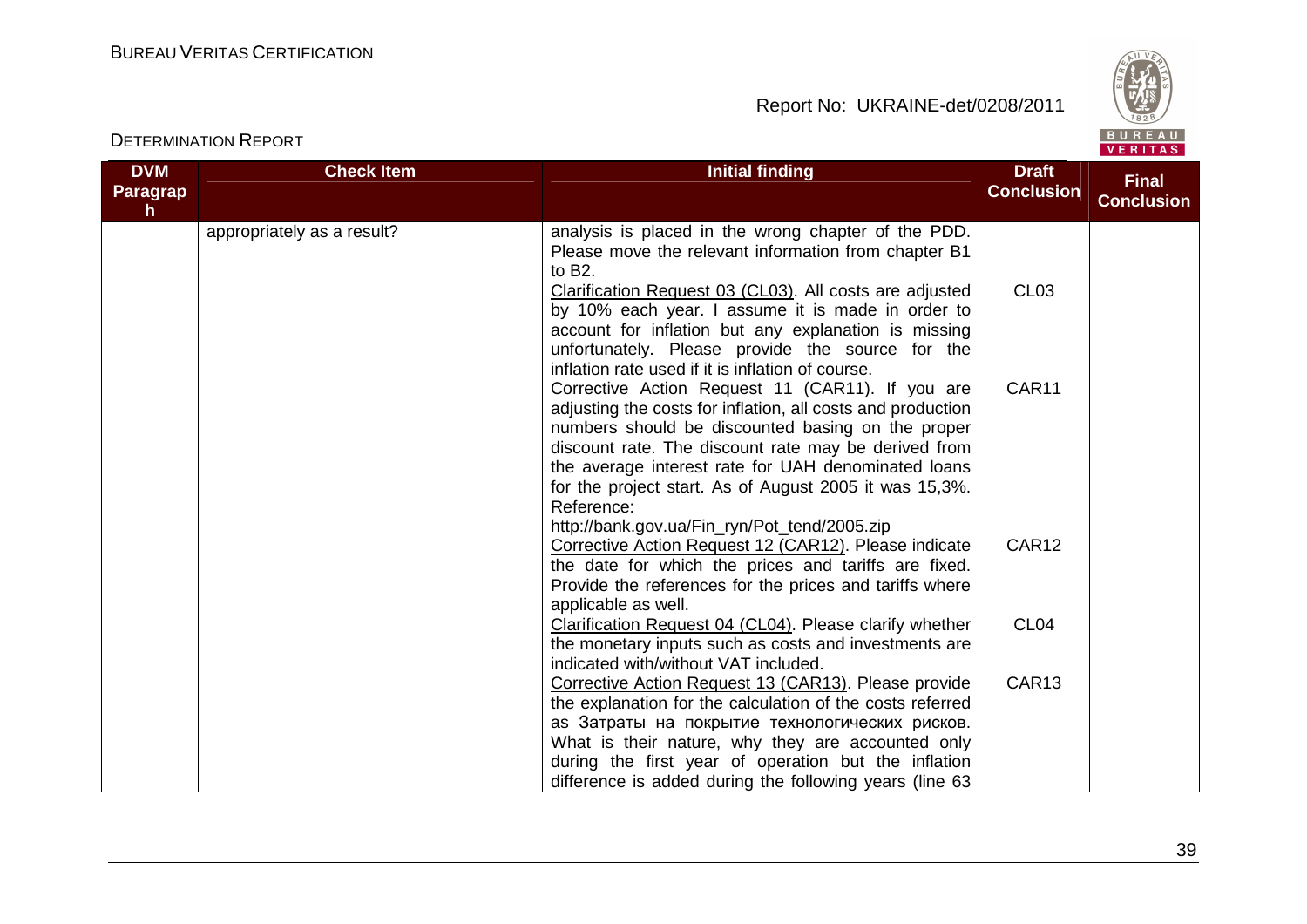| DVM Paragraph | Check Item | Initial finding | Draft Conclusion | Final Conclusion |
|---|---|---|---|---|
| | appropriately as a result? | analysis is placed in the wrong chapter of the PDD. Please move the relevant information from chapter B1 to B2. | | |
| | | Clarification Request 03 (CL03). All costs are adjusted by 10% each year. I assume it is made in order to account for inflation but any explanation is missing unfortunately. Please provide the source for the inflation rate used if it is inflation of course. | CL03 | |
| | | Corrective Action Request 11 (CAR11). If you are adjusting the costs for inflation, all costs and production numbers should be discounted basing on the proper discount rate. The discount rate may be derived from the average interest rate for UAH denominated loans for the project start. As of August 2005 it was 15,3%. Reference: http://bank.gov.ua/Fin_ryn/Pot_tend/2005.zip | CAR11 | |
| | | Corrective Action Request 12 (CAR12). Please indicate the date for which the prices and tariffs are fixed. Provide the references for the prices and tariffs where applicable as well. | CAR12 | |
| | | Clarification Request 04 (CL04). Please clarify whether the monetary inputs such as costs and investments are indicated with/without VAT included. | CL04 | |
| | | Corrective Action Request 13 (CAR13). Please provide the explanation for the calculation of the costs referred as Затраты на покрытие технологических рисков. What is their nature, why they are accounted only during the first year of operation but the inflation difference is added during the following years (line 63 | CAR13 | |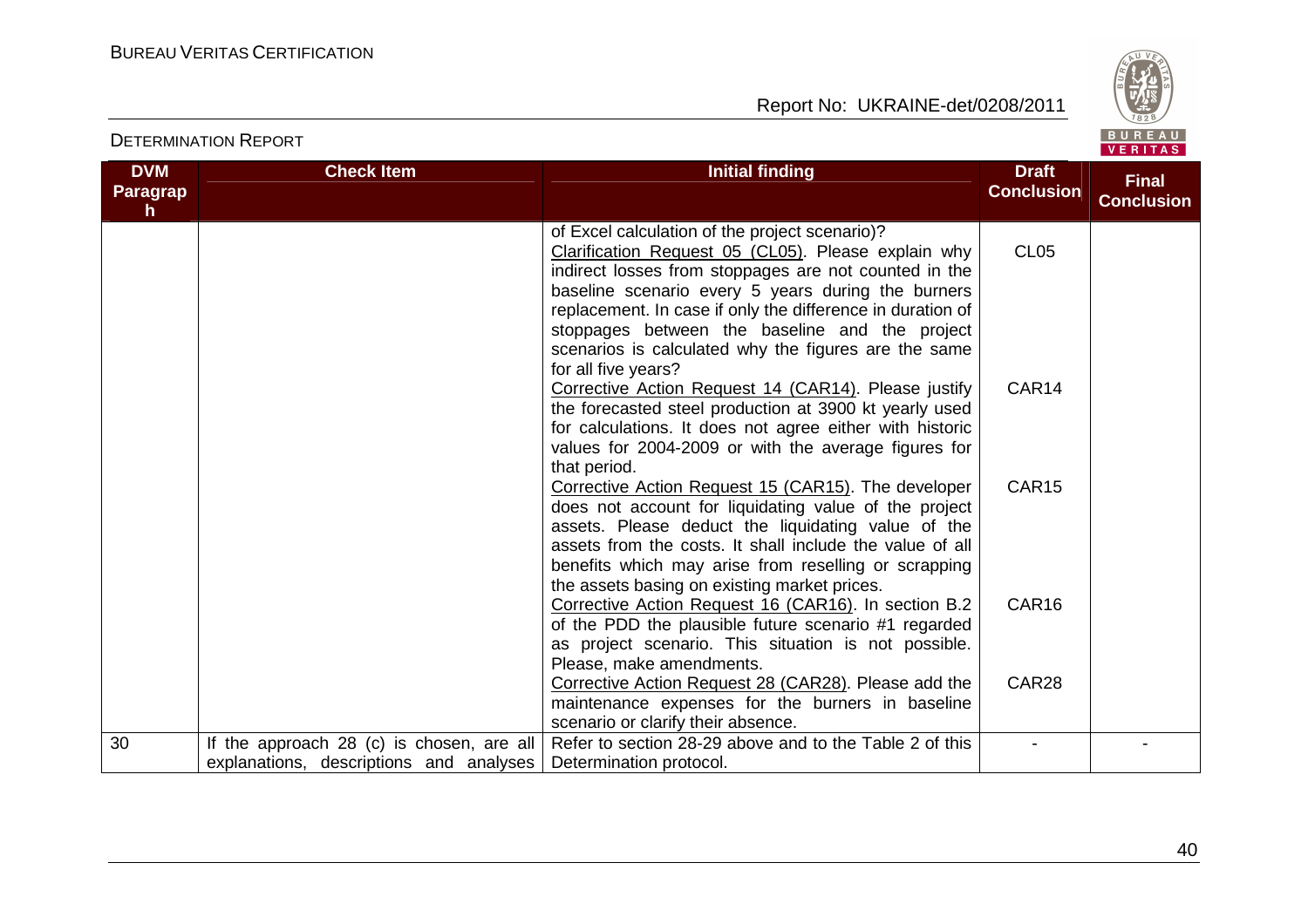| DVM Paragraph | Check Item | Initial finding | Draft Conclusion | Final Conclusion |
|---|---|---|---|---|
| | | of Excel calculation of the project scenario)? | | |
| | | Clarification Request 05 (CL05). Please explain why indirect losses from stoppages are not counted in the baseline scenario every 5 years during the burners replacement. In case if only the difference in duration of stoppages between the baseline and the project scenarios is calculated why the figures are the same for all five years? | CL05 | |
| | | Corrective Action Request 14 (CAR14). Please justify the forecasted steel production at 3900 kt yearly used for calculations. It does not agree either with historic values for 2004-2009 or with the average figures for that period. | CAR14 | |
| | | Corrective Action Request 15 (CAR15). The developer does not account for liquidating value of the project assets. Please deduct the liquidating value of the assets from the costs. It shall include the value of all benefits which may arise from reselling or scrapping the assets basing on existing market prices. | CAR15 | |
| | | Corrective Action Request 16 (CAR16). In section B.2 of the PDD the plausible future scenario #1 regarded as project scenario. This situation is not possible. Please, make amendments. | CAR16 | |
| | | Corrective Action Request 28 (CAR28). Please add the maintenance expenses for the burners in baseline scenario or clarify their absence. | CAR28 | |
| 30 | If the approach 28 (c) is chosen, are all explanations, descriptions and analyses | Refer to section 28-29 above and to the Table 2 of this Determination protocol. | - | - |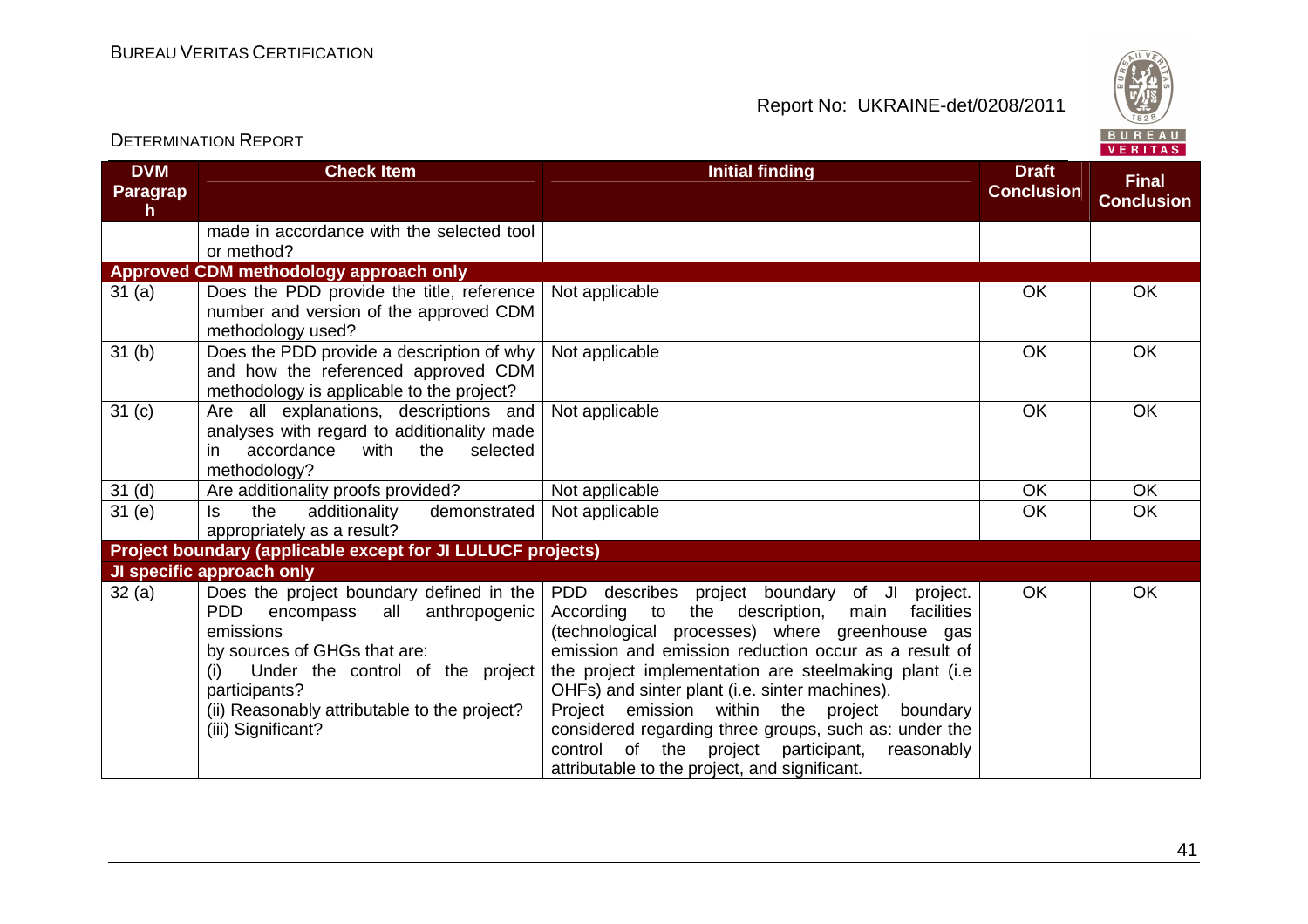| DVM Paragraph | Check Item | Initial finding | Draft Conclusion | Final Conclusion |
|---|---|---|---|---|
| | made in accordance with the selected tool or method? | | | |
| **Approved CDM methodology approach only** | | | | |
| 31 (a) | Does the PDD provide the title, reference number and version of the approved CDM methodology used? | Not applicable | OK | OK |
| 31 (b) | Does the PDD provide a description of why and how the referenced approved CDM methodology is applicable to the project? | Not applicable | OK | OK |
| 31 (c) | Are all explanations, descriptions and analyses with regard to additionality made in accordance with the selected methodology? | Not applicable | OK | OK |
| 31 (d) | Are additionality proofs provided? | Not applicable | OK | OK |
| 31 (e) | Is the additionality demonstrated appropriately as a result? | Not applicable | OK | OK |
| **Project boundary (applicable except for JI LULUCF projects)** | | | | |
| **JI specific approach only** | | | | |
| 32 (a) | Does the project boundary defined in the PDD encompass all anthropogenic emissions by sources of GHGs that are: (i) Under the control of the project participants? (ii) Reasonably attributable to the project? (iii) Significant? | PDD describes project boundary of JI project. According to the description, main facilities (technological processes) where greenhouse gas emission and emission reduction occur as a result of the project implementation are steelmaking plant (i.e OHFs) and sinter plant (i.e. sinter machines). Project emission within the project boundary considered regarding three groups, such as: under the control of the project participant, reasonably attributable to the project, and significant. | OK | OK |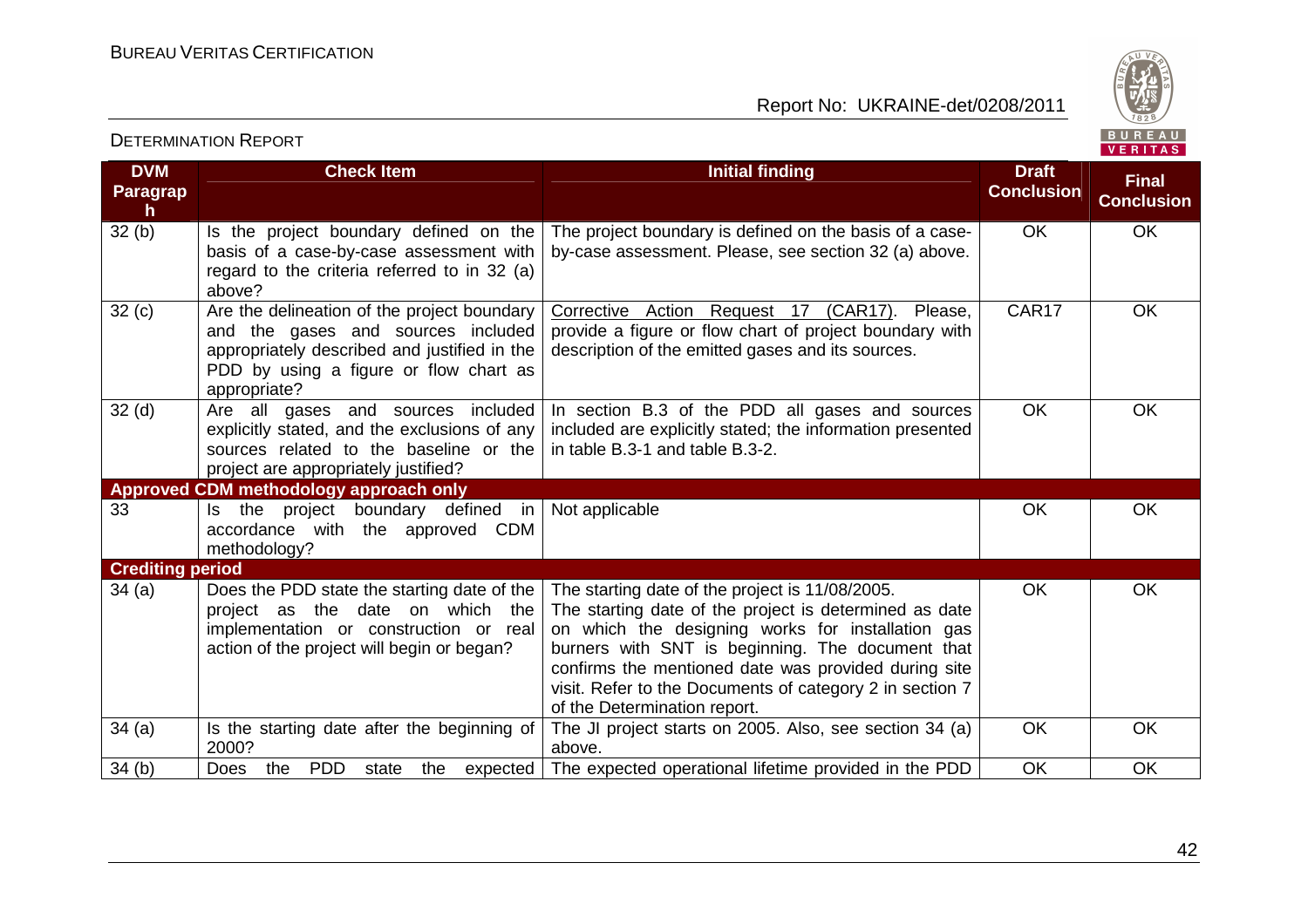| DVM Paragraph | Check Item | Initial finding | Draft Conclusion | Final Conclusion |
|---|---|---|---|---|
| 32 (b) | Is the project boundary defined on the basis of a case-by-case assessment with regard to the criteria referred to in 32 (a) above? | The project boundary is defined on the basis of a case-by-case assessment. Please, see section 32 (a) above. | OK | OK |
| 32 (c) | Are the delineation of the project boundary and the gases and sources included appropriately described and justified in the PDD by using a figure or flow chart as appropriate? | Corrective Action Request 17 (CAR17). Please, provide a figure or flow chart of project boundary with description of the emitted gases and its sources. | CAR17 | OK |
| 32 (d) | Are all gases and sources included explicitly stated, and the exclusions of any sources related to the baseline or the project are appropriately justified? | In section B.3 of the PDD all gases and sources included are explicitly stated; the information presented in table B.3-1 and table B.3-2. | OK | OK |
| **Approved CDM methodology approach only** | | | | |
| 33 | Is the project boundary defined in accordance with the approved CDM methodology? | Not applicable | OK | OK |
| **Crediting period** | | | | |
| 34 (a) | Does the PDD state the starting date of the project as the date on which the implementation or construction or real action of the project will begin or began? | The starting date of the project is 11/08/2005. The starting date of the project is determined as date on which the designing works for installation gas burners with SNT is beginning. The document that confirms the mentioned date was provided during site visit. Refer to the Documents of category 2 in section 7 of the Determination report. | OK | OK |
| 34 (a) | Is the starting date after the beginning of 2000? | The JI project starts on 2005. Also, see section 34 (a) above. | OK | OK |
| 34 (b) | Does the PDD state the expected | The expected operational lifetime provided in the PDD | OK | OK |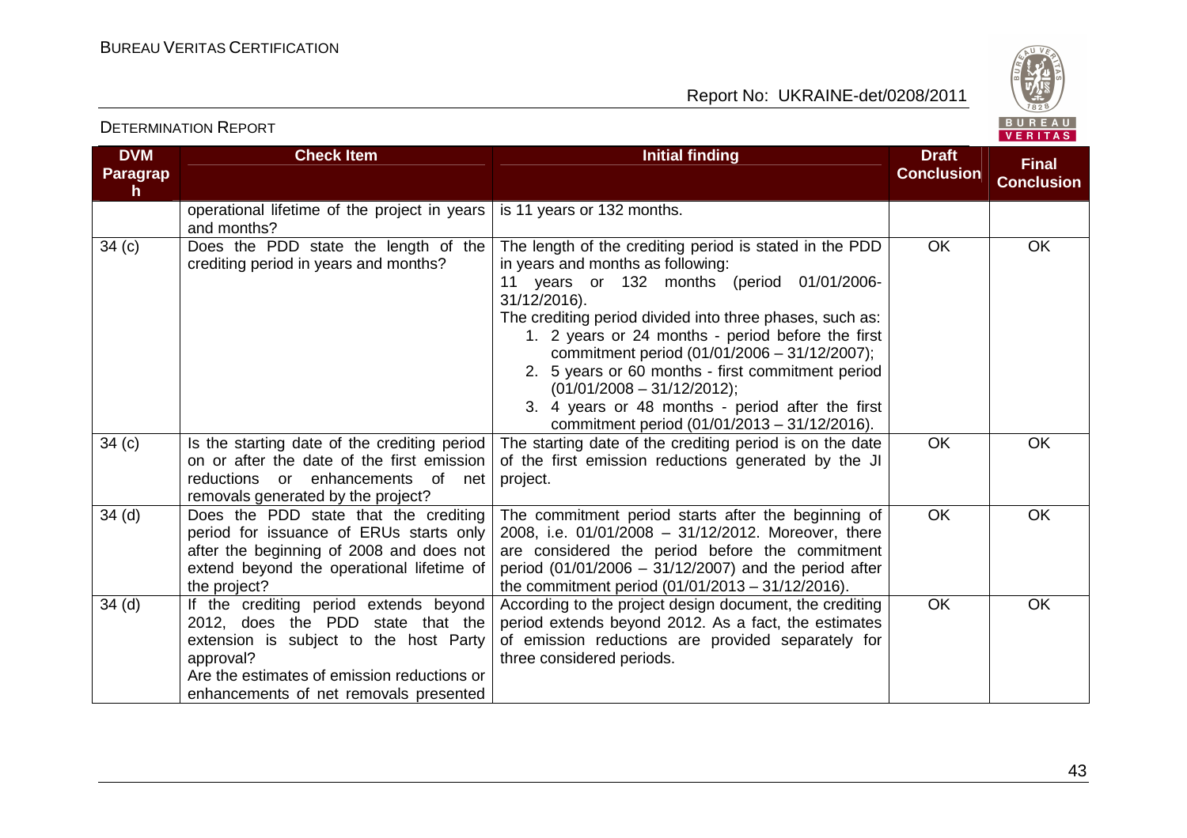| DVM Paragraph | Check Item | Initial finding | Draft Conclusion | Final Conclusion |
|---|---|---|---|---|
| | operational lifetime of the project in years and months? | is 11 years or 132 months. | | |
| 34 (c) | Does the PDD state the length of the crediting period in years and months? | The length of the crediting period is stated in the PDD in years and months as following:<br>11 years or 132 months (period 01/01/2006-31/12/2016).<br>The crediting period divided into three phases, such as:<br>1. 2 years or 24 months - period before the first commitment period (01/01/2006 – 31/12/2007);<br>2. 5 years or 60 months - first commitment period (01/01/2008 – 31/12/2012);<br>3. 4 years or 48 months - period after the first commitment period (01/01/2013 – 31/12/2016). | OK | OK |
| 34 (c) | Is the starting date of the crediting period on or after the date of the first emission reductions or enhancements of net removals generated by the project? | The starting date of the crediting period is on the date of the first emission reductions generated by the JI project. | OK | OK |
| 34 (d) | Does the PDD state that the crediting period for issuance of ERUs starts only after the beginning of 2008 and does not extend beyond the operational lifetime of the project? | The commitment period starts after the beginning of 2008, i.e. 01/01/2008 – 31/12/2012. Moreover, there are considered the period before the commitment period (01/01/2006 – 31/12/2007) and the period after the commitment period (01/01/2013 – 31/12/2016). | OK | OK |
| 34 (d) | If the crediting period extends beyond 2012, does the PDD state that the extension is subject to the host Party approval?<br>Are the estimates of emission reductions or enhancements of net removals presented | According to the project design document, the crediting period extends beyond 2012. As a fact, the estimates of emission reductions are provided separately for three considered periods. | OK | OK |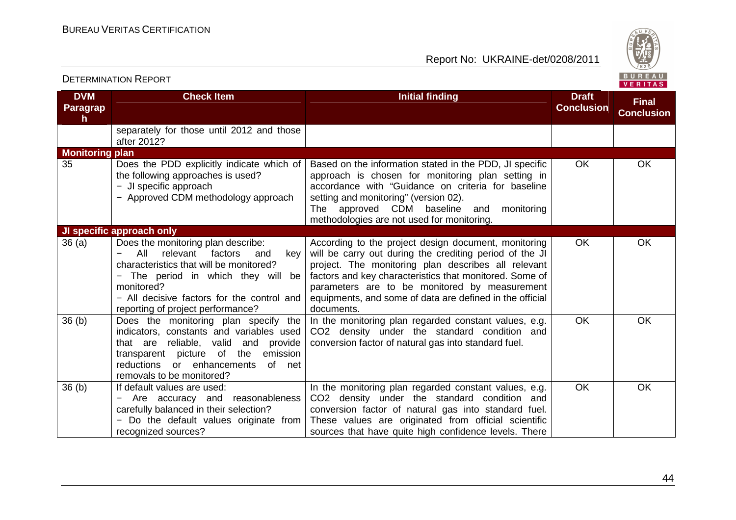| DVM Paragraph | Check Item | Initial finding | Draft Conclusion | Final Conclusion |
|---|---|---|---|---|
| | separately for those until 2012 and those after 2012? | | | |
| **Monitoring plan** | | | | |
| 35 | Does the PDD explicitly indicate which of the following approaches is used?<br>− JI specific approach<br>− Approved CDM methodology approach | Based on the information stated in the PDD, JI specific approach is chosen for monitoring plan setting in accordance with "Guidance on criteria for baseline setting and monitoring" (version 02).<br>The approved CDM baseline and monitoring methodologies are not used for monitoring. | OK | OK |
| **JI specific approach only** | | | | |
| 36 (a) | Does the monitoring plan describe:<br>− All relevant factors and key characteristics that will be monitored?<br>− The period in which they will be monitored?<br>− All decisive factors for the control and reporting of project performance? | According to the project design document, monitoring will be carry out during the crediting period of the JI project. The monitoring plan describes all relevant factors and key characteristics that monitored. Some of parameters are to be monitored by measurement equipments, and some of data are defined in the official documents. | OK | OK |
| 36 (b) | Does the monitoring plan specify the indicators, constants and variables used that are reliable, valid and provide transparent picture of the emission reductions or enhancements of net removals to be monitored? | In the monitoring plan regarded constant values, e.g. $CO_2$ density under the standard condition and conversion factor of natural gas into standard fuel. | OK | OK |
| 36 (b) | If default values are used:<br>− Are accuracy and reasonableness carefully balanced in their selection?<br>− Do the default values originate from recognized sources? | In the monitoring plan regarded constant values, e.g. $CO_2$ density under the standard condition and conversion factor of natural gas into standard fuel. These values are originated from official scientific sources that have quite high confidence levels. There | OK | OK |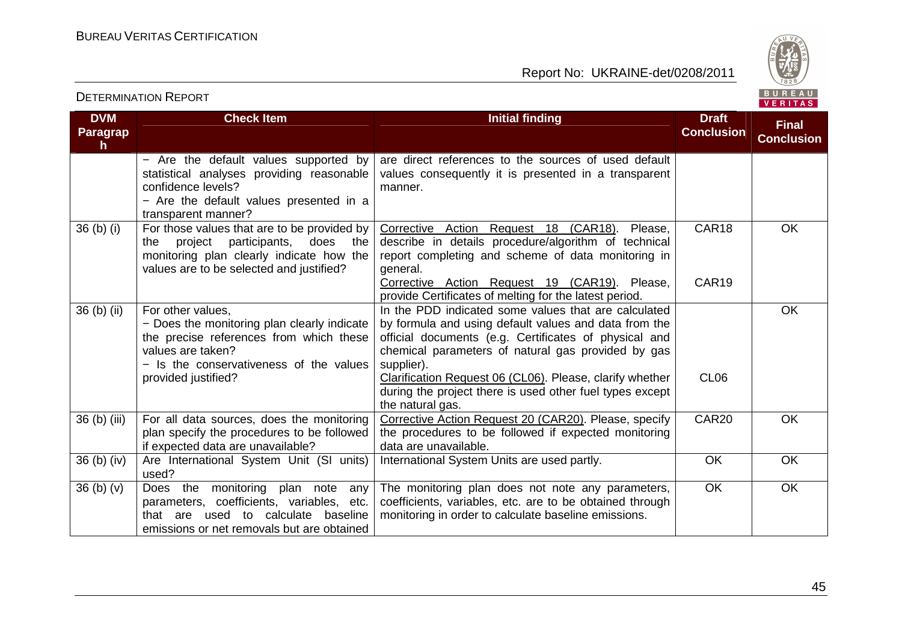| DVM Paragraph | Check Item | Initial finding | Draft Conclusion | Final Conclusion |
|---|---|---|---|---|
| | − Are the default values supported by statistical analyses providing reasonable confidence levels?<br>− Are the default values presented in a transparent manner? | are direct references to the sources of used default values consequently it is presented in a transparent manner. | | |
| 36 (b) (i) | For those values that are to be provided by the project participants, does the monitoring plan clearly indicate how the values are to be selected and justified? | Corrective Action Request 18 (CAR18). Please, describe in details procedure/algorithm of technical report completing and scheme of data monitoring in general.<br>Corrective Action Request 19 (CAR19). Please, provide Certificates of melting for the latest period. | CAR18<br><br>CAR19 | OK |
| 36 (b) (ii) | For other values,<br>− Does the monitoring plan clearly indicate the precise references from which these values are taken?<br>− Is the conservativeness of the values provided justified? | In the PDD indicated some values that are calculated by formula and using default values and data from the official documents (e.g. Certificates of physical and chemical parameters of natural gas provided by gas supplier).<br>Clarification Request 06 (CL06). Please, clarify whether during the project there is used other fuel types except the natural gas. | CL06 | OK |
| 36 (b) (iii) | For all data sources, does the monitoring plan specify the procedures to be followed if expected data are unavailable? | Corrective Action Request 20 (CAR20). Please, specify the procedures to be followed if expected monitoring data are unavailable. | CAR20 | OK |
| 36 (b) (iv) | Are International System Unit (SI units) used? | International System Units are used partly. | OK | OK |
| 36 (b) (v) | Does the monitoring plan note any parameters, coefficients, variables, etc. that are used to calculate baseline emissions or net removals but are obtained | The monitoring plan does not note any parameters, coefficients, variables, etc. are to be obtained through monitoring in order to calculate baseline emissions. | OK | OK |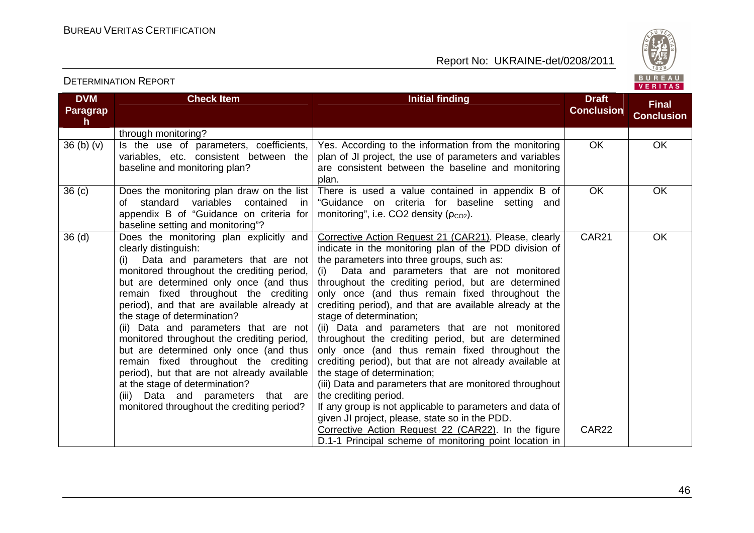| DVM Paragraph | Check Item | Initial finding | Draft Conclusion | Final Conclusion |
|---|---|---|---|---|
| | through monitoring? | | | |
| 36 (b) (v) | Is the use of parameters, coefficients, variables, etc. consistent between the baseline and monitoring plan? | Yes. According to the information from the monitoring plan of JI project, the use of parameters and variables are consistent between the baseline and monitoring plan. | OK | OK |
| 36 (c) | Does the monitoring plan draw on the list of standard variables contained in appendix B of "Guidance on criteria for baseline setting and monitoring"? | There is used a value contained in appendix B of "Guidance on criteria for baseline setting and monitoring", i.e. CO2 density ($\rho_{CO2}$). | OK | OK |
| 36 (d) | Does the monitoring plan explicitly and clearly distinguish:<br>(i) Data and parameters that are not monitored throughout the crediting period, but are determined only once (and thus remain fixed throughout the crediting period), and that are available already at the stage of determination?<br>(ii) Data and parameters that are not monitored throughout the crediting period, but are determined only once (and thus remain fixed throughout the crediting period), but that are not already available at the stage of determination?<br>(iii) Data and parameters that are monitored throughout the crediting period? | Corrective Action Request 21 (CAR21). Please, clearly indicate in the monitoring plan of the PDD division of the parameters into three groups, such as:<br>(i) Data and parameters that are not monitored throughout the crediting period, but are determined only once (and thus remain fixed throughout the crediting period), and that are available already at the stage of determination;<br>(ii) Data and parameters that are not monitored throughout the crediting period, but are determined only once (and thus remain fixed throughout the crediting period), but that are not already available at the stage of determination;<br>(iii) Data and parameters that are monitored throughout the crediting period.<br>If any group is not applicable to parameters and data of given JI project, please, state so in the PDD.<br>Corrective Action Request 22 (CAR22). In the figure D.1-1 Principal scheme of monitoring point location in | CAR21<br><br><br><br><br><br><br><br><br><br><br><br><br><br><br>CAR22 | OK |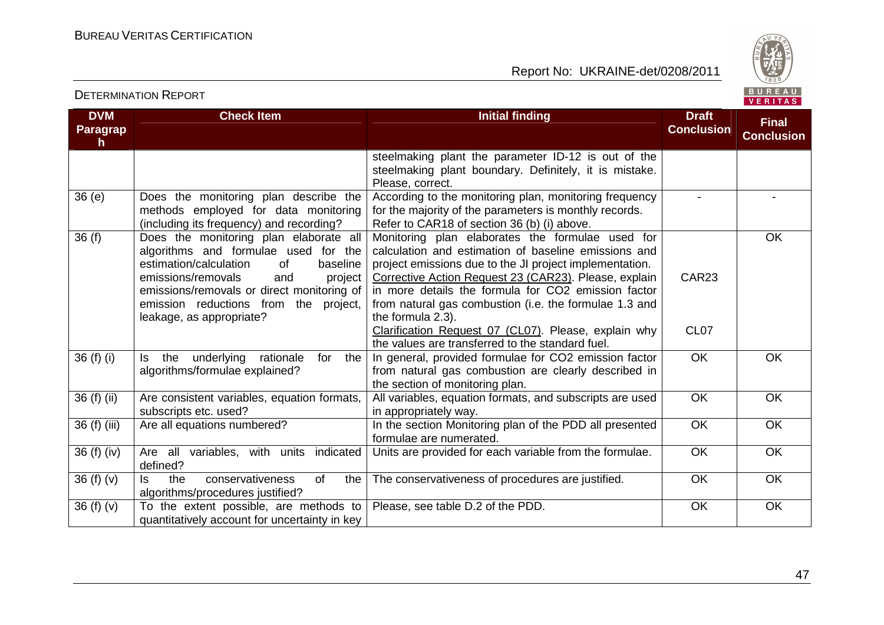| DVM Paragraph | Check Item | Initial finding | Draft Conclusion | Final Conclusion |
|---|---|---|---|---|
| | | steelmaking plant the parameter ID-12 is out of the steelmaking plant boundary. Definitely, it is mistake. Please, correct. | | |
| 36 (e) | Does the monitoring plan describe the methods employed for data monitoring (including its frequency) and recording? | According to the monitoring plan, monitoring frequency for the majority of the parameters is monthly records. Refer to CAR18 of section 36 (b) (i) above. | - | - |
| 36 (f) | Does the monitoring plan elaborate all algorithms and formulae used for the estimation/calculation of baseline emissions/removals and project emissions/removals or direct monitoring of emission reductions from the project, leakage, as appropriate? | Monitoring plan elaborates the formulae used for calculation and estimation of baseline emissions and project emissions due to the JI project implementation. Corrective Action Request 23 (CAR23). Please, explain in more details the formula for $CO_2$ emission factor from natural gas combustion (i.e. the formulae 1.3 and the formula 2.3).<br>Clarification Request 07 (CL07). Please, explain why the values are transferred to the standard fuel. | CAR23<br><br>CL07 | OK |
| 36 (f) (i) | Is the underlying rationale for the algorithms/formulae explained? | In general, provided formulae for $CO_2$ emission factor from natural gas combustion are clearly described in the section of monitoring plan. | OK | OK |
| 36 (f) (ii) | Are consistent variables, equation formats, subscripts etc. used? | All variables, equation formats, and subscripts are used in appropriately way. | OK | OK |
| 36 (f) (iii) | Are all equations numbered? | In the section Monitoring plan of the PDD all presented formulae are numerated. | OK | OK |
| 36 (f) (iv) | Are all variables, with units indicated defined? | Units are provided for each variable from the formulae. | OK | OK |
| 36 (f) (v) | Is the conservativeness of the algorithms/procedures justified? | The conservativeness of procedures are justified. | OK | OK |
| 36 (f) (v) | To the extent possible, are methods to quantitatively account for uncertainty in key | Please, see table D.2 of the PDD. | OK | OK |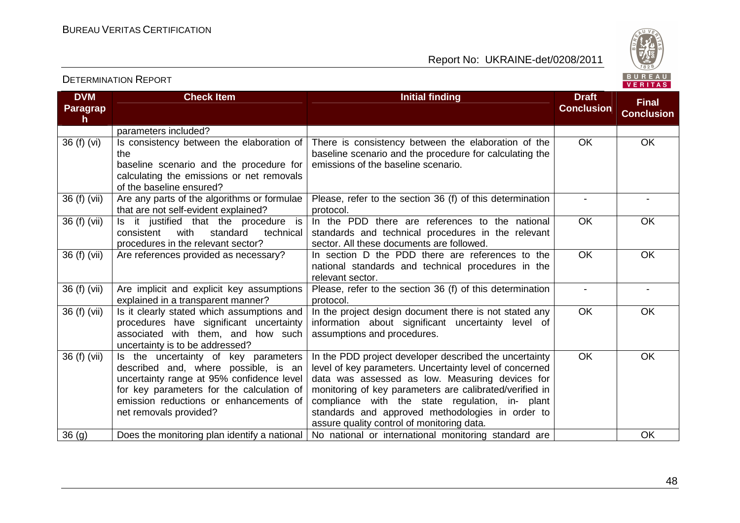| DVM Paragraph | Check Item | Initial finding | Draft Conclusion | Final Conclusion |
|---|---|---|---|---|
| | parameters included? | | | |
| 36 (f) (vi) | Is consistency between the elaboration of the baseline scenario and the procedure for calculating the emissions or net removals of the baseline ensured? | There is consistency between the elaboration of the baseline scenario and the procedure for calculating the emissions of the baseline scenario. | OK | OK |
| 36 (f) (vii) | Are any parts of the algorithms or formulae that are not self-evident explained? | Please, refer to the section 36 (f) of this determination protocol. | - | - |
| 36 (f) (vii) | Is it justified that the procedure is consistent with standard technical procedures in the relevant sector? | In the PDD there are references to the national standards and technical procedures in the relevant sector. All these documents are followed. | OK | OK |
| 36 (f) (vii) | Are references provided as necessary? | In section D the PDD there are references to the national standards and technical procedures in the relevant sector. | OK | OK |
| 36 (f) (vii) | Are implicit and explicit key assumptions explained in a transparent manner? | Please, refer to the section 36 (f) of this determination protocol. | - | - |
| 36 (f) (vii) | Is it clearly stated which assumptions and procedures have significant uncertainty associated with them, and how such uncertainty is to be addressed? | In the project design document there is not stated any information about significant uncertainty level of assumptions and procedures. | OK | OK |
| 36 (f) (vii) | Is the uncertainty of key parameters described and, where possible, is an uncertainty range at 95% confidence level for key parameters for the calculation of emission reductions or enhancements of net removals provided? | In the PDD project developer described the uncertainty level of key parameters. Uncertainty level of concerned data was assessed as low. Measuring devices for monitoring of key parameters are calibrated/verified in compliance with the state regulation, in- plant standards and approved methodologies in order to assure quality control of monitoring data. | OK | OK |
| 36 (g) | Does the monitoring plan identify a national | No national or international monitoring standard are | | OK |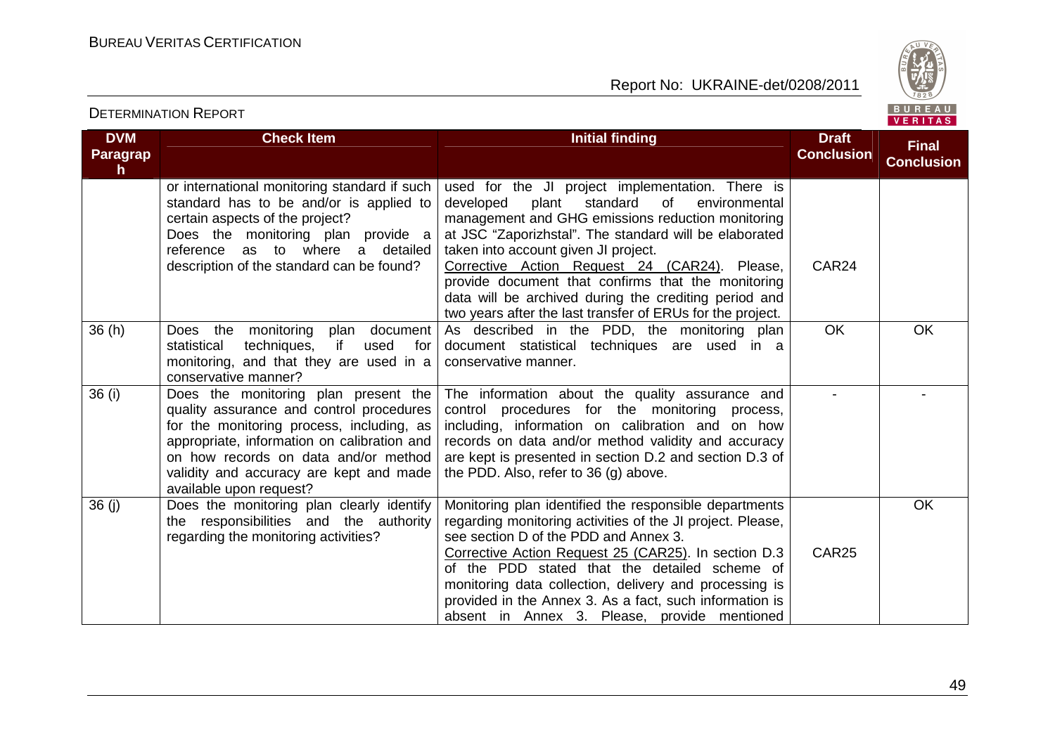| DVM Paragraph | Check Item | Initial finding | Draft Conclusion | Final Conclusion |
|---|---|---|---|---|
| | or international monitoring standard if such standard has to be and/or is applied to certain aspects of the project? Does the monitoring plan provide a reference as to where a detailed description of the standard can be found? | used for the JI project implementation. There is developed plant standard of environmental management and GHG emissions reduction monitoring at JSC "Zaporizhstal". The standard will be elaborated taken into account given JI project. Corrective Action Request 24 (CAR24). Please, provide document that confirms that the monitoring data will be archived during the crediting period and two years after the last transfer of ERUs for the project. | CAR24 | |
| 36 (h) | Does the monitoring plan document statistical techniques, if used for monitoring, and that they are used in a conservative manner? | As described in the PDD, the monitoring plan document statistical techniques are used in a conservative manner. | OK | OK |
| 36 (i) | Does the monitoring plan present the quality assurance and control procedures for the monitoring process, including, as appropriate, information on calibration and on how records on data and/or method validity and accuracy are kept and made available upon request? | The information about the quality assurance and control procedures for the monitoring process, including, information on calibration and on how records on data and/or method validity and accuracy are kept is presented in section D.2 and section D.3 of the PDD. Also, refer to 36 (g) above. | - | - |
| 36 (j) | Does the monitoring plan clearly identify the responsibilities and the authority regarding the monitoring activities? | Monitoring plan identified the responsible departments regarding monitoring activities of the JI project. Please, see section D of the PDD and Annex 3. Corrective Action Request 25 (CAR25). In section D.3 of the PDD stated that the detailed scheme of monitoring data collection, delivery and processing is provided in the Annex 3. As a fact, such information is absent in Annex 3. Please, provide mentioned | CAR25 | OK |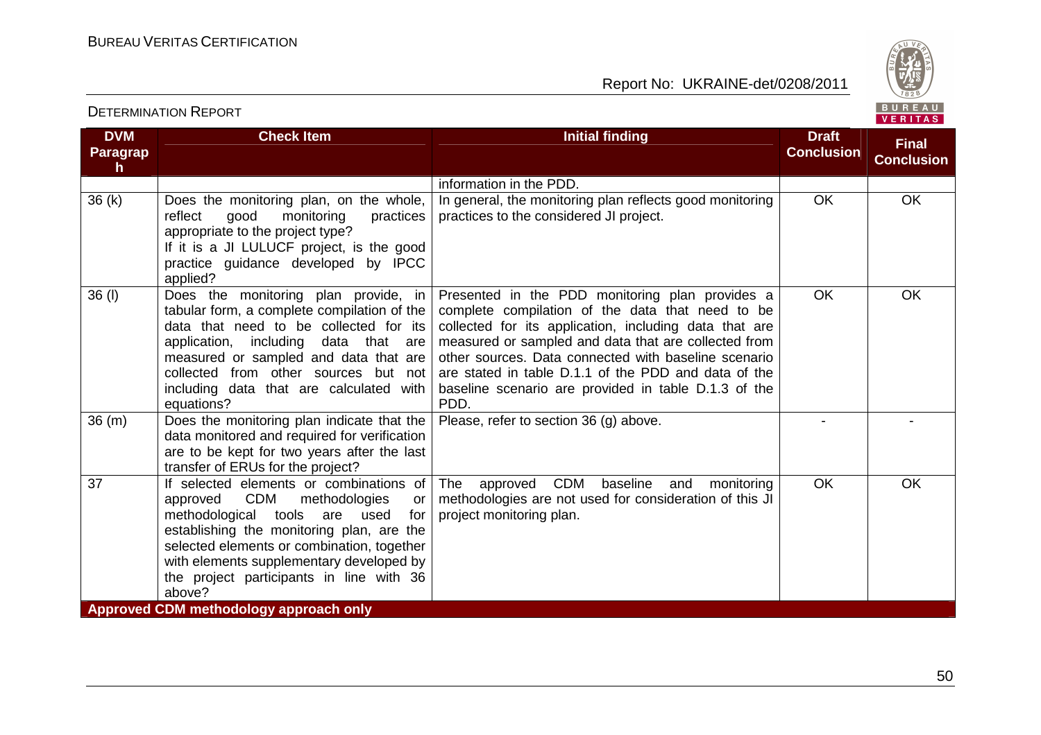| DVM Paragraph | Check Item | Initial finding | Draft Conclusion | Final Conclusion |
|---|---|---|---|---|
| | | information in the PDD. | | |
| 36 (k) | Does the monitoring plan, on the whole, reflect good monitoring practices appropriate to the project type? If it is a JI LULUCF project, is the good practice guidance developed by IPCC applied? | In general, the monitoring plan reflects good monitoring practices to the considered JI project. | OK | OK |
| 36 (l) | Does the monitoring plan provide, in tabular form, a complete compilation of the data that need to be collected for its application, including data that are measured or sampled and data that are collected from other sources but not including data that are calculated with equations? | Presented in the PDD monitoring plan provides a complete compilation of the data that need to be collected for its application, including data that are measured or sampled and data that are collected from other sources. Data connected with baseline scenario are stated in table D.1.1 of the PDD and data of the baseline scenario are provided in table D.1.3 of the PDD. | OK | OK |
| 36 (m) | Does the monitoring plan indicate that the data monitored and required for verification are to be kept for two years after the last transfer of ERUs for the project? | Please, refer to section 36 (g) above. | - | - |
| 37 | If selected elements or combinations of approved CDM methodologies or methodological tools are used for establishing the monitoring plan, are the selected elements or combination, together with elements supplementary developed by the project participants in line with 36 above? | The approved CDM baseline and monitoring methodologies are not used for consideration of this JI project monitoring plan. | OK | OK |
| **Approved CDM methodology approach only** | | | | |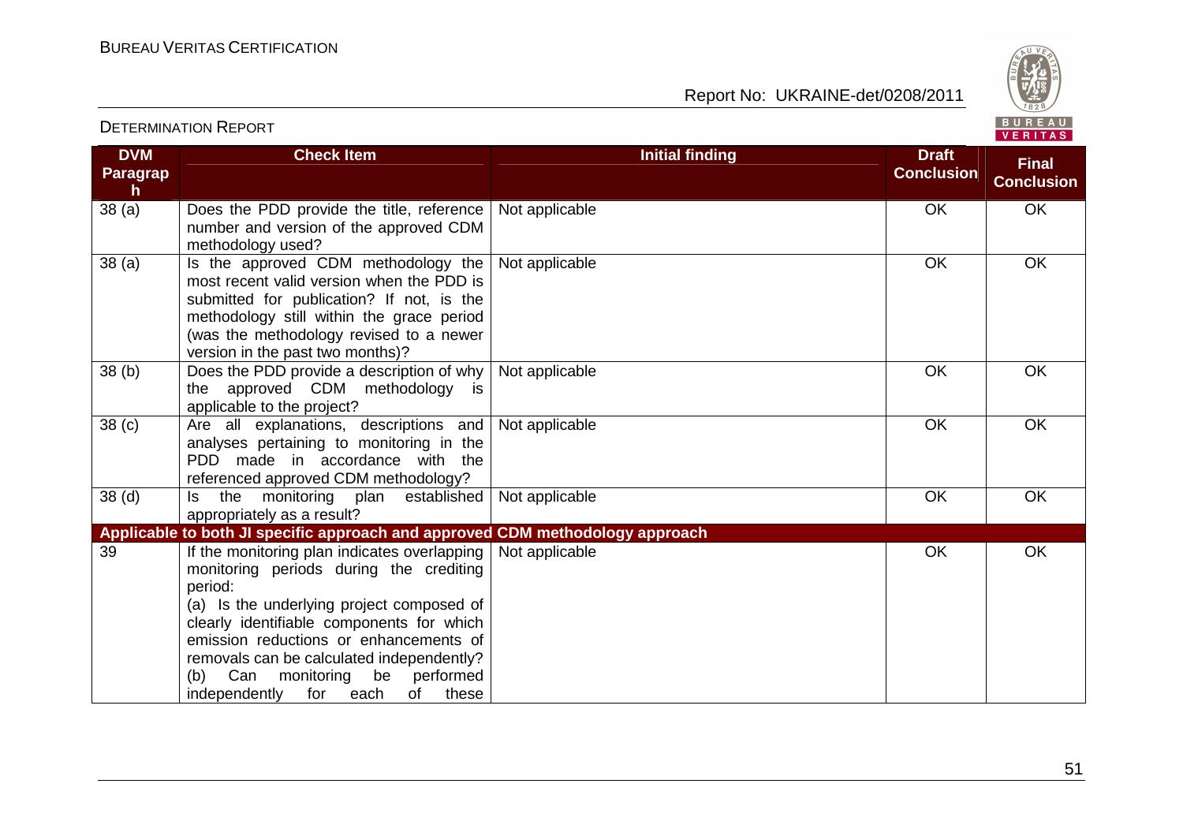| DVM Paragraph | Check Item | Initial finding | Draft Conclusion | Final Conclusion |
|---|---|---|---|---|
| 38 (a) | Does the PDD provide the title, reference number and version of the approved CDM methodology used? | Not applicable | OK | OK |
| 38 (a) | Is the approved CDM methodology the most recent valid version when the PDD is submitted for publication? If not, is the methodology still within the grace period (was the methodology revised to a newer version in the past two months)? | Not applicable | OK | OK |
| 38 (b) | Does the PDD provide a description of why the approved CDM methodology is applicable to the project? | Not applicable | OK | OK |
| 38 (c) | Are all explanations, descriptions and analyses pertaining to monitoring in the PDD made in accordance with the referenced approved CDM methodology? | Not applicable | OK | OK |
| 38 (d) | Is the monitoring plan established appropriately as a result? | Not applicable | OK | OK |
| **Applicable to both JI specific approach and approved CDM methodology approach** | | | | |
| 39 | If the monitoring plan indicates overlapping monitoring periods during the crediting period:<br>(a) Is the underlying project composed of clearly identifiable components for which emission reductions or enhancements of removals can be calculated independently?<br>(b) Can monitoring be performed independently for each of these | Not applicable | OK | OK |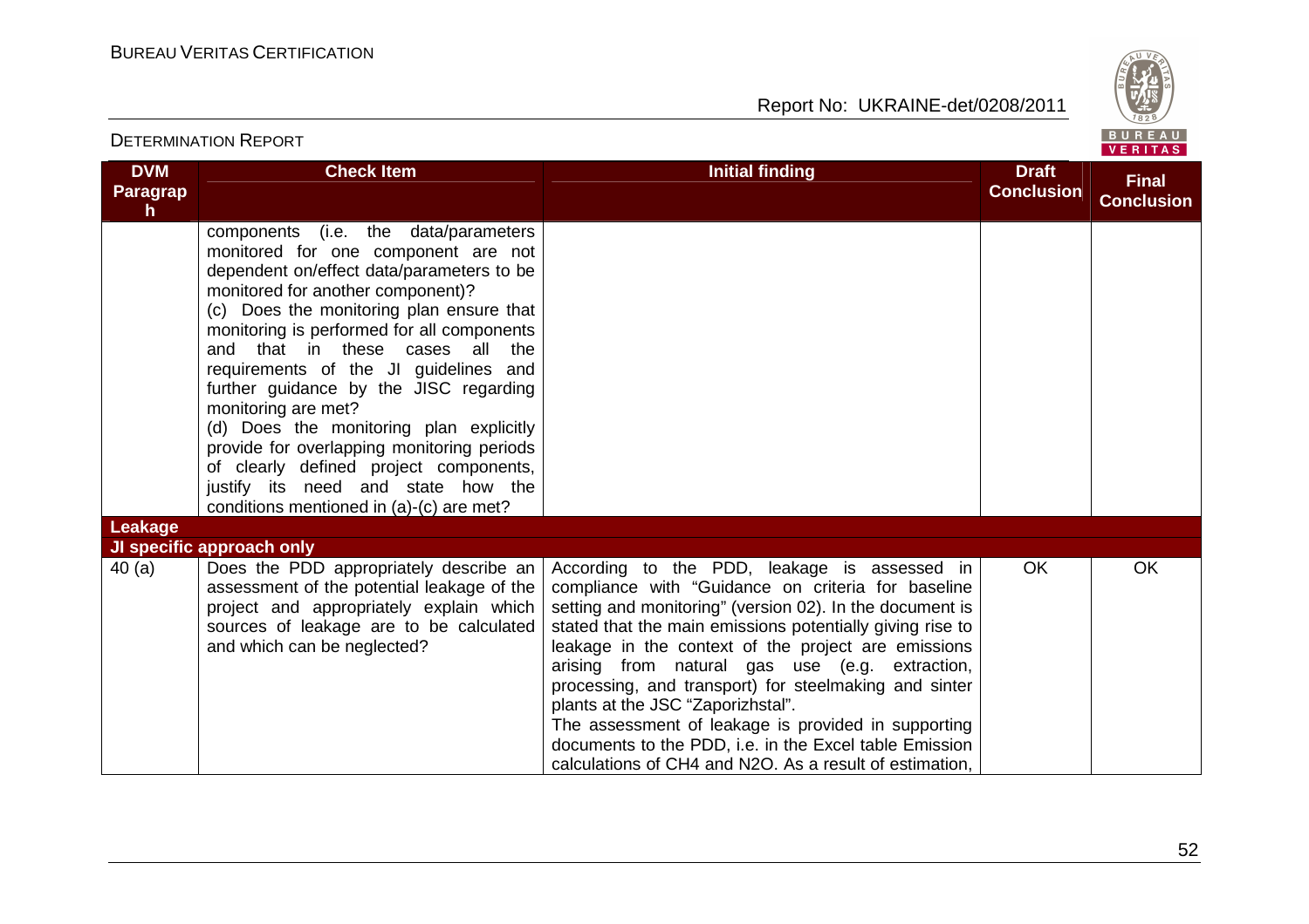| DVM Paragraph | Check Item | Initial finding | Draft Conclusion | Final Conclusion |
|---|---|---|---|---|
| | components (i.e. the data/parameters monitored for one component are not dependent on/effect data/parameters to be monitored for another component)?<br>(c) Does the monitoring plan ensure that monitoring is performed for all components and that in these cases all the requirements of the JI guidelines and further guidance by the JISC regarding monitoring are met?<br>(d) Does the monitoring plan explicitly provide for overlapping monitoring periods of clearly defined project components, justify its need and state how the conditions mentioned in (a)-(c) are met? | | | |
| **Leakage** | | | | |
| **JI specific approach only** | | | | |
| 40 (a) | Does the PDD appropriately describe an assessment of the potential leakage of the project and appropriately explain which sources of leakage are to be calculated and which can be neglected? | According to the PDD, leakage is assessed in compliance with "Guidance on criteria for baseline setting and monitoring" (version 02). In the document is stated that the main emissions potentially giving rise to leakage in the context of the project are emissions arising from natural gas use (e.g. extraction, processing, and transport) for steelmaking and sinter plants at the JSC "Zaporizhstal".<br>The assessment of leakage is provided in supporting documents to the PDD, i.e. in the Excel table Emission calculations of CH4 and N2O. As a result of estimation, | OK | OK |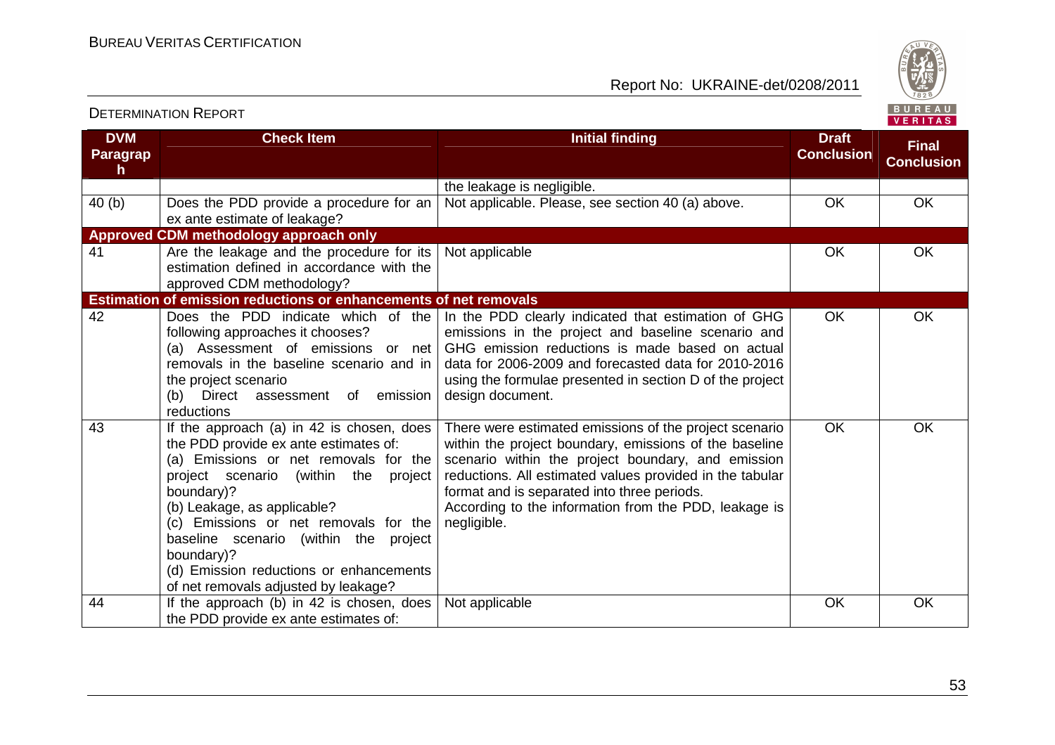| DVM Paragraph | Check Item | Initial finding | Draft Conclusion | Final Conclusion |
|---|---|---|---|---|
| | | the leakage is negligible. | | |
| 40 (b) | Does the PDD provide a procedure for an ex ante estimate of leakage? | Not applicable. Please, see section 40 (a) above. | OK | OK |
| **Approved CDM methodology approach only** | | | | |
| 41 | Are the leakage and the procedure for its estimation defined in accordance with the approved CDM methodology? | Not applicable | OK | OK |
| **Estimation of emission reductions or enhancements of net removals** | | | | |
| 42 | Does the PDD indicate which of the following approaches it chooses?<br>(a) Assessment of emissions or net removals in the baseline scenario and in the project scenario<br>(b) Direct assessment of emission reductions | In the PDD clearly indicated that estimation of GHG emissions in the project and baseline scenario and GHG emission reductions is made based on actual data for 2006-2009 and forecasted data for 2010-2016 using the formulae presented in section D of the project design document. | OK | OK |
| 43 | If the approach (a) in 42 is chosen, does the PDD provide ex ante estimates of:<br>(a) Emissions or net removals for the project scenario (within the project boundary)?<br>(b) Leakage, as applicable?<br>(c) Emissions or net removals for the baseline scenario (within the project boundary)?<br>(d) Emission reductions or enhancements of net removals adjusted by leakage? | There were estimated emissions of the project scenario within the project boundary, emissions of the baseline scenario within the project boundary, and emission reductions. All estimated values provided in the tabular format and is separated into three periods.<br>According to the information from the PDD, leakage is negligible. | OK | OK |
| 44 | If the approach (b) in 42 is chosen, does the PDD provide ex ante estimates of: | Not applicable | OK | OK |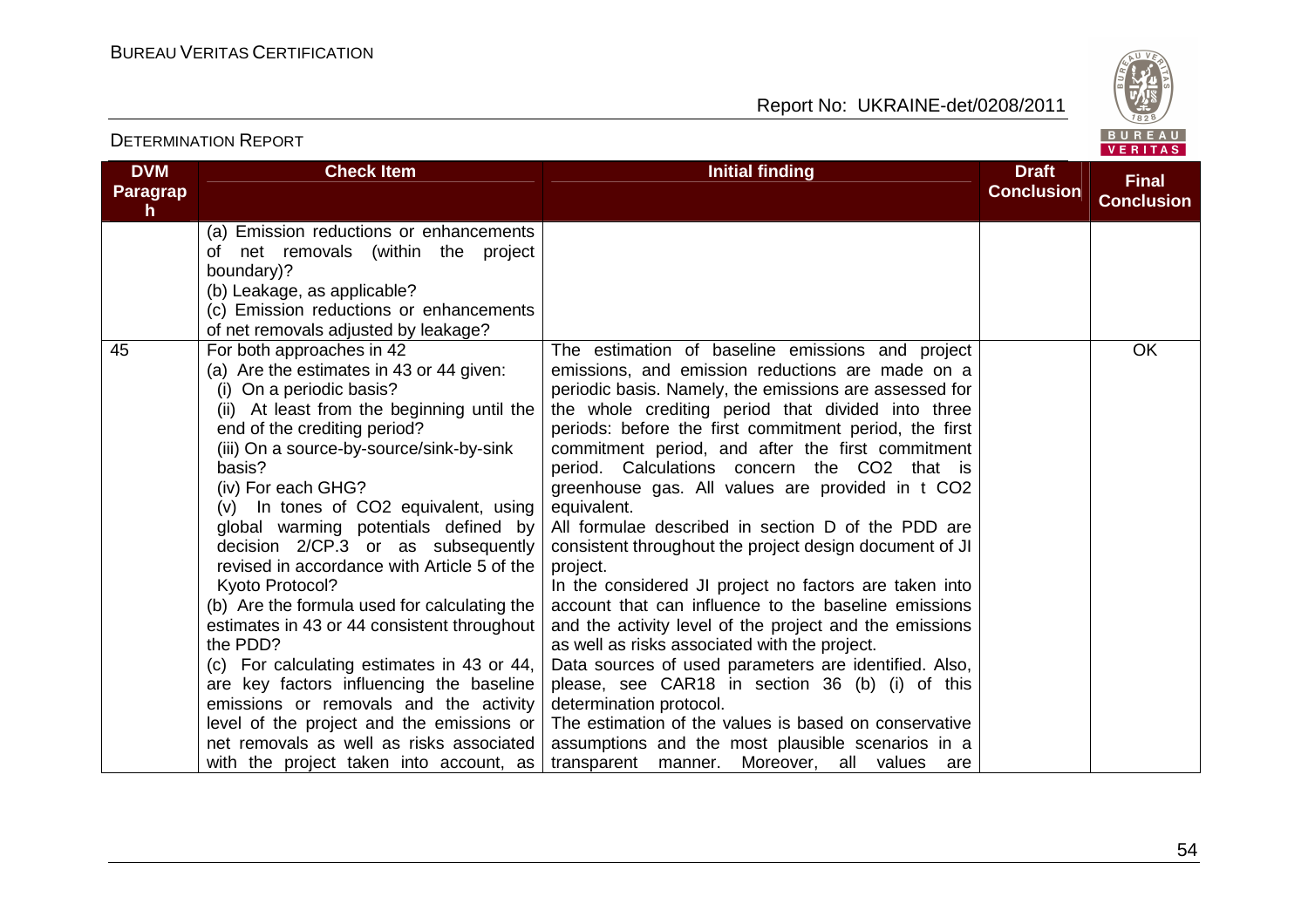| DVM Paragraph | Check Item | Initial finding | Draft Conclusion | Final Conclusion |
|---|---|---|---|---|
| | (a) Emission reductions or enhancements of net removals (within the project boundary)?<br>(b) Leakage, as applicable?<br>(c) Emission reductions or enhancements of net removals adjusted by leakage? | | | |
| 45 | For both approaches in 42<br>(a) Are the estimates in 43 or 44 given:<br>(i) On a periodic basis?<br>(ii) At least from the beginning until the end of the crediting period?<br>(iii) On a source-by-source/sink-by-sink basis?<br>(iv) For each GHG?<br>(v) In tones of $CO_2$ equivalent, using global warming potentials defined by decision 2/CP.3 or as subsequently revised in accordance with Article 5 of the Kyoto Protocol?<br>(b) Are the formula used for calculating the estimates in 43 or 44 consistent throughout the PDD?<br>(c) For calculating estimates in 43 or 44, are key factors influencing the baseline emissions or removals and the activity level of the project and the emissions or net removals as well as risks associated with the project taken into account, as | The estimation of baseline emissions and project emissions, and emission reductions are made on a periodic basis. Namely, the emissions are assessed for the whole crediting period that divided into three periods: before the first commitment period, the first commitment period, and after the first commitment period. Calculations concern the $CO_2$ that is greenhouse gas. All values are provided in t $CO_2$ equivalent.<br>All formulae described in section D of the PDD are consistent throughout the project design document of JI project.<br>In the considered JI project no factors are taken into account that can influence to the baseline emissions and the activity level of the project and the emissions as well as risks associated with the project.<br>Data sources of used parameters are identified. Also, please, see CAR18 in section 36 (b) (i) of this determination protocol.<br>The estimation of the values is based on conservative assumptions and the most plausible scenarios in a transparent manner. Moreover, all values are | | OK |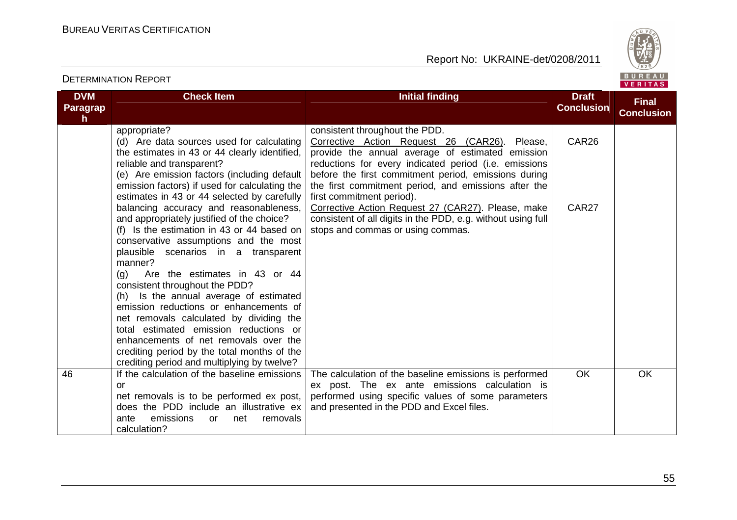| DVM Paragraph | Check Item | Initial finding | Draft Conclusion | Final Conclusion |
|---|---|---|---|---|
| | appropriate?<br>(d) Are data sources used for calculating the estimates in 43 or 44 clearly identified, reliable and transparent?<br>(e) Are emission factors (including default emission factors) if used for calculating the estimates in 43 or 44 selected by carefully balancing accuracy and reasonableness, and appropriately justified of the choice?<br>(f) Is the estimation in 43 or 44 based on conservative assumptions and the most plausible scenarios in a transparent manner?<br>(g) Are the estimates in 43 or 44 consistent throughout the PDD?<br>(h) Is the annual average of estimated emission reductions or enhancements of net removals calculated by dividing the total estimated emission reductions or enhancements of net removals over the crediting period by the total months of the crediting period and multiplying by twelve? | consistent throughout the PDD.<br>Corrective Action Request 26 (CAR26). Please, provide the annual average of estimated emission reductions for every indicated period (i.e. emissions before the first commitment period, emissions during the first commitment period, and emissions after the first commitment period).<br>Corrective Action Request 27 (CAR27). Please, make consistent of all digits in the PDD, e.g. without using full stops and commas or using commas. | CAR26<br><br>CAR27 | |
| 46 | If the calculation of the baseline emissions or net removals is to be performed ex post, does the PDD include an illustrative ex ante emissions or net removals calculation? | The calculation of the baseline emissions is performed ex post. The ex ante emissions calculation is performed using specific values of some parameters and presented in the PDD and Excel files. | OK | OK |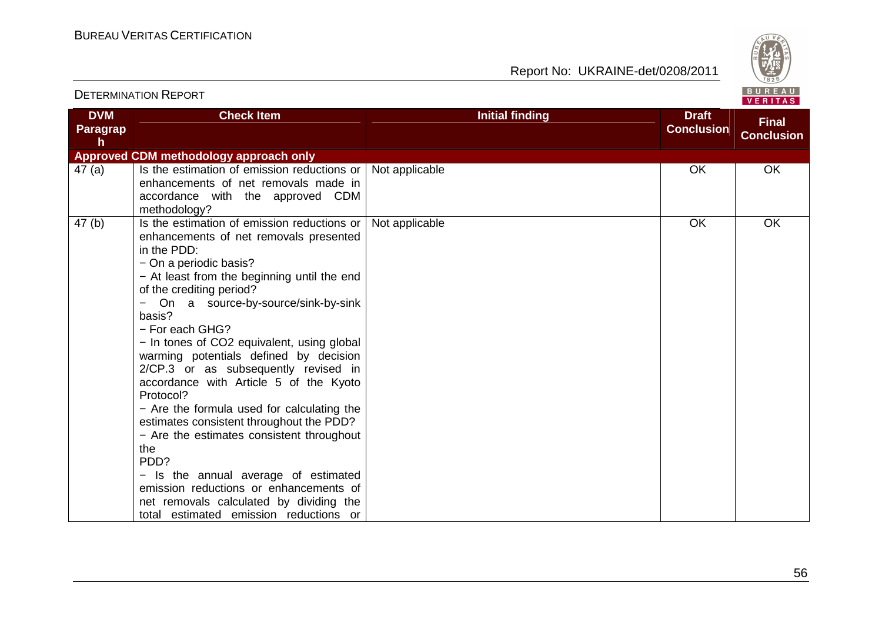| DVM Paragraph | Check Item | Initial finding | Draft Conclusion | Final Conclusion |
|---|---|---|---|---|
| **Approved CDM methodology approach only** | | | | |
| 47 (a) | Is the estimation of emission reductions or enhancements of net removals made in accordance with the approved CDM methodology? | Not applicable | OK | OK |
| 47 (b) | Is the estimation of emission reductions or enhancements of net removals presented in the PDD:<br>− On a periodic basis?<br>− At least from the beginning until the end of the crediting period?<br>− On a source-by-source/sink-by-sink basis?<br>− For each GHG?<br>− In tones of CO2 equivalent, using global warming potentials defined by decision 2/CP.3 or as subsequently revised in accordance with Article 5 of the Kyoto Protocol?<br>− Are the formula used for calculating the estimates consistent throughout the PDD?<br>− Are the estimates consistent throughout the PDD?<br>− Is the annual average of estimated emission reductions or enhancements of net removals calculated by dividing the total estimated emission reductions or | Not applicable | OK | OK |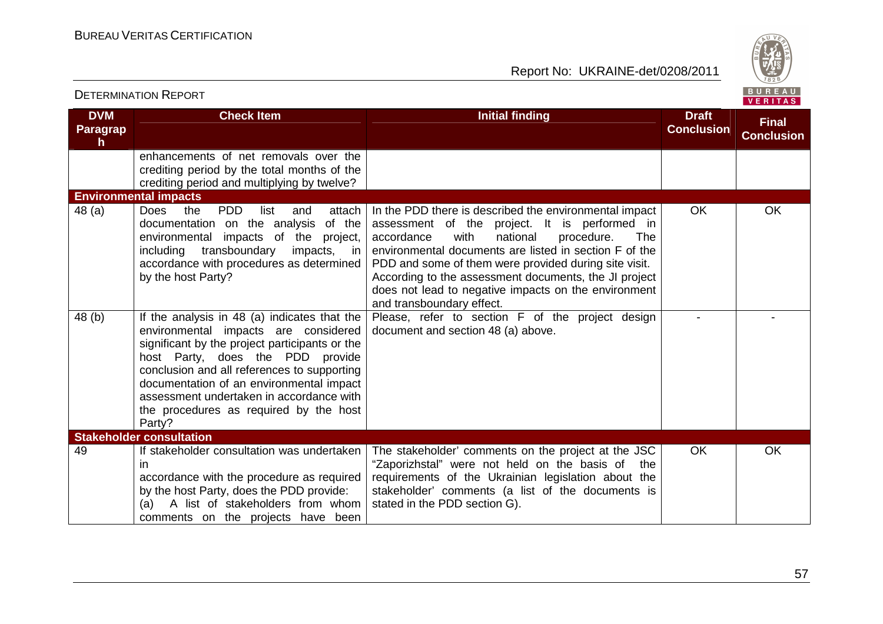| DVM Paragraph | Check Item | Initial finding | Draft Conclusion | Final Conclusion |
|---|---|---|---|---|
| | enhancements of net removals over the crediting period by the total months of the crediting period and multiplying by twelve? | | | |
| **Environmental impacts** | | | | |
| 48 (a) | Does the PDD list and attach documentation on the analysis of the environmental impacts of the project, including transboundary impacts, in accordance with procedures as determined by the host Party? | In the PDD there is described the environmental impact assessment of the project. It is performed in accordance with national procedure. The environmental documents are listed in section F of the PDD and some of them were provided during site visit. According to the assessment documents, the JI project does not lead to negative impacts on the environment and transboundary effect. | OK | OK |
| 48 (b) | If the analysis in 48 (a) indicates that the environmental impacts are considered significant by the project participants or the host Party, does the PDD provide conclusion and all references to supporting documentation of an environmental impact assessment undertaken in accordance with the procedures as required by the host Party? | Please, refer to section F of the project design document and section 48 (a) above. | - | - |
| **Stakeholder consultation** | | | | |
| 49 | If stakeholder consultation was undertaken in accordance with the procedure as required by the host Party, does the PDD provide: (a) A list of stakeholders from whom comments on the projects have been | The stakeholder' comments on the project at the JSC "Zaporizhstal" were not held on the basis of the requirements of the Ukrainian legislation about the stakeholder' comments (a list of the documents is stated in the PDD section G). | OK | OK |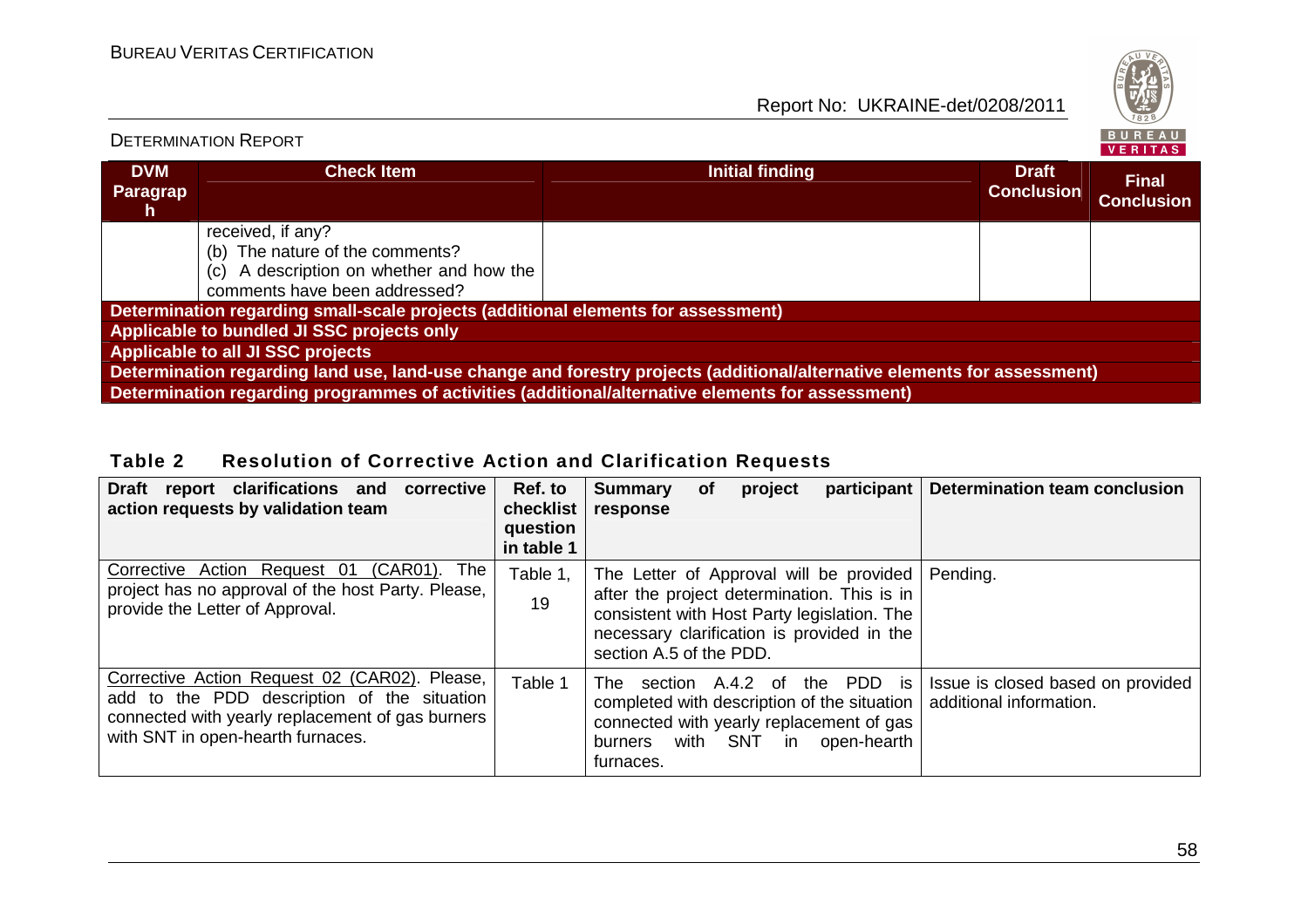| DVM Paragraph | Check Item | Initial finding | Draft Conclusion | Final Conclusion |
|---|---|---|---|---|
| | received, if any?<br>(b) The nature of the comments?<br>(c) A description on whether and how the comments have been addressed? | | | |
| **Determination regarding small-scale projects (additional elements for assessment)** | | | | |
| **Applicable to bundled JI SSC projects only** | | | | |
| **Applicable to all JI SSC projects** | | | | |
| **Determination regarding land use, land-use change and forestry projects (additional/alternative elements for assessment)** | | | | |
| **Determination regarding programmes of activities (additional/alternative elements for assessment)** | | | | |

## Table 2 Resolution of Corrective Action and Clarification Requests

| Draft report clarifications and corrective action requests by validation team | Ref. to checklist question in table 1 | Summary of project participant response | Determination team conclusion |
|---|---|---|---|
| Corrective Action Request 01 (CAR01). The project has no approval of the host Party. Please, provide the Letter of Approval. | Table 1, 19 | The Letter of Approval will be provided after the project determination. This is in consistent with Host Party legislation. The necessary clarification is provided in the section A.5 of the PDD. | Pending. |
| Corrective Action Request 02 (CAR02). Please, add to the PDD description of the situation connected with yearly replacement of gas burners with SNT in open-hearth furnaces. | Table 1 | The section A.4.2 of the PDD is completed with description of the situation connected with yearly replacement of gas burners with SNT in open-hearth furnaces. | Issue is closed based on provided additional information. |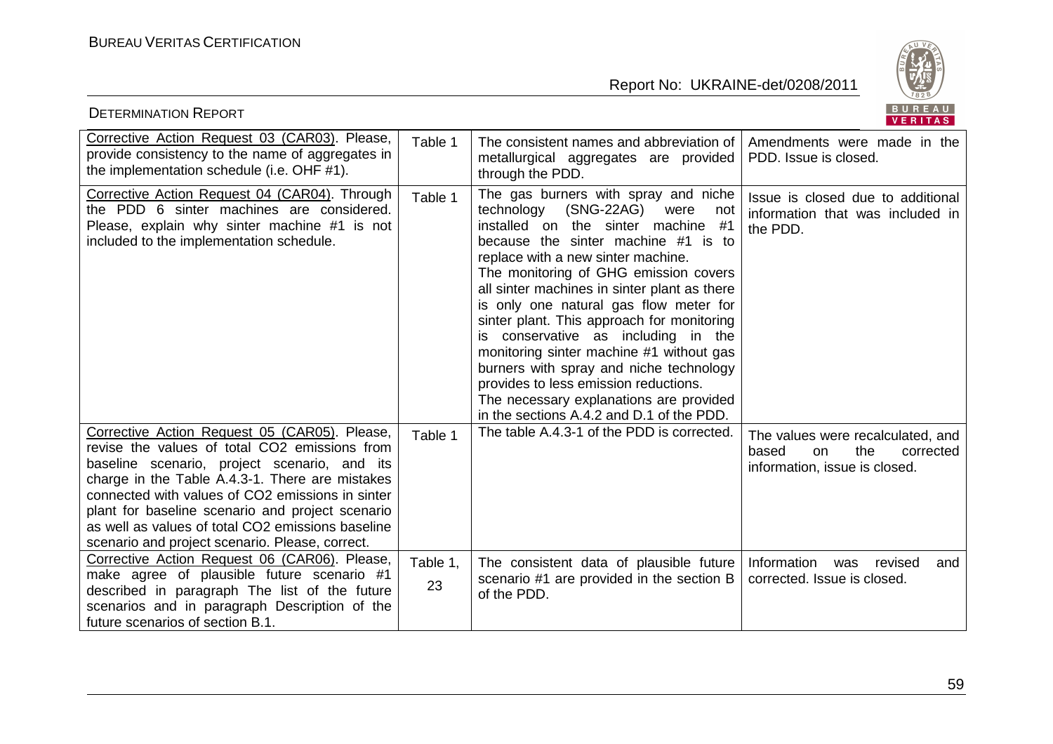| | | | |
|---|---|---|---|
| Corrective Action Request 03 (CAR03). Please, provide consistency to the name of aggregates in the implementation schedule (i.e. OHF #1). | Table 1 | The consistent names and abbreviation of metallurgical aggregates are provided through the PDD. | Amendments were made in the PDD. Issue is closed. |
| Corrective Action Request 04 (CAR04). Through the PDD 6 sinter machines are considered. Please, explain why sinter machine #1 is not included to the implementation schedule. | Table 1 | The gas burners with spray and niche technology (SNG-22AG) were not installed on the sinter machine #1 because the sinter machine #1 is to replace with a new sinter machine. The monitoring of GHG emission covers all sinter machines in sinter plant as there is only one natural gas flow meter for sinter plant. This approach for monitoring is conservative as including in the monitoring sinter machine #1 without gas burners with spray and niche technology provides to less emission reductions. The necessary explanations are provided in the sections A.4.2 and D.1 of the PDD. | Issue is closed due to additional information that was included in the PDD. |
| Corrective Action Request 05 (CAR05). Please, revise the values of total $CO_2$ emissions from baseline scenario, project scenario, and its charge in the Table A.4.3-1. There are mistakes connected with values of $CO_2$ emissions in sinter plant for baseline scenario and project scenario as well as values of total $CO_2$ emissions baseline scenario and project scenario. Please, correct. | Table 1 | The table A.4.3-1 of the PDD is corrected. | The values were recalculated, and based on the corrected information, issue is closed. |
| Corrective Action Request 06 (CAR06). Please, make agree of plausible future scenario #1 described in paragraph The list of the future scenarios and in paragraph Description of the future scenarios of section B.1. | Table 1, 23 | The consistent data of plausible future scenario #1 are provided in the section B of the PDD. | Information was revised and corrected. Issue is closed. |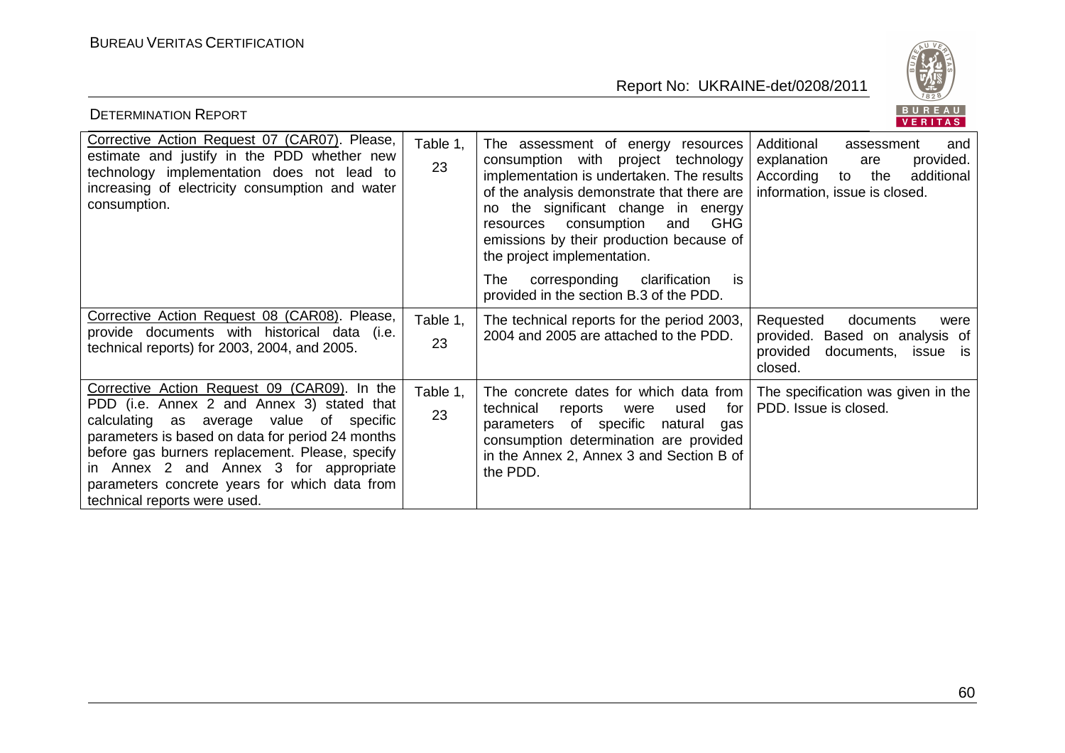| Corrective Action Request 07 (CAR07). Please, estimate and justify in the PDD whether new technology implementation does not lead to increasing of electricity consumption and water consumption. | Table 1, 23 | The assessment of energy resources consumption with project technology implementation is undertaken. The results of the analysis demonstrate that there are no the significant change in energy resources consumption and GHG emissions by their production because of the project implementation.<br><br>The corresponding clarification is provided in the section B.3 of the PDD. | Additional assessment and explanation are provided. According to the additional information, issue is closed. |
|---|---|---|---|
| Corrective Action Request 08 (CAR08). Please, provide documents with historical data (i.e. technical reports) for 2003, 2004, and 2005. | Table 1, 23 | The technical reports for the period 2003, 2004 and 2005 are attached to the PDD. | Requested documents were provided. Based on analysis of provided documents, issue is closed. |
| Corrective Action Request 09 (CAR09). In the PDD (i.e. Annex 2 and Annex 3) stated that calculating as average value of specific parameters is based on data for period 24 months before gas burners replacement. Please, specify in Annex 2 and Annex 3 for appropriate parameters concrete years for which data from technical reports were used. | Table 1, 23 | The concrete dates for which data from technical reports were used for parameters of specific natural gas consumption determination are provided in the Annex 2, Annex 3 and Section B of the PDD. | The specification was given in the PDD. Issue is closed. |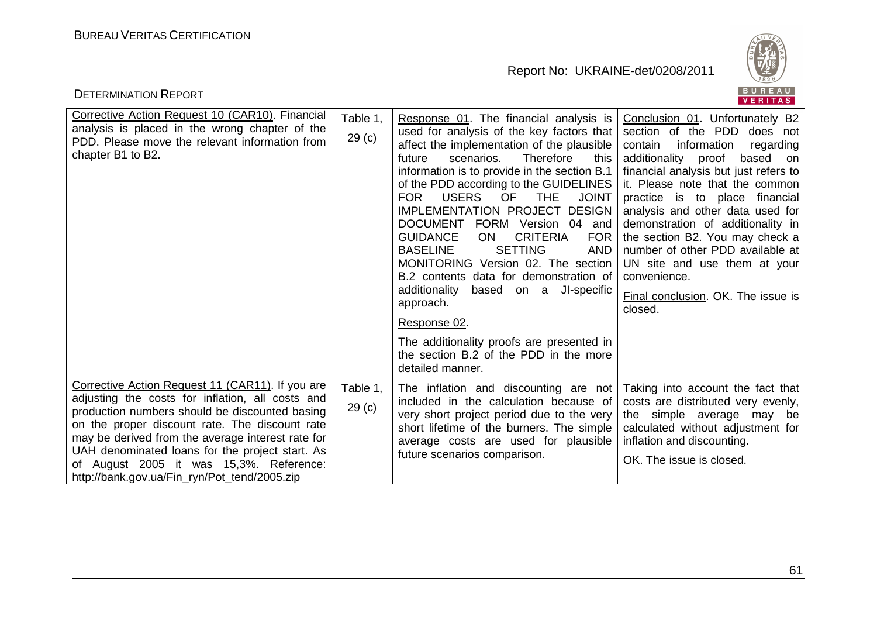| Corrective Action Request 10 (CAR10). Financial analysis is placed in the wrong chapter of the PDD. Please move the relevant information from chapter B1 to B2. | Table 1, 29 (c) | Response 01. The financial analysis is used for analysis of the key factors that affect the implementation of the plausible future scenarios. Therefore this information is to provide in the section B.1 of the PDD according to the GUIDELINES FOR USERS OF THE JOINT IMPLEMENTATION PROJECT DESIGN DOCUMENT FORM Version 04 and GUIDANCE ON CRITERIA FOR BASELINE SETTING AND MONITORING Version 02. The section B.2 contents data for demonstration of additionality based on a JI-specific approach.<br><br>Response 02.<br><br>The additionality proofs are presented in the section B.2 of the PDD in the more detailed manner. | Conclusion 01. Unfortunately B2 section of the PDD does not contain information regarding additionality proof based on financial analysis but just refers to it. Please note that the common practice is to place financial analysis and other data used for demonstration of additionality in the section B2. You may check a number of other PDD available at UN site and use them at your convenience.<br><br>Final conclusion. OK. The issue is closed. |
|---|---|---|---|
| Corrective Action Request 11 (CAR11). If you are adjusting the costs for inflation, all costs and production numbers should be discounted basing on the proper discount rate. The discount rate may be derived from the average interest rate for UAH denominated loans for the project start. As of August 2005 it was 15,3%. Reference: http://bank.gov.ua/Fin_ryn/Pot_tend/2005.zip | Table 1, 29 (c) | The inflation and discounting are not included in the calculation because of very short project period due to the very short lifetime of the burners. The simple average costs are used for plausible future scenarios comparison. | Taking into account the fact that costs are distributed very evenly, the simple average may be calculated without adjustment for inflation and discounting.<br><br>OK. The issue is closed. |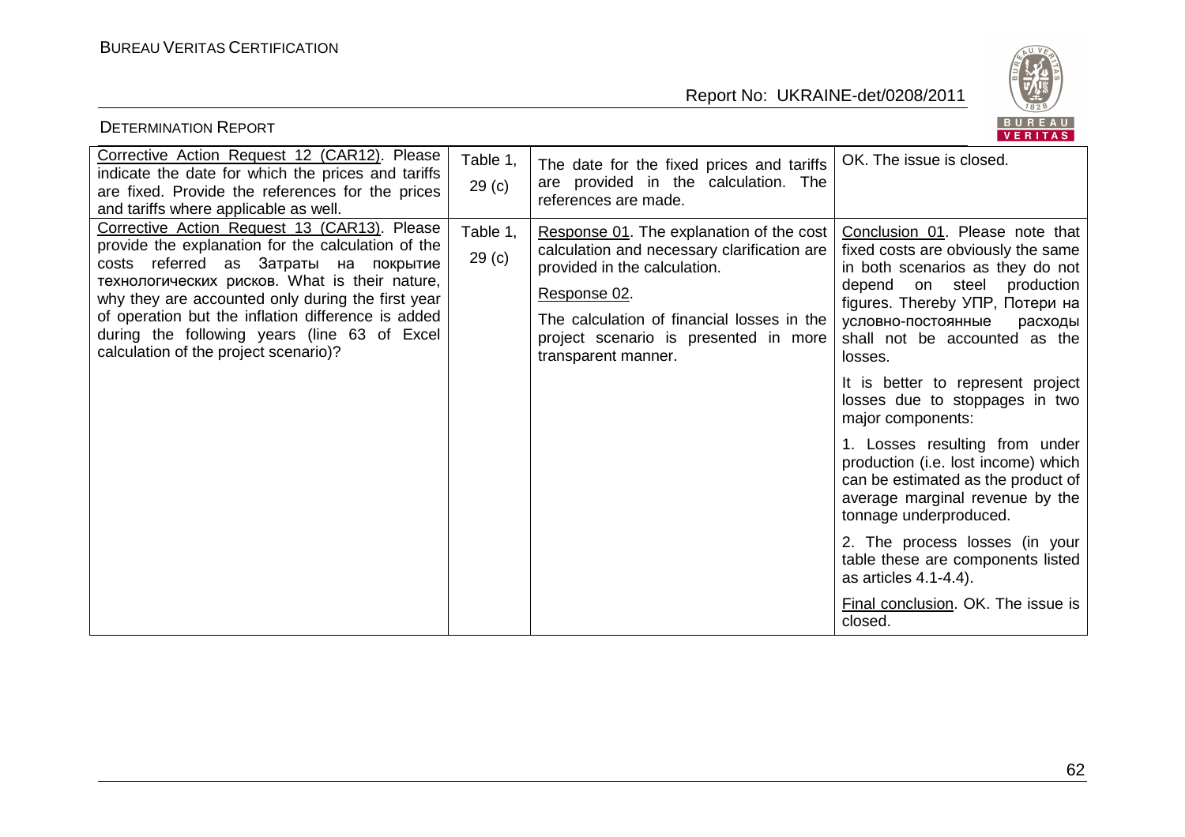| Corrective Action Request 12 (CAR12). Please indicate the date for which the prices and tariffs are fixed. Provide the references for the prices and tariffs where applicable as well. | Table 1, 29 (c) | The date for the fixed prices and tariffs are provided in the calculation. The references are made. | OK. The issue is closed. |
|---|---|---|---|
| Corrective Action Request 13 (CAR13). Please provide the explanation for the calculation of the costs referred as Затраты на покрытие технологических рисков. What is their nature, why they are accounted only during the first year of operation but the inflation difference is added during the following years (line 63 of Excel calculation of the project scenario)? | Table 1, 29 (c) | Response 01. The explanation of the cost calculation and necessary clarification are provided in the calculation.<br><br>Response 02.<br><br>The calculation of financial losses in the project scenario is presented in more transparent manner. | Conclusion 01. Please note that fixed costs are obviously the same in both scenarios as they do not depend on steel production figures. Thereby УПР, Потери на условно-постоянные расходы shall not be accounted as the losses.<br><br>It is better to represent project losses due to stoppages in two major components:<br><br>1. Losses resulting from under production (i.e. lost income) which can be estimated as the product of average marginal revenue by the tonnage underproduced.<br><br>2. The process losses (in your table these are components listed as articles 4.1-4.4).<br><br>Final conclusion. OK. The issue is closed. |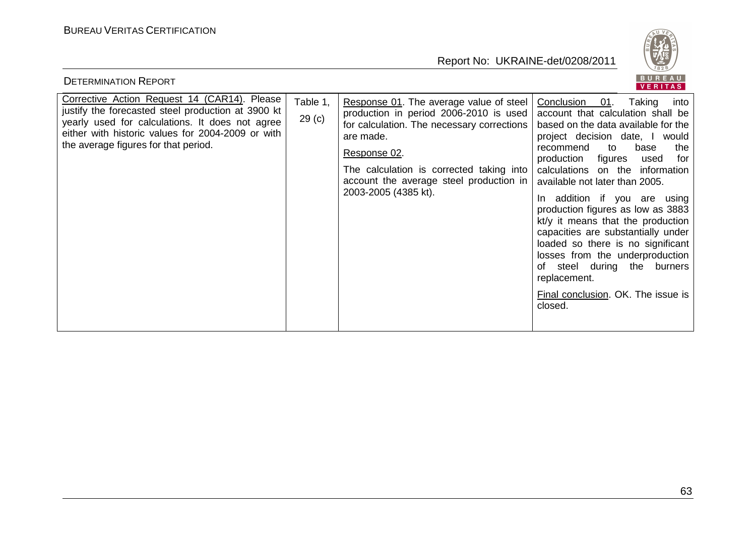| Corrective Action Request 14 (CAR14). Please justify the forecasted steel production at 3900 kt yearly used for calculations. It does not agree either with historic values for 2004-2009 or with the average figures for that period. | Table 1, 29 (c) | Response 01. The average value of steel production in period 2006-2010 is used for calculation. The necessary corrections are made.<br><br>Response 02.<br><br>The calculation is corrected taking into account the average steel production in 2003-2005 (4385 kt). | Conclusion 01. Taking into account that calculation shall be based on the data available for the project decision date, I would recommend to base the production figures used for calculations on the information available not later than 2005.<br><br>In addition if you are using production figures as low as 3883 kt/y it means that the production capacities are substantially under loaded so there is no significant losses from the underproduction of steel during the burners replacement.<br><br>Final conclusion. OK. The issue is closed. |
|---|---|---|---|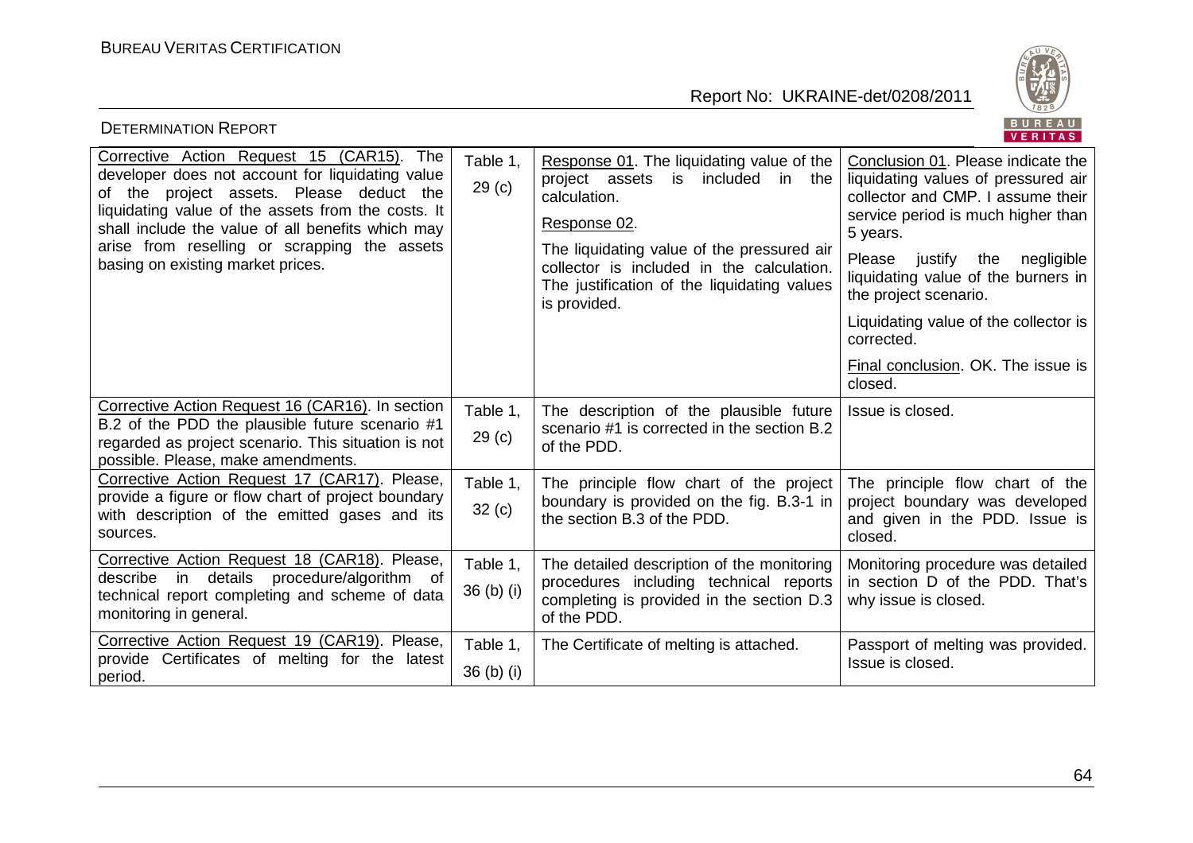| Corrective Action Request 15 (CAR15). The developer does not account for liquidating value of the project assets. Please deduct the liquidating value of the assets from the costs. It shall include the value of all benefits which may arise from reselling or scrapping the assets basing on existing market prices. | Table 1, 29 (c) | Response 01. The liquidating value of the project assets is included in the calculation.<br><br>Response 02.<br><br>The liquidating value of the pressured air collector is included in the calculation. The justification of the liquidating values is provided. | Conclusion 01. Please indicate the liquidating values of pressured air collector and CMP. I assume their service period is much higher than 5 years.<br><br>Please justify the negligible liquidating value of the burners in the project scenario.<br><br>Liquidating value of the collector is corrected.<br><br>Final conclusion. OK. The issue is closed. |
|---|---|---|---|
| Corrective Action Request 16 (CAR16). In section B.2 of the PDD the plausible future scenario #1 regarded as project scenario. This situation is not possible. Please, make amendments. | Table 1, 29 (c) | The description of the plausible future scenario #1 is corrected in the section B.2 of the PDD. | Issue is closed. |
| Corrective Action Request 17 (CAR17). Please, provide a figure or flow chart of project boundary with description of the emitted gases and its sources. | Table 1, 32 (c) | The principle flow chart of the project boundary is provided on the fig. B.3-1 in the section B.3 of the PDD. | The principle flow chart of the project boundary was developed and given in the PDD. Issue is closed. |
| Corrective Action Request 18 (CAR18). Please, describe in details procedure/algorithm of technical report completing and scheme of data monitoring in general. | Table 1, 36 (b) (i) | The detailed description of the monitoring procedures including technical reports completing is provided in the section D.3 of the PDD. | Monitoring procedure was detailed in section D of the PDD. That's why issue is closed. |
| Corrective Action Request 19 (CAR19). Please, provide Certificates of melting for the latest period. | Table 1, 36 (b) (i) | The Certificate of melting is attached. | Passport of melting was provided. Issue is closed. |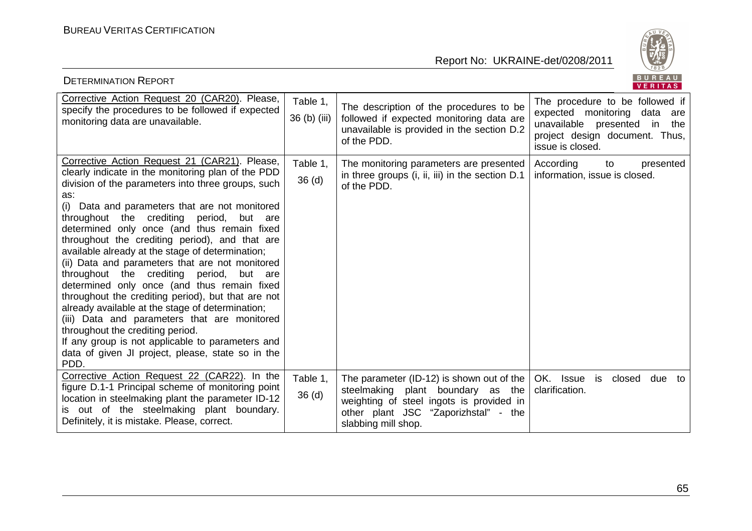| | | | |
|---|---|---|---|
| Corrective Action Request 20 (CAR20). Please, specify the procedures to be followed if expected monitoring data are unavailable. | Table 1, 36 (b) (iii) | The description of the procedures to be followed if expected monitoring data are unavailable is provided in the section D.2 of the PDD. | The procedure to be followed if expected monitoring data are unavailable presented in the project design document. Thus, issue is closed. |
| Corrective Action Request 21 (CAR21). Please, clearly indicate in the monitoring plan of the PDD division of the parameters into three groups, such as:<br>(i) Data and parameters that are not monitored throughout the crediting period, but are determined only once (and thus remain fixed throughout the crediting period), and that are available already at the stage of determination;<br>(ii) Data and parameters that are not monitored throughout the crediting period, but are determined only once (and thus remain fixed throughout the crediting period), but that are not already available at the stage of determination;<br>(iii) Data and parameters that are monitored throughout the crediting period.<br>If any group is not applicable to parameters and data of given JI project, please, state so in the PDD. | Table 1, 36 (d) | The monitoring parameters are presented in three groups (i, ii, iii) in the section D.1 of the PDD. | According to presented information, issue is closed. |
| Corrective Action Request 22 (CAR22). In the figure D.1-1 Principal scheme of monitoring point location in steelmaking plant the parameter ID-12 is out of the steelmaking plant boundary. Definitely, it is mistake. Please, correct. | Table 1, 36 (d) | The parameter (ID-12) is shown out of the steelmaking plant boundary as the weighting of steel ingots is provided in other plant JSC "Zaporizhstal" - the slabbing mill shop. | OK. Issue is closed due to clarification. |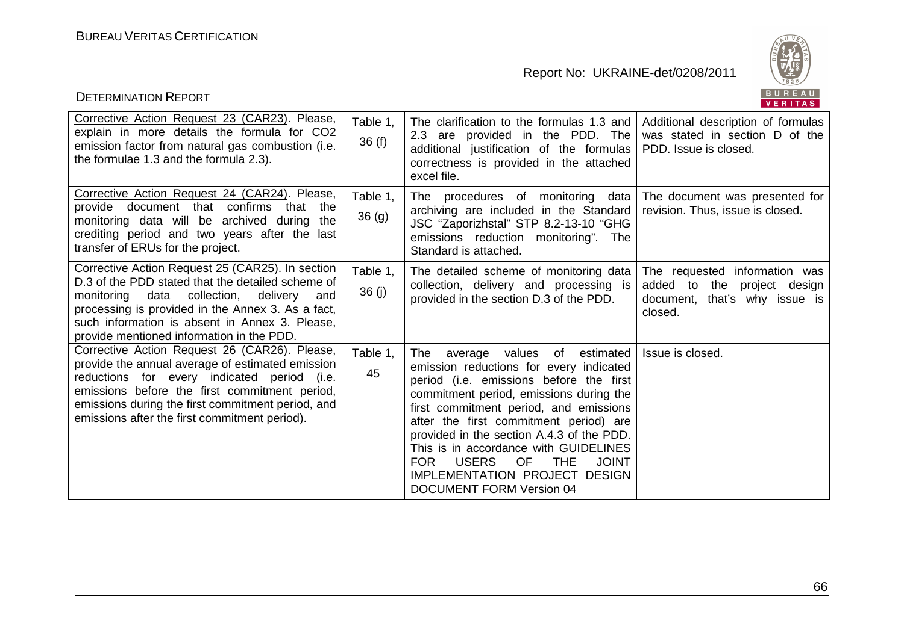| Corrective Action Request 23 (CAR23). Please, explain in more details the formula for $CO_2$ emission factor from natural gas combustion (i.e. the formulae 1.3 and the formula 2.3). | Table 1, 36 (f) | The clarification to the formulas 1.3 and 2.3 are provided in the PDD. The additional justification of the formulas correctness is provided in the attached excel file. | Additional description of formulas was stated in section D of the PDD. Issue is closed. |
|---|---|---|---|
| Corrective Action Request 24 (CAR24). Please, provide document that confirms that the monitoring data will be archived during the crediting period and two years after the last transfer of ERUs for the project. | Table 1, 36 (g) | The procedures of monitoring data archiving are included in the Standard JSC "Zaporizhstal" STP 8.2-13-10 "GHG emissions reduction monitoring". The Standard is attached. | The document was presented for revision. Thus, issue is closed. |
| Corrective Action Request 25 (CAR25). In section D.3 of the PDD stated that the detailed scheme of monitoring data collection, delivery and processing is provided in the Annex 3. As a fact, such information is absent in Annex 3. Please, provide mentioned information in the PDD. | Table 1, 36 (j) | The detailed scheme of monitoring data collection, delivery and processing is provided in the section D.3 of the PDD. | The requested information was added to the project design document, that's why issue is closed. |
| Corrective Action Request 26 (CAR26). Please, provide the annual average of estimated emission reductions for every indicated period (i.e. emissions before the first commitment period, emissions during the first commitment period, and emissions after the first commitment period). | Table 1, 45 | The average values of estimated emission reductions for every indicated period (i.e. emissions before the first commitment period, emissions during the first commitment period, and emissions after the first commitment period) are provided in the section A.4.3 of the PDD. This is in accordance with GUIDELINES FOR USERS OF THE JOINT IMPLEMENTATION PROJECT DESIGN DOCUMENT FORM Version 04 | Issue is closed. |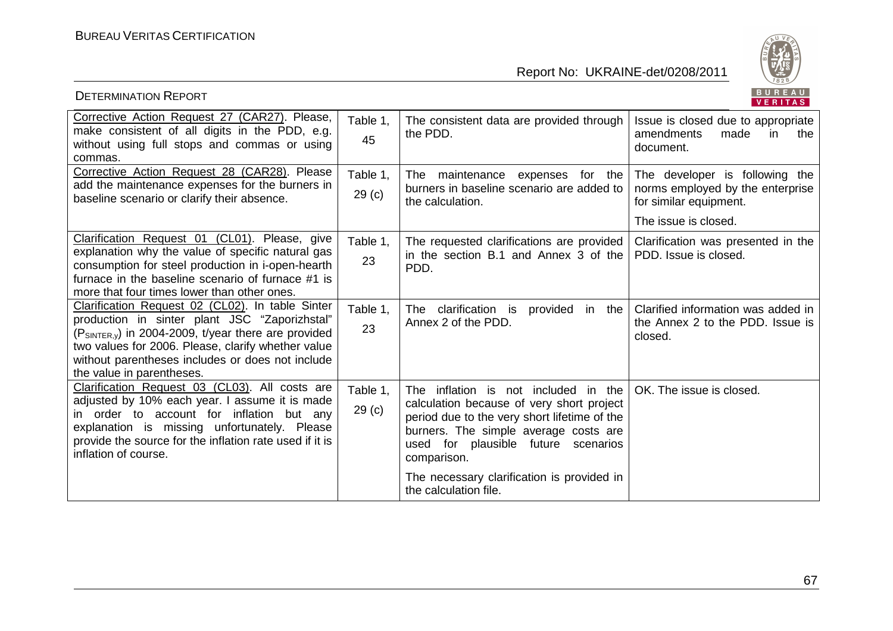| | | | |
|---|---|---|---|
| Corrective Action Request 27 (CAR27). Please, make consistent of all digits in the PDD, e.g. without using full stops and commas or using commas. | Table 1, 45 | The consistent data are provided through the PDD. | Issue is closed due to appropriate amendments made in the document. |
| Corrective Action Request 28 (CAR28). Please add the maintenance expenses for the burners in baseline scenario or clarify their absence. | Table 1, 29 (c) | The maintenance expenses for the burners in baseline scenario are added to the calculation. | The developer is following the norms employed by the enterprise for similar equipment.<br><br>The issue is closed. |
| Clarification Request 01 (CL01). Please, give explanation why the value of specific natural gas consumption for steel production in i-open-hearth furnace in the baseline scenario of furnace #1 is more that four times lower than other ones. | Table 1, 23 | The requested clarifications are provided in the section B.1 and Annex 3 of the PDD. | Clarification was presented in the PDD. Issue is closed. |
| Clarification Request 02 (CL02). In table Sinter production in sinter plant JSC "Zaporizhstal" ($P_{SINTER,y}$) in 2004-2009, t/year there are provided two values for 2006. Please, clarify whether value without parentheses includes or does not include the value in parentheses. | Table 1, 23 | The clarification is provided in the Annex 2 of the PDD. | Clarified information was added in the Annex 2 to the PDD. Issue is closed. |
| Clarification Request 03 (CL03). All costs are adjusted by 10% each year. I assume it is made in order to account for inflation but any explanation is missing unfortunately. Please provide the source for the inflation rate used if it is inflation of course. | Table 1, 29 (c) | The inflation is not included in the calculation because of very short project period due to the very short lifetime of the burners. The simple average costs are used for plausible future scenarios comparison.<br><br>The necessary clarification is provided in the calculation file. | OK. The issue is closed. |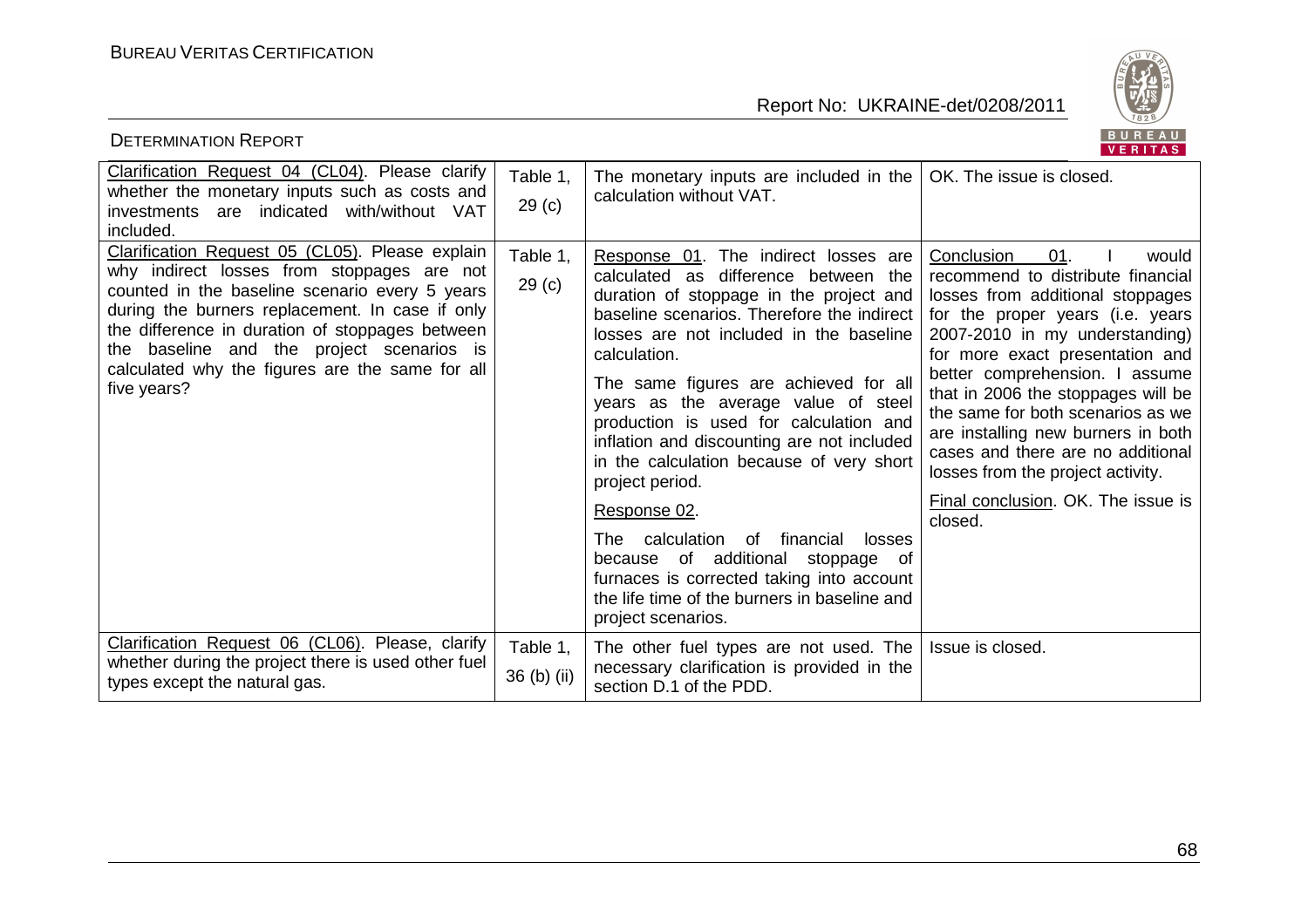| Clarification Request 04 (CL04). Please clarify whether the monetary inputs such as costs and investments are indicated with/without VAT included. | Table 1, 29 (c) | The monetary inputs are included in the calculation without VAT. | OK. The issue is closed. |
|---|---|---|---|
| Clarification Request 05 (CL05). Please explain why indirect losses from stoppages are not counted in the baseline scenario every 5 years during the burners replacement. In case if only the difference in duration of stoppages between the baseline and the project scenarios is calculated why the figures are the same for all five years? | Table 1, 29 (c) | Response 01. The indirect losses are calculated as difference between the duration of stoppage in the project and baseline scenarios. Therefore the indirect losses are not included in the baseline calculation.<br><br>The same figures are achieved for all years as the average value of steel production is used for calculation and inflation and discounting are not included in the calculation because of very short project period.<br><br>Response 02.<br><br>The calculation of financial losses because of additional stoppage of furnaces is corrected taking into account the life time of the burners in baseline and project scenarios. | Conclusion 01. I would recommend to distribute financial losses from additional stoppages for the proper years (i.e. years 2007-2010 in my understanding) for more exact presentation and better comprehension. I assume that in 2006 the stoppages will be the same for both scenarios as we are installing new burners in both cases and there are no additional losses from the project activity.<br><br>Final conclusion. OK. The issue is closed. |
| Clarification Request 06 (CL06). Please, clarify whether during the project there is used other fuel types except the natural gas. | Table 1, 36 (b) (ii) | The other fuel types are not used. The necessary clarification is provided in the section D.1 of the PDD. | Issue is closed. |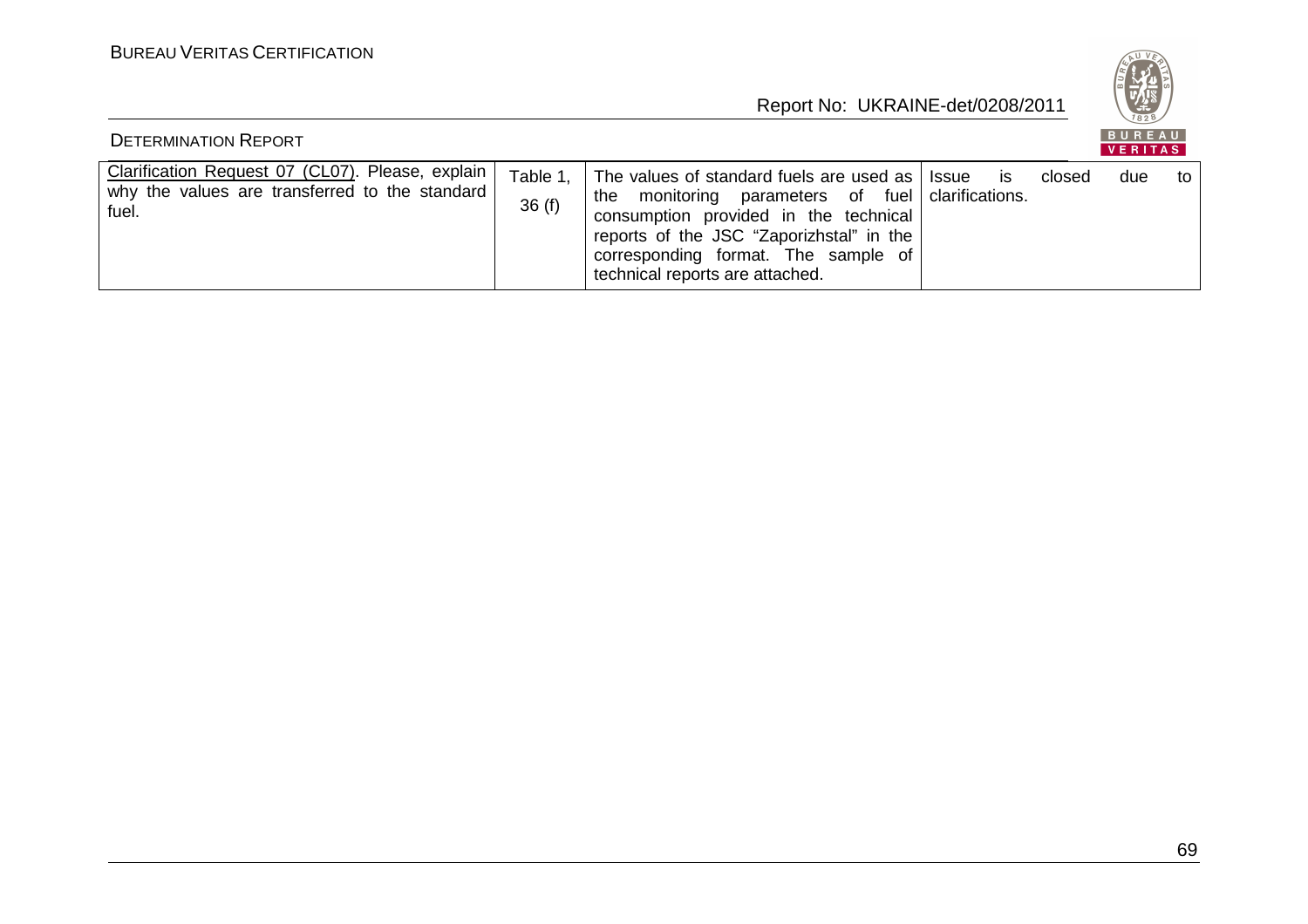| | | | |
|---|---|---|---|
| Clarification Request 07 (CL07). Please, explain why the values are transferred to the standard fuel. | Table 1, 36 (f) | The values of standard fuels are used as the monitoring parameters of fuel consumption provided in the technical reports of the JSC "Zaporizhstal" in the corresponding format. The sample of technical reports are attached. | Issue is closed due to clarifications. |